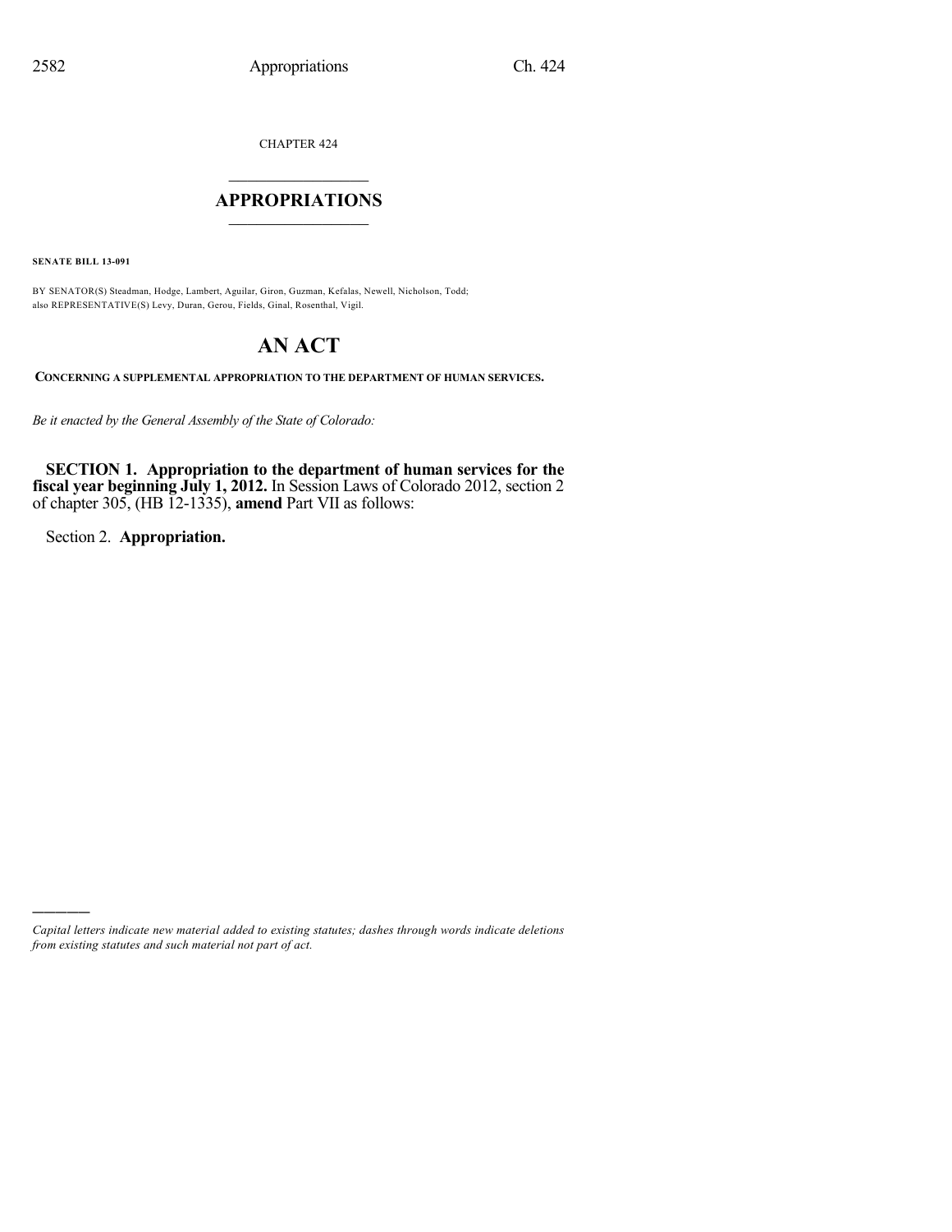CHAPTER 424

# APPROPRIATIONS

**SENATE BILL 13-091**

BY SENATOR(S) Steadman, Hodge, Lambert, Aguilar, Giron, Guzman, Kefalas, Newell, Nicholson, Todd;
also REPRESENTATIVE(S) Levy, Duran, Gerou, Fields, Ginal, Rosenthal, Vigil.

# AN ACT

**CONCERNING A SUPPLEMENTAL APPROPRIATION TO THE DEPARTMENT OF HUMAN SERVICES.**

*Be it enacted by the General Assembly of the State of Colorado:*

**SECTION 1. Appropriation to the department of human services for the fiscal year beginning July 1, 2012.** In Session Laws of Colorado 2012, section 2 of chapter 305, (HB 12-1335), **amend** Part VII as follows:

Section 2. **Appropriation.**

---

*Capital letters indicate new material added to existing statutes; dashes through words indicate deletions from existing statutes and such material not part of act.*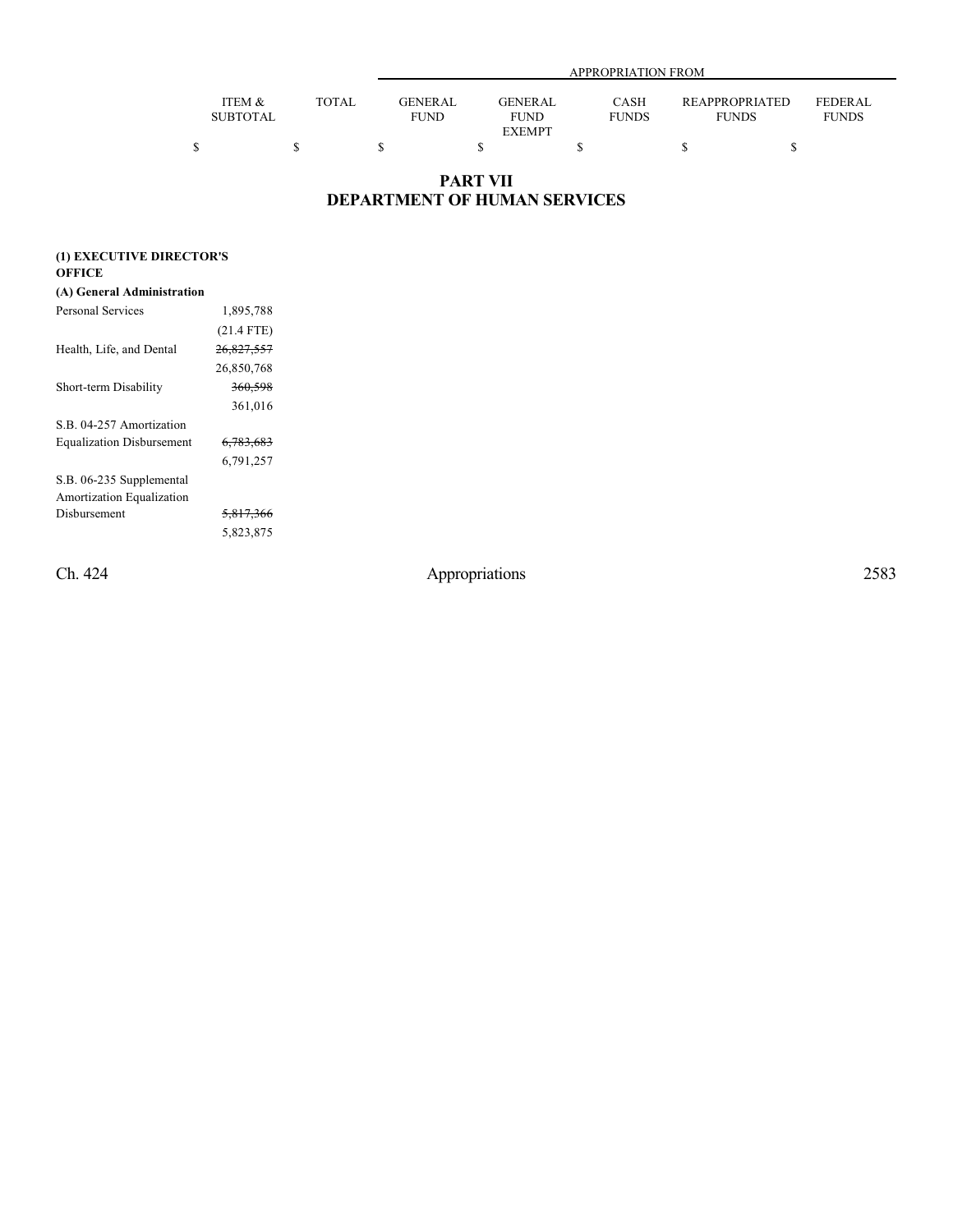# PART VII
# DEPARTMENT OF HUMAN SERVICES

| | ITEM & SUBTOTAL | TOTAL | APPROPRIATION FROM GENERAL FUND | GENERAL FUND EXEMPT | CASH FUNDS | REAPPROPRIATED FUNDS | FEDERAL FUNDS |
|---|---|---|---|---|---|---|---|
| | $ | $ | $ | $ | $ | $ | $ |
| **(1) EXECUTIVE DIRECTOR'S OFFICE** | | | | | | | |
| **(A) General Administration** | | | | | | | |
| Personal Services | 1,895,788 | | | | | | |
| | (21.4 FTE) | | | | | | |
| Health, Life, and Dental | ~~26,827,557~~ | | | | | | |
| | 26,850,768 | | | | | | |
| Short-term Disability | ~~360,598~~ | | | | | | |
| | 361,016 | | | | | | |
| S.B. 04-257 Amortization Equalization Disbursement | ~~6,783,683~~ | | | | | | |
| | 6,791,257 | | | | | | |
| S.B. 06-235 Supplemental Amortization Equalization Disbursement | ~~5,817,366~~ | | | | | | |
| | 5,823,875 | | | | | | |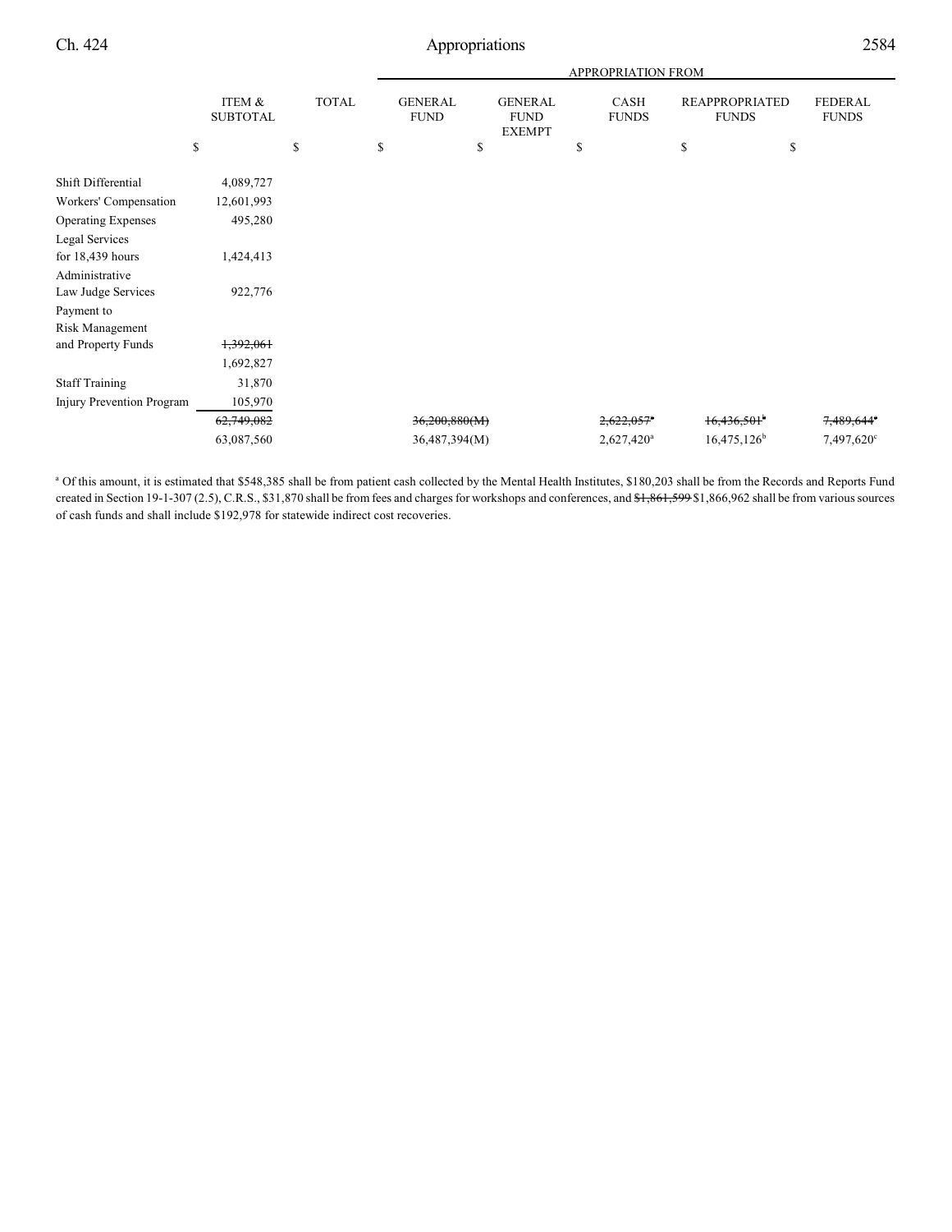| | ITEM & SUBTOTAL | TOTAL | APPROPRIATION FROM GENERAL FUND | GENERAL FUND EXEMPT | CASH FUNDS | REAPPROPRIATED FUNDS | FEDERAL FUNDS |
|---|---|---|---|---|---|---|---|
| | $ | $ | $ | $ | $ | $ | $ |
| Shift Differential | 4,089,727 | | | | | | |
| Workers' Compensation | 12,601,993 | | | | | | |
| Operating Expenses | 495,280 | | | | | | |
| Legal Services for 18,439 hours | 1,424,413 | | | | | | |
| Administrative Law Judge Services | 922,776 | | | | | | |
| Payment to Risk Management and Property Funds | ~~1,392,061~~ 1,692,827 | | | | | | |
| Staff Training | 31,870 | | | | | | |
| Injury Prevention Program | 105,970 | | | | | | |
| | ~~62,749,082~~ | | ~~36,200,880(M)~~ | | ~~2,622,057~~[a] | ~~16,436,501~~[b] | ~~7,489,644~~[c] |
| | 63,087,560 | | 36,487,394(M) | | 2,627,420[a] | 16,475,126[b] | 7,497,620[c] |

[a] Of this amount, it is estimated that $548,385 shall be from patient cash collected by the Mental Health Institutes, $180,203 shall be from the Records and Reports Fund created in Section 19-1-307 (2.5), C.R.S., $31,870 shall be from fees and charges for workshops and conferences, and ~~$1,861,599~~ $1,866,962 shall be from various sources of cash funds and shall include $192,978 for statewide indirect cost recoveries.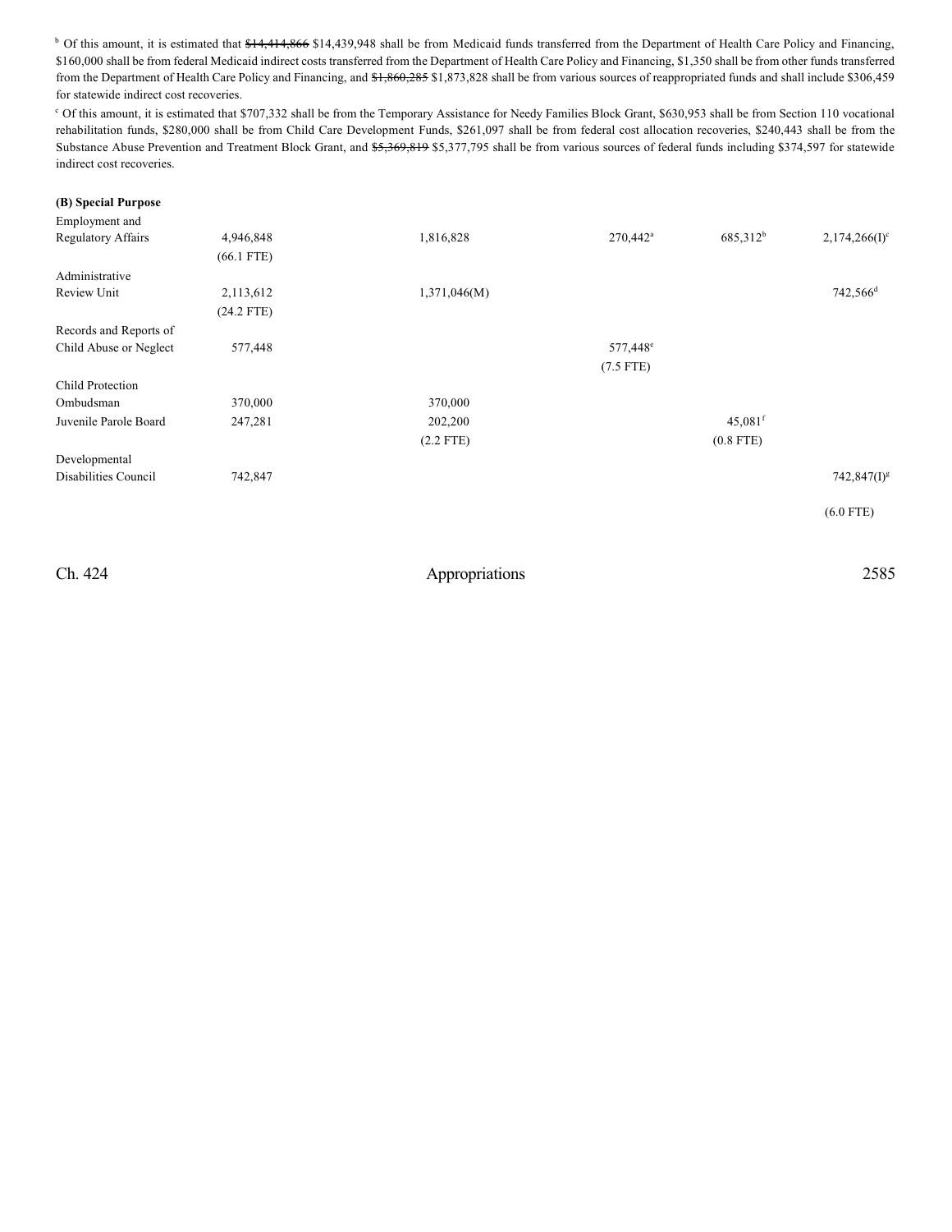[b] Of this amount, it is estimated that ~~$14,414,866~~ $14,439,948 shall be from Medicaid funds transferred from the Department of Health Care Policy and Financing, $160,000 shall be from federal Medicaid indirect costs transferred from the Department of Health Care Policy and Financing, $1,350 shall be from other funds transferred from the Department of Health Care Policy and Financing, and ~~$1,860,285~~ $1,873,828 shall be from various sources of reappropriated funds and shall include $306,459 for statewide indirect cost recoveries.

[c] Of this amount, it is estimated that $707,332 shall be from the Temporary Assistance for Needy Families Block Grant, $630,953 shall be from Section 110 vocational rehabilitation funds, $280,000 shall be from Child Care Development Funds, $261,097 shall be from federal cost allocation recoveries, $240,443 shall be from the Substance Abuse Prevention and Treatment Block Grant, and ~~$5,369,819~~ $5,377,795 shall be from various sources of federal funds including $374,597 for statewide indirect cost recoveries.

**(B) Special Purpose**

| | | | | | |
|---|---|---|---|---|---|
| Employment and Regulatory Affairs | 4,946,848 | 1,816,828 | 270,442[a] | 685,312[b] | 2,174,266(I)[c] |
| | (66.1 FTE) | | | | |
| Administrative Review Unit | 2,113,612 | 1,371,046(M) | | | 742,566[d] |
| | (24.2 FTE) | | | | |
| Records and Reports of Child Abuse or Neglect | 577,448 | | 577,448[e] | | |
| | | | (7.5 FTE) | | |
| Child Protection Ombudsman | 370,000 | 370,000 | | | |
| Juvenile Parole Board | 247,281 | 202,200 | | 45,081[f] | |
| | | (2.2 FTE) | | (0.8 FTE) | |
| Developmental Disabilities Council | 742,847 | | | | 742,847(I)[g] |
| | | | | | (6.0 FTE) |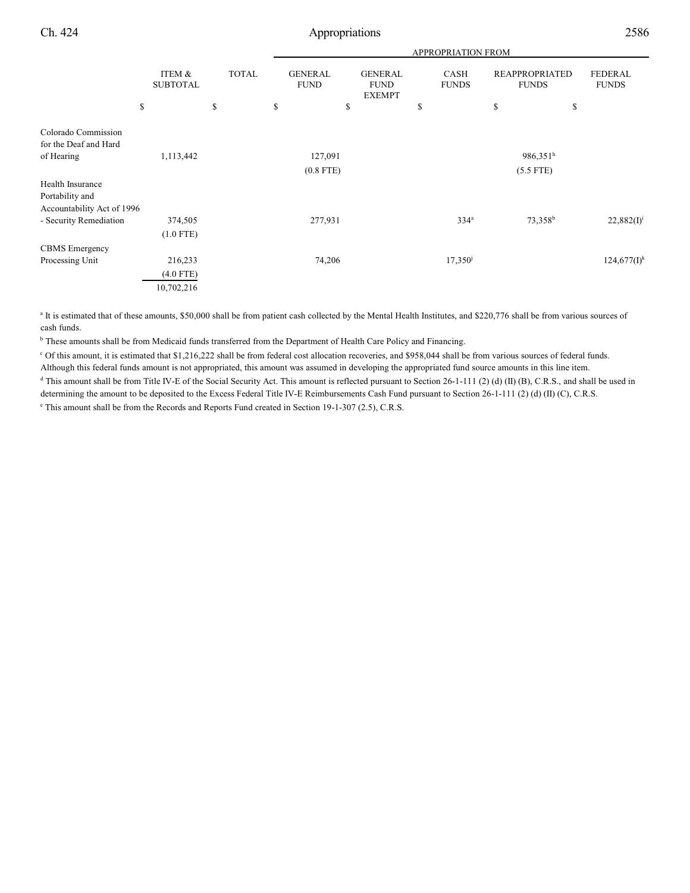| | ITEM & SUBTOTAL | TOTAL | APPROPRIATION FROM GENERAL FUND | GENERAL FUND EXEMPT | CASH FUNDS | REAPPROPRIATED FUNDS | FEDERAL FUNDS |
|---|---|---|---|---|---|---|---|
| | $ | $ | $ | $ | $ | $ | $ |
| Colorado Commission for the Deaf and Hard of Hearing | 1,113,442 | | 127,091 | | | 986,351[h] | |
| | | | (0.8 FTE) | | | (5.5 FTE) | |
| Health Insurance Portability and Accountability Act of 1996 - Security Remediation | 374,505 | | 277,931 | | 334[a] | 73,358[b] | 22,882(I)[i] |
| | (1.0 FTE) | | | | | | |
| CBMS Emergency Processing Unit | 216,233 | | 74,206 | | 17,350[j] | | 124,677(I)[k] |
| | (4.0 FTE) | | | | | | |
| | 10,702,216 | | | | | | |

[a] It is estimated that of these amounts, $50,000 shall be from patient cash collected by the Mental Health Institutes, and $220,776 shall be from various sources of cash funds.

[b] These amounts shall be from Medicaid funds transferred from the Department of Health Care Policy and Financing.

[c] Of this amount, it is estimated that $1,216,222 shall be from federal cost allocation recoveries, and $958,044 shall be from various sources of federal funds. Although this federal funds amount is not appropriated, this amount was assumed in developing the appropriated fund source amounts in this line item.

[d] This amount shall be from Title IV-E of the Social Security Act. This amount is reflected pursuant to Section 26-1-111 (2) (d) (II) (B), C.R.S., and shall be used in determining the amount to be deposited to the Excess Federal Title IV-E Reimbursements Cash Fund pursuant to Section 26-1-111 (2) (d) (II) (C), C.R.S.

[e] This amount shall be from the Records and Reports Fund created in Section 19-1-307 (2.5), C.R.S.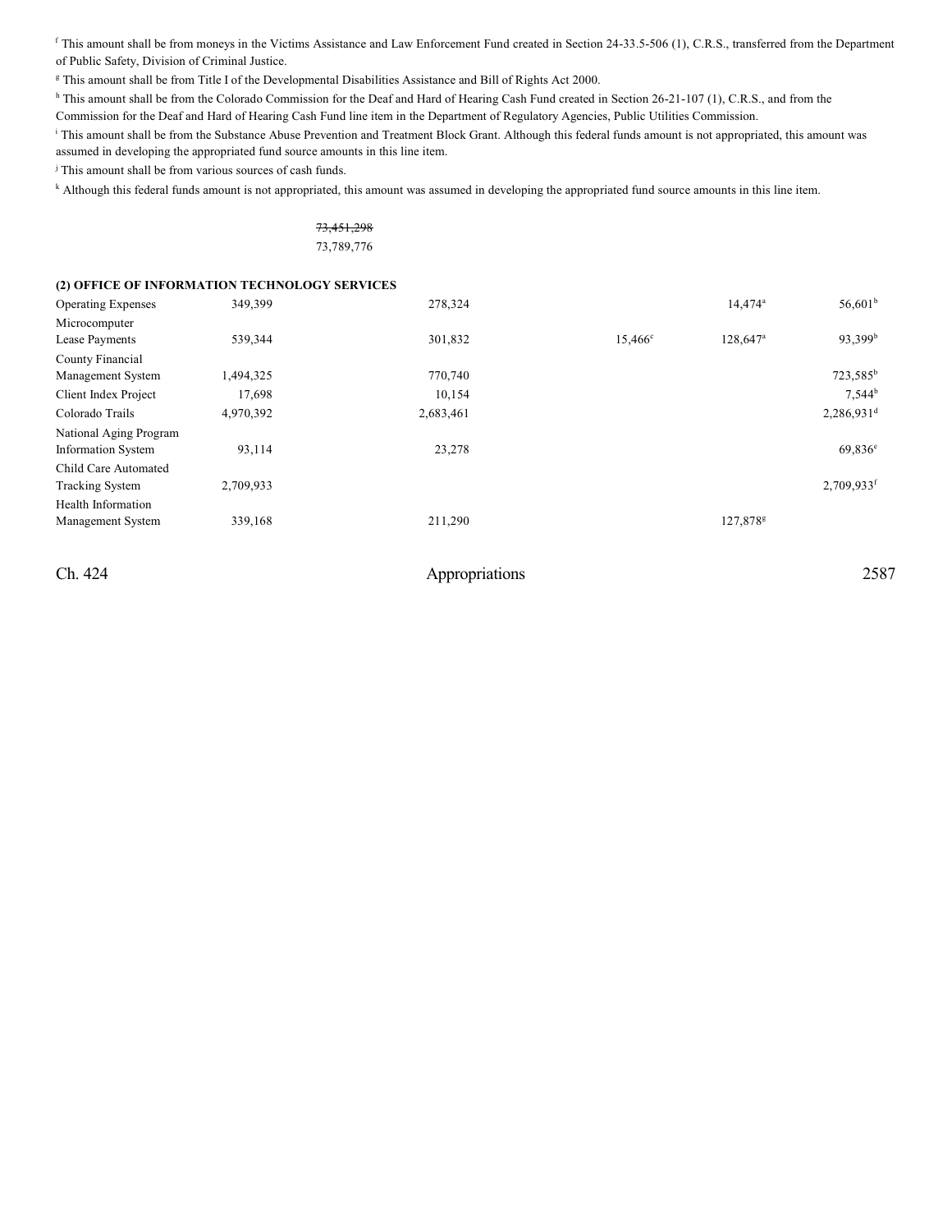[f] This amount shall be from moneys in the Victims Assistance and Law Enforcement Fund created in Section 24-33.5-506 (1), C.R.S., transferred from the Department of Public Safety, Division of Criminal Justice.

[g] This amount shall be from Title I of the Developmental Disabilities Assistance and Bill of Rights Act 2000.

[h] This amount shall be from the Colorado Commission for the Deaf and Hard of Hearing Cash Fund created in Section 26-21-107 (1), C.R.S., and from the Commission for the Deaf and Hard of Hearing Cash Fund line item in the Department of Regulatory Agencies, Public Utilities Commission.

[i] This amount shall be from the Substance Abuse Prevention and Treatment Block Grant. Although this federal funds amount is not appropriated, this amount was assumed in developing the appropriated fund source amounts in this line item.

[j] This amount shall be from various sources of cash funds.

[k] Although this federal funds amount is not appropriated, this amount was assumed in developing the appropriated fund source amounts in this line item.

~~73,451,298~~
73,789,776

**(2) OFFICE OF INFORMATION TECHNOLOGY SERVICES**

| | | | | | | |
|---|---|---|---|---|---|---|
| Operating Expenses | 349,399 | | 278,324 | | 14,474[a] | 56,601[b] |
| Microcomputer Lease Payments | 539,344 | | 301,832 | 15,466[c] | 128,647[a] | 93,399[b] |
| County Financial Management System | 1,494,325 | | 770,740 | | | 723,585[b] |
| Client Index Project | 17,698 | | 10,154 | | | 7,544[b] |
| Colorado Trails | 4,970,392 | | 2,683,461 | | | 2,286,931[d] |
| National Aging Program Information System | 93,114 | | 23,278 | | | 69,836[e] |
| Child Care Automated Tracking System | 2,709,933 | | | | | 2,709,933[f] |
| Health Information Management System | 339,168 | | 211,290 | | 127,878[g] | |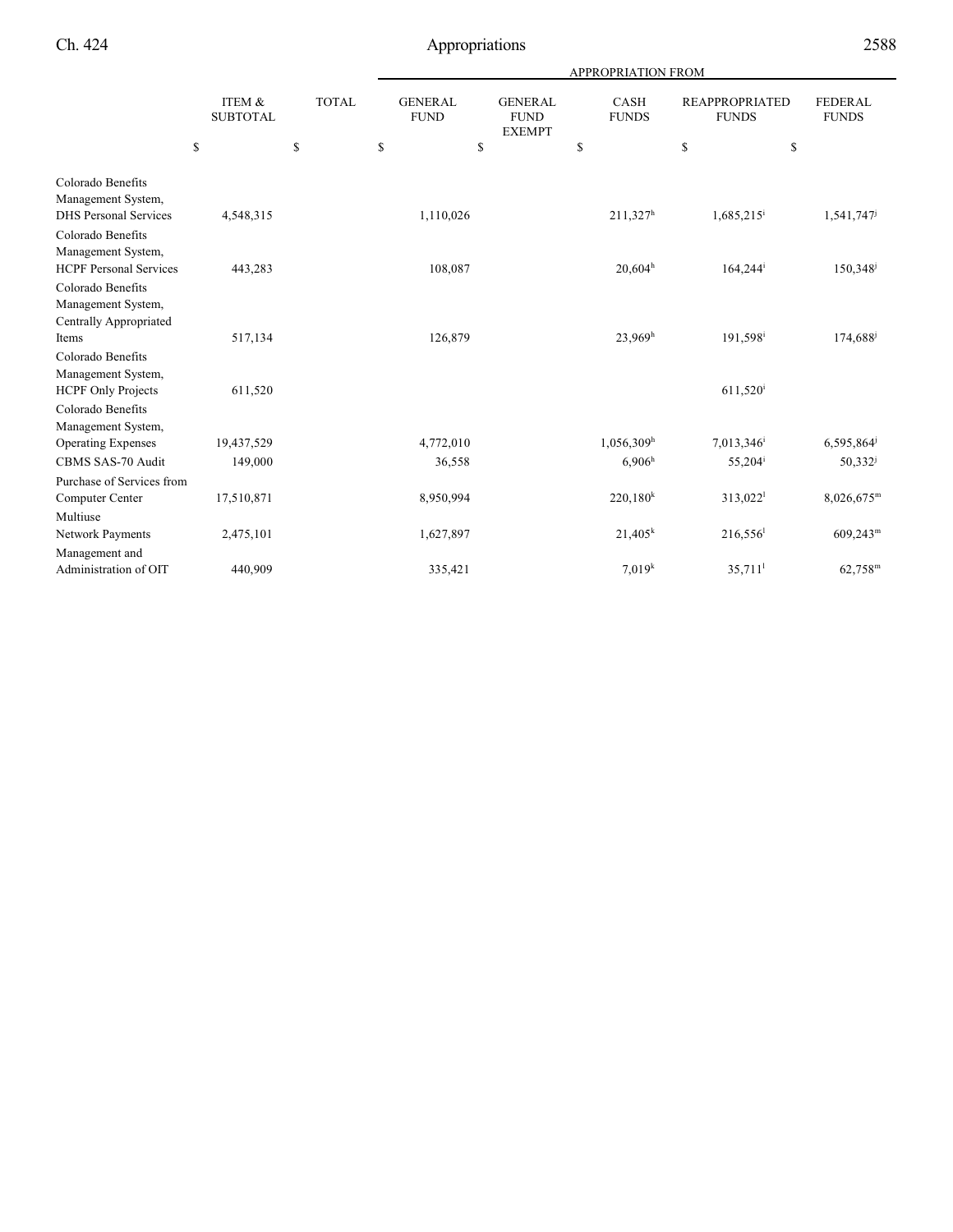| | ITEM & SUBTOTAL | TOTAL | APPROPRIATION FROM | | | | |
|---|---|---|---|---|---|---|---|
| | | | GENERAL FUND | GENERAL FUND EXEMPT | CASH FUNDS | REAPPROPRIATED FUNDS | FEDERAL FUNDS |
| | $ | $ | $ | $ | $ | $ | $ |
| Colorado Benefits Management System, DHS Personal Services | 4,548,315 | | 1,110,026 | | 211,327[h] | 1,685,215[i] | 1,541,747[j] |
| Colorado Benefits Management System, HCPF Personal Services | 443,283 | | 108,087 | | 20,604[h] | 164,244[i] | 150,348[j] |
| Colorado Benefits Management System, Centrally Appropriated Items | 517,134 | | 126,879 | | 23,969[h] | 191,598[i] | 174,688[j] |
| Colorado Benefits Management System, HCPF Only Projects | 611,520 | | | | | 611,520[i] | |
| Colorado Benefits Management System, Operating Expenses | 19,437,529 | | 4,772,010 | | 1,056,309[h] | 7,013,346[i] | 6,595,864[j] |
| CBMS SAS-70 Audit | 149,000 | | 36,558 | | 6,906[h] | 55,204[i] | 50,332[j] |
| Purchase of Services from Computer Center | 17,510,871 | | 8,950,994 | | 220,180[k] | 313,022[l] | 8,026,675[m] |
| Multiuse Network Payments | 2,475,101 | | 1,627,897 | | 21,405[k] | 216,556[l] | 609,243[m] |
| Management and Administration of OIT | 440,909 | | 335,421 | | 7,019[k] | 35,711[l] | 62,758[m] |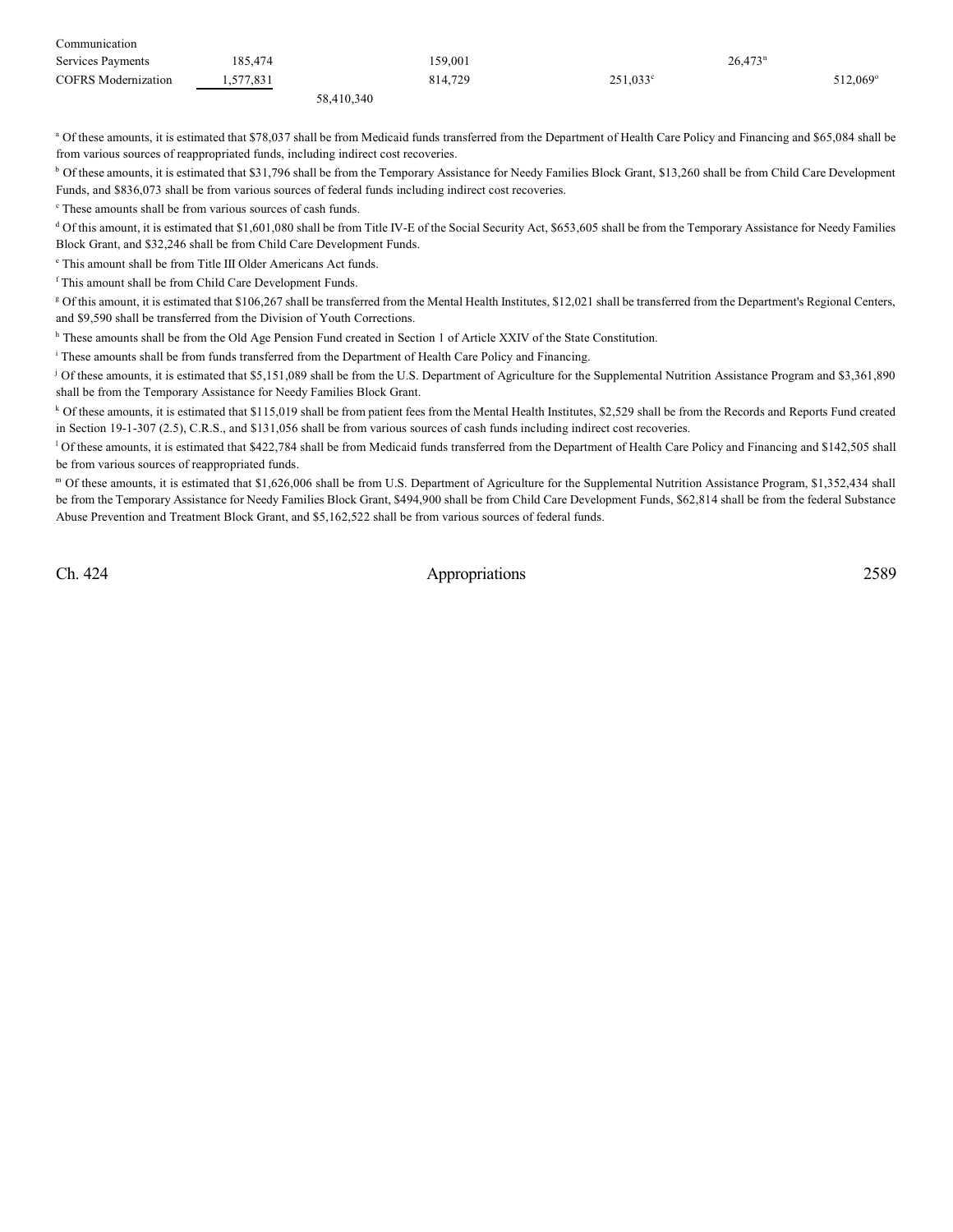| | | | | | | | |
|---|---|---|---|---|---|---|---|
| Communication Services Payments | 185,474 | | 159,001 | | 26,473[n] | | |
| COFRS Modernization | 1,577,831 | | 814,729 | 251,033[c] | | 512,069[o] | |
| | | 58,410,340 | | | | | |

[a] Of these amounts, it is estimated that $78,037 shall be from Medicaid funds transferred from the Department of Health Care Policy and Financing and $65,084 shall be from various sources of reappropriated funds, including indirect cost recoveries.

[b] Of these amounts, it is estimated that $31,796 shall be from the Temporary Assistance for Needy Families Block Grant, $13,260 shall be from Child Care Development Funds, and $836,073 shall be from various sources of federal funds including indirect cost recoveries.

[c] These amounts shall be from various sources of cash funds.

[d] Of this amount, it is estimated that $1,601,080 shall be from Title IV-E of the Social Security Act, $653,605 shall be from the Temporary Assistance for Needy Families Block Grant, and $32,246 shall be from Child Care Development Funds.

[e] This amount shall be from Title III Older Americans Act funds.

[f] This amount shall be from Child Care Development Funds.

[g] Of this amount, it is estimated that $106,267 shall be transferred from the Mental Health Institutes, $12,021 shall be transferred from the Department's Regional Centers, and $9,590 shall be transferred from the Division of Youth Corrections.

[h] These amounts shall be from the Old Age Pension Fund created in Section 1 of Article XXIV of the State Constitution.

[i] These amounts shall be from funds transferred from the Department of Health Care Policy and Financing.

[j] Of these amounts, it is estimated that $5,151,089 shall be from the U.S. Department of Agriculture for the Supplemental Nutrition Assistance Program and $3,361,890 shall be from the Temporary Assistance for Needy Families Block Grant.

[k] Of these amounts, it is estimated that $115,019 shall be from patient fees from the Mental Health Institutes, $2,529 shall be from the Records and Reports Fund created in Section 19-1-307 (2.5), C.R.S., and $131,056 shall be from various sources of cash funds including indirect cost recoveries.

[l] Of these amounts, it is estimated that $422,784 shall be from Medicaid funds transferred from the Department of Health Care Policy and Financing and $142,505 shall be from various sources of reappropriated funds.

[m] Of these amounts, it is estimated that $1,626,006 shall be from U.S. Department of Agriculture for the Supplemental Nutrition Assistance Program, $1,352,434 shall be from the Temporary Assistance for Needy Families Block Grant, $494,900 shall be from Child Care Development Funds, $62,814 shall be from the federal Substance Abuse Prevention and Treatment Block Grant, and $5,162,522 shall be from various sources of federal funds.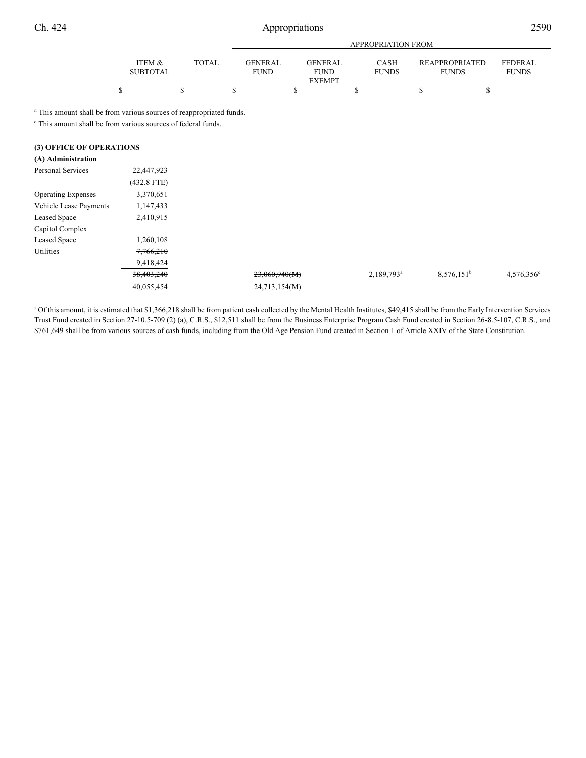| | ITEM & SUBTOTAL | TOTAL | APPROPRIATION FROM GENERAL FUND | GENERAL FUND EXEMPT | CASH FUNDS | REAPPROPRIATED FUNDS | FEDERAL FUNDS |
|---|---|---|---|---|---|---|---|
| | $ | $ | $ | $ | $ | $ | $ |

[a] This amount shall be from various sources of reappropriated funds.

[o] This amount shall be from various sources of federal funds.

**(3) OFFICE OF OPERATIONS**

**(A) Administration**

| | ITEM & SUBTOTAL | TOTAL | GENERAL FUND | GENERAL FUND EXEMPT | CASH FUNDS | REAPPROPRIATED FUNDS | FEDERAL FUNDS |
|---|---|---|---|---|---|---|---|
| Personal Services | 22,447,923 | | | | | | |
| | (432.8 FTE) | | | | | | |
| Operating Expenses | 3,370,651 | | | | | | |
| Vehicle Lease Payments | 1,147,433 | | | | | | |
| Leased Space | 2,410,915 | | | | | | |
| Capitol Complex Leased Space | 1,260,108 | | | | | | |
| Utilities | ~~7,766,210~~ | | | | | | |
| | 9,418,424 | | | | | | |
| | ~~38,403,240~~ | | ~~23,060,940(M)~~ | | 2,189,793[a] | 8,576,151[b] | 4,576,356[c] |
| | 40,055,454 | | 24,713,154(M) | | | | |

[a] Of this amount, it is estimated that $1,366,218 shall be from patient cash collected by the Mental Health Institutes, $49,415 shall be from the Early Intervention Services Trust Fund created in Section 27-10.5-709 (2) (a), C.R.S., $12,511 shall be from the Business Enterprise Program Cash Fund created in Section 26-8.5-107, C.R.S., and $761,649 shall be from various sources of cash funds, including from the Old Age Pension Fund created in Section 1 of Article XXIV of the State Constitution.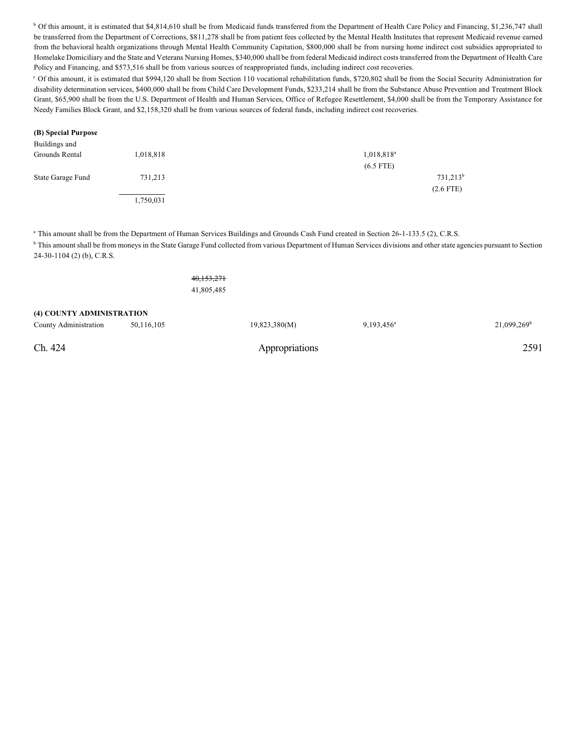[b] Of this amount, it is estimated that $4,814,610 shall be from Medicaid funds transferred from the Department of Health Care Policy and Financing, $1,236,747 shall be transferred from the Department of Corrections, $811,278 shall be from patient fees collected by the Mental Health Institutes that represent Medicaid revenue earned from the behavioral health organizations through Mental Health Community Capitation, $800,000 shall be from nursing home indirect cost subsidies appropriated to Homelake Domiciliary and the State and Veterans Nursing Homes, $340,000 shall be from federal Medicaid indirect costs transferred from the Department of Health Care Policy and Financing, and $573,516 shall be from various sources of reappropriated funds, including indirect cost recoveries.

[c] Of this amount, it is estimated that $994,120 shall be from Section 110 vocational rehabilitation funds, $720,802 shall be from the Social Security Administration for disability determination services, $400,000 shall be from Child Care Development Funds, $233,214 shall be from the Substance Abuse Prevention and Treatment Block Grant, $65,900 shall be from the U.S. Department of Health and Human Services, Office of Refugee Resettlement, $4,000 shall be from the Temporary Assistance for Needy Families Block Grant, and $2,158,320 shall be from various sources of federal funds, including indirect cost recoveries.

**(B) Special Purpose**

| | | | | | |
|---|---|---|---|---|---|
| Buildings and Grounds Rental | 1,018,818 | | | 1,018,818[a] (6.5 FTE) | |
| State Garage Fund | 731,213 | | | | 731,213[b] (2.6 FTE) |
| | 1,750,031 | | | | |

[a] This amount shall be from the Department of Human Services Buildings and Grounds Cash Fund created in Section 26-1-133.5 (2), C.R.S.

[b] This amount shall be from moneys in the State Garage Fund collected from various Department of Human Services divisions and other state agencies pursuant to Section 24-30-1104 (2) (b), C.R.S.

~~40,153,271~~
41,805,485

**(4) COUNTY ADMINISTRATION**

| | | | | | |
|---|---|---|---|---|---|
| County Administration | 50,116,105 | | 19,823,380(M) | 9,193,456[a] | 21,099,269[b] |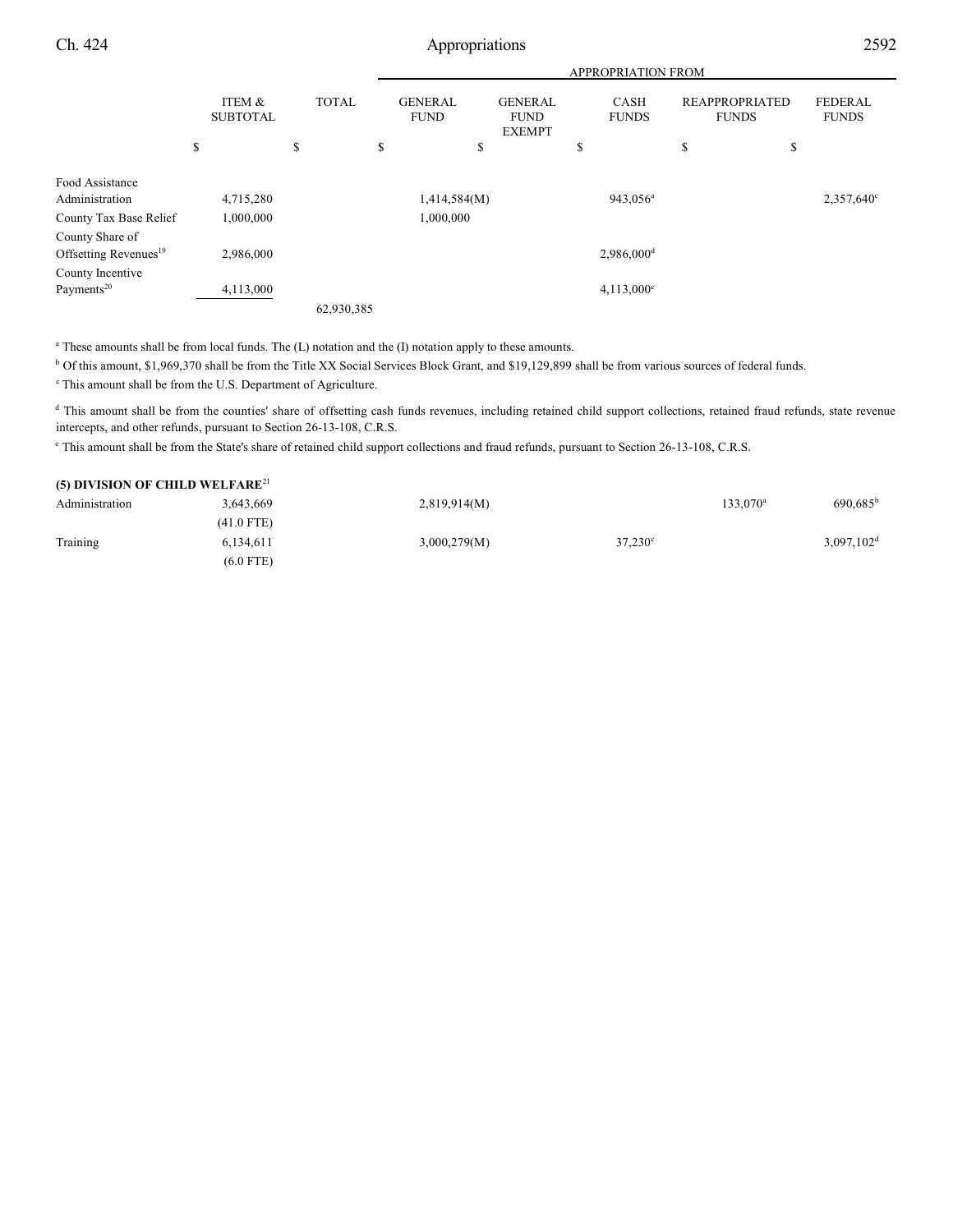| | ITEM & SUBTOTAL | TOTAL | APPROPRIATION FROM GENERAL FUND | GENERAL FUND EXEMPT | CASH FUNDS | REAPPROPRIATED FUNDS | FEDERAL FUNDS |
|---|---|---|---|---|---|---|---|
| | $ | $ | $ | $ | $ | $ | $ |
| Food Assistance Administration | 4,715,280 | | 1,414,584(M) | | 943,056[a] | | 2,357,640[c] |
| County Tax Base Relief | 1,000,000 | | 1,000,000 | | | | |
| County Share of Offsetting Revenues[19] | 2,986,000 | | | | 2,986,000[d] | | |
| County Incentive Payments[20] | 4,113,000 | | | | 4,113,000[e] | | |
| | | 62,930,385 | | | | | |

[a] These amounts shall be from local funds. The (L) notation and the (I) notation apply to these amounts.

[b] Of this amount, $1,969,370 shall be from the Title XX Social Services Block Grant, and $19,129,899 shall be from various sources of federal funds.

[c] This amount shall be from the U.S. Department of Agriculture.

[d] This amount shall be from the counties' share of offsetting cash funds revenues, including retained child support collections, retained fraud refunds, state revenue intercepts, and other refunds, pursuant to Section 26-13-108, C.R.S.

[e] This amount shall be from the State's share of retained child support collections and fraud refunds, pursuant to Section 26-13-108, C.R.S.

**(5) DIVISION OF CHILD WELFARE[21]**

| | ITEM & SUBTOTAL | TOTAL | GENERAL FUND | GENERAL FUND EXEMPT | CASH FUNDS | REAPPROPRIATED FUNDS | FEDERAL FUNDS |
|---|---|---|---|---|---|---|---|
| Administration | 3,643,669 (41.0 FTE) | | 2,819,914(M) | | | 133,070[a] | 690,685[b] |
| Training | 6,134,611 (6.0 FTE) | | 3,000,279(M) | | 37,230[c] | | 3,097,102[d] |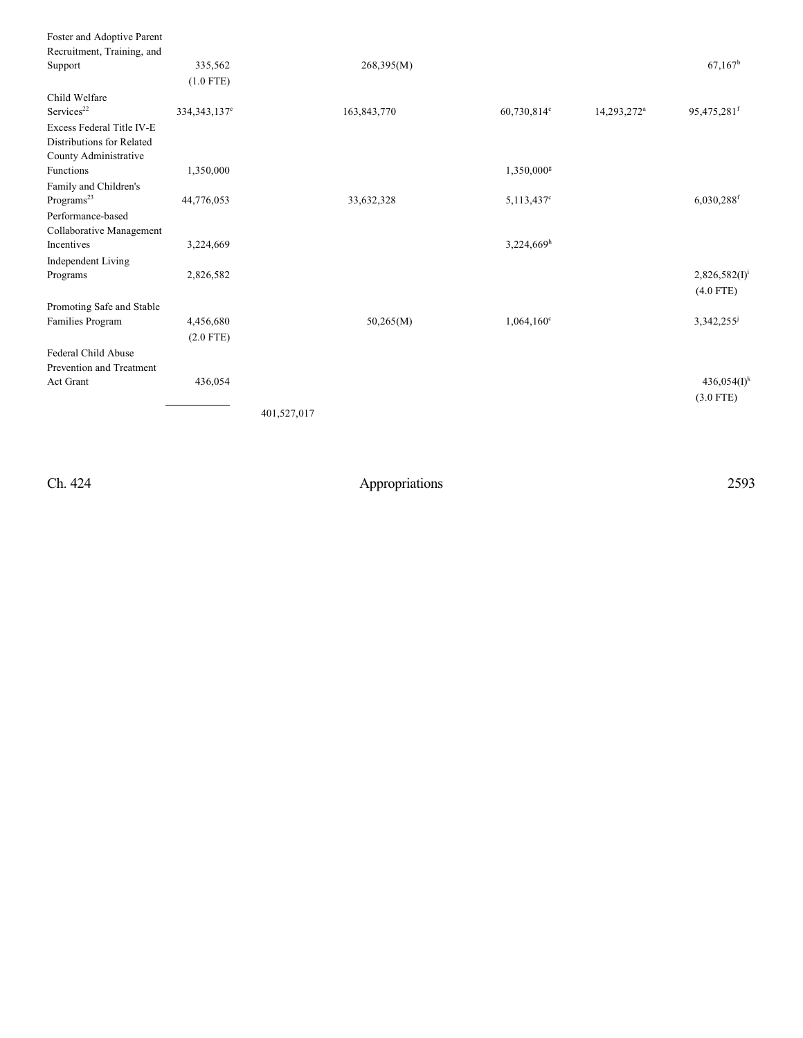| | | | | | | |
|---|---|---|---|---|---|---|
| Foster and Adoptive Parent Recruitment, Training, and Support | 335,562 (1.0 FTE) | | 268,395(M) | | | 67,167[b] |
| Child Welfare Services[22] | 334,343,137[e] | | 163,843,770 | 60,730,814[c] | 14,293,272[a] | 95,475,281[f] |
| Excess Federal Title IV-E Distributions for Related County Administrative Functions | 1,350,000 | | | 1,350,000[g] | | |
| Family and Children's Programs[23] | 44,776,053 | | 33,632,328 | 5,113,437[c] | | 6,030,288[f] |
| Performance-based Collaborative Management Incentives | 3,224,669 | | | 3,224,669[h] | | |
| Independent Living Programs | 2,826,582 | | | | | 2,826,582(I)[i] (4.0 FTE) |
| Promoting Safe and Stable Families Program | 4,456,680 (2.0 FTE) | | 50,265(M) | 1,064,160[c] | | 3,342,255[j] |
| Federal Child Abuse Prevention and Treatment Act Grant | 436,054 | | | | | 436,054(I)[k] (3.0 FTE) |
| | | 401,527,017 | | | | |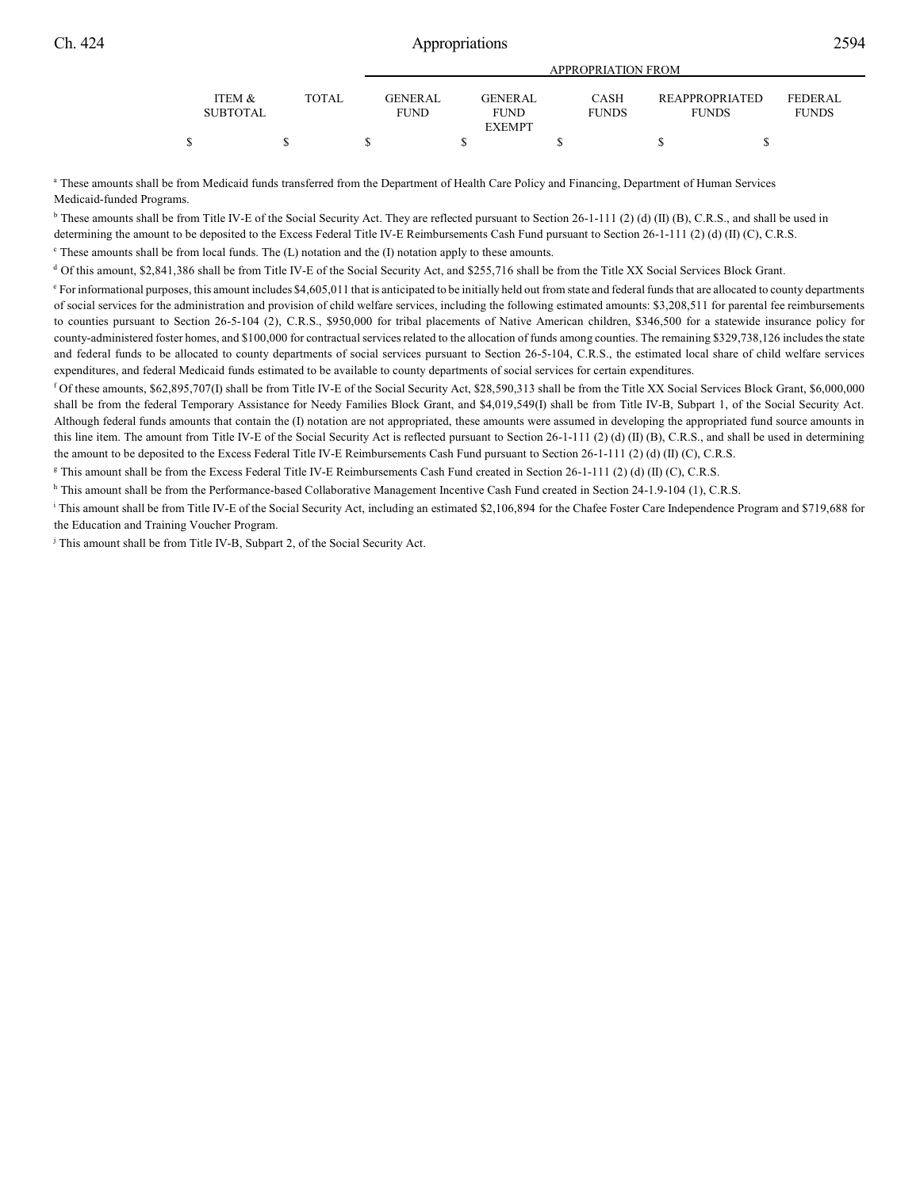|  |  | APPROPRIATION FROM |  |  |  |  |
|---|---|---|---|---|---|---|
| ITEM & SUBTOTAL | TOTAL | GENERAL FUND | GENERAL FUND EXEMPT | CASH FUNDS | REAPPROPRIATED FUNDS | FEDERAL FUNDS |
| $ | $ | $ | $ | $ | $ | $ |

[a] These amounts shall be from Medicaid funds transferred from the Department of Health Care Policy and Financing, Department of Human Services Medicaid-funded Programs.

[b] These amounts shall be from Title IV-E of the Social Security Act. They are reflected pursuant to Section 26-1-111 (2) (d) (II) (B), C.R.S., and shall be used in determining the amount to be deposited to the Excess Federal Title IV-E Reimbursements Cash Fund pursuant to Section 26-1-111 (2) (d) (II) (C), C.R.S.

[c] These amounts shall be from local funds. The (L) notation and the (I) notation apply to these amounts.

[d] Of this amount, $2,841,386 shall be from Title IV-E of the Social Security Act, and $255,716 shall be from the Title XX Social Services Block Grant.

[e] For informational purposes, this amount includes $4,605,011 that is anticipated to be initially held out from state and federal funds that are allocated to county departments of social services for the administration and provision of child welfare services, including the following estimated amounts: $3,208,511 for parental fee reimbursements to counties pursuant to Section 26-5-104 (2), C.R.S., $950,000 for tribal placements of Native American children, $346,500 for a statewide insurance policy for county-administered foster homes, and $100,000 for contractual services related to the allocation of funds among counties. The remaining $329,738,126 includes the state and federal funds to be allocated to county departments of social services pursuant to Section 26-5-104, C.R.S., the estimated local share of child welfare services expenditures, and federal Medicaid funds estimated to be available to county departments of social services for certain expenditures.

[f] Of these amounts, $62,895,707(I) shall be from Title IV-E of the Social Security Act, $28,590,313 shall be from the Title XX Social Services Block Grant, $6,000,000 shall be from the federal Temporary Assistance for Needy Families Block Grant, and $4,019,549(I) shall be from Title IV-B, Subpart 1, of the Social Security Act. Although federal funds amounts that contain the (I) notation are not appropriated, these amounts were assumed in developing the appropriated fund source amounts in this line item. The amount from Title IV-E of the Social Security Act is reflected pursuant to Section 26-1-111 (2) (d) (II) (B), C.R.S., and shall be used in determining the amount to be deposited to the Excess Federal Title IV-E Reimbursements Cash Fund pursuant to Section 26-1-111 (2) (d) (II) (C), C.R.S.

[g] This amount shall be from the Excess Federal Title IV-E Reimbursements Cash Fund created in Section 26-1-111 (2) (d) (II) (C), C.R.S.

[h] This amount shall be from the Performance-based Collaborative Management Incentive Cash Fund created in Section 24-1.9-104 (1), C.R.S.

[i] This amount shall be from Title IV-E of the Social Security Act, including an estimated $2,106,894 for the Chafee Foster Care Independence Program and $719,688 for the Education and Training Voucher Program.

[j] This amount shall be from Title IV-B, Subpart 2, of the Social Security Act.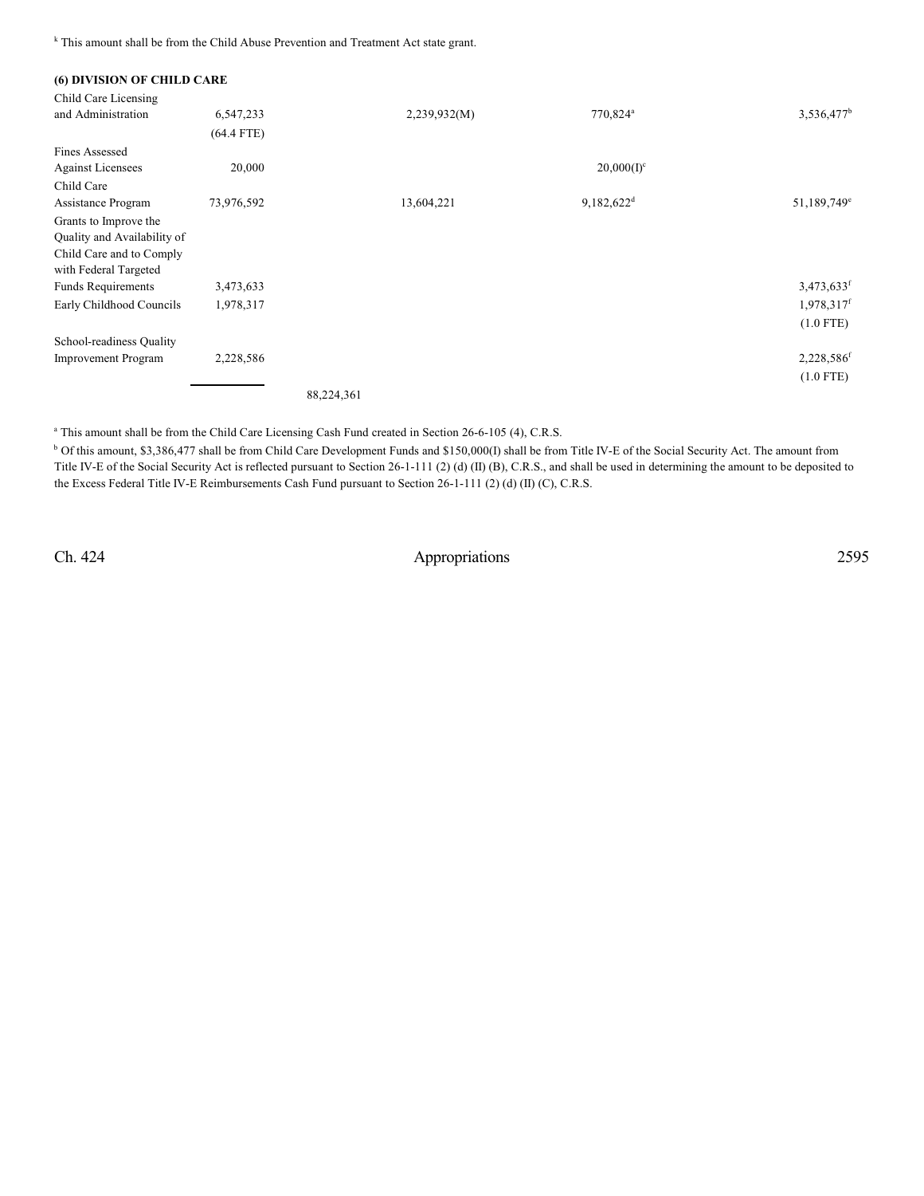[k] This amount shall be from the Child Abuse Prevention and Treatment Act state grant.

**(6) DIVISION OF CHILD CARE**

| | | | | |
|---|---|---|---|---|
| Child Care Licensing and Administration | 6,547,233 (64.4 FTE) | 2,239,932(M) | 770,824[a] | 3,536,477[b] |
| Fines Assessed Against Licensees | 20,000 | | 20,000(I)[c] | |
| Child Care Assistance Program | 73,976,592 | 13,604,221 | 9,182,622[d] | 51,189,749[e] |
| Grants to Improve the Quality and Availability of Child Care and to Comply with Federal Targeted Funds Requirements | 3,473,633 | | | 3,473,633[f] |
| Early Childhood Councils | 1,978,317 | | | 1,978,317[f] (1.0 FTE) |
| School-readiness Quality Improvement Program | 2,228,586 | | | 2,228,586[f] (1.0 FTE) |
| | | 88,224,361 | | |

[a] This amount shall be from the Child Care Licensing Cash Fund created in Section 26-6-105 (4), C.R.S.

[b] Of this amount, $3,386,477 shall be from Child Care Development Funds and $150,000(I) shall be from Title IV-E of the Social Security Act. The amount from Title IV-E of the Social Security Act is reflected pursuant to Section 26-1-111 (2) (d) (II) (B), C.R.S., and shall be used in determining the amount to be deposited to the Excess Federal Title IV-E Reimbursements Cash Fund pursuant to Section 26-1-111 (2) (d) (II) (C), C.R.S.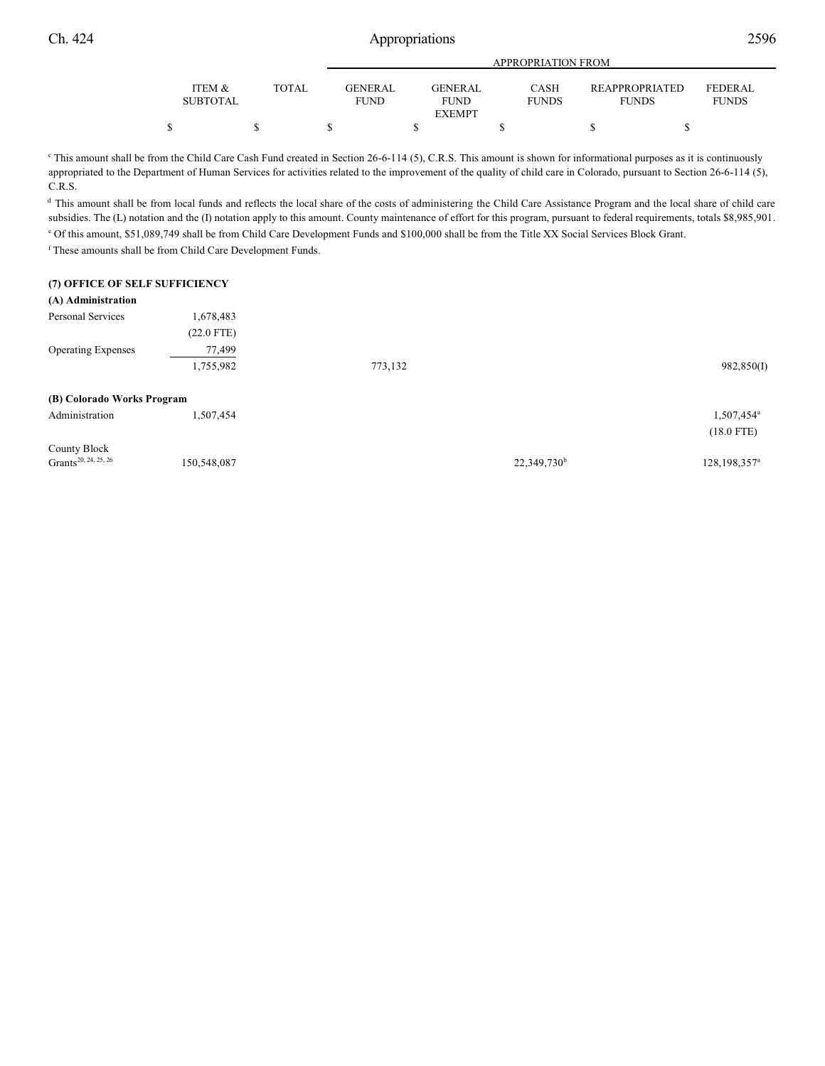| | ITEM & SUBTOTAL | TOTAL | APPROPRIATION FROM GENERAL FUND | GENERAL FUND EXEMPT | CASH FUNDS | REAPPROPRIATED FUNDS | FEDERAL FUNDS |
|---|---|---|---|---|---|---|---|
| | $ | $ | $ | $ | $ | $ | $ |

[c] This amount shall be from the Child Care Cash Fund created in Section 26-6-114 (5), C.R.S. This amount is shown for informational purposes as it is continuously appropriated to the Department of Human Services for activities related to the improvement of the quality of child care in Colorado, pursuant to Section 26-6-114 (5), C.R.S.

[d] This amount shall be from local funds and reflects the local share of the costs of administering the Child Care Assistance Program and the local share of child care subsidies. The (L) notation and the (I) notation apply to this amount. County maintenance of effort for this program, pursuant to federal requirements, totals $8,985,901.

[e] Of this amount, $51,089,749 shall be from Child Care Development Funds and $100,000 shall be from the Title XX Social Services Block Grant.

[f] These amounts shall be from Child Care Development Funds.

**(7) OFFICE OF SELF SUFFICIENCY**

**(A) Administration**

| | ITEM & SUBTOTAL | TOTAL | GENERAL FUND | GENERAL FUND EXEMPT | CASH FUNDS | REAPPROPRIATED FUNDS | FEDERAL FUNDS |
|---|---|---|---|---|---|---|---|
| Personal Services | 1,678,483 | | | | | | |
| | (22.0 FTE) | | | | | | |
| Operating Expenses | 77,499 | | | | | | |
| | 1,755,982 | | 773,132 | | | | 982,850(I) |

**(B) Colorado Works Program**

| | ITEM & SUBTOTAL | TOTAL | GENERAL FUND | GENERAL FUND EXEMPT | CASH FUNDS | REAPPROPRIATED FUNDS | FEDERAL FUNDS |
|---|---|---|---|---|---|---|---|
| Administration | 1,507,454 | | | | | | 1,507,454[a] |
| | | | | | | | (18.0 FTE) |
| County Block Grants[20, 24, 25, 26] | 150,548,087 | | | | 22,349,730[b] | | 128,198,357[a] |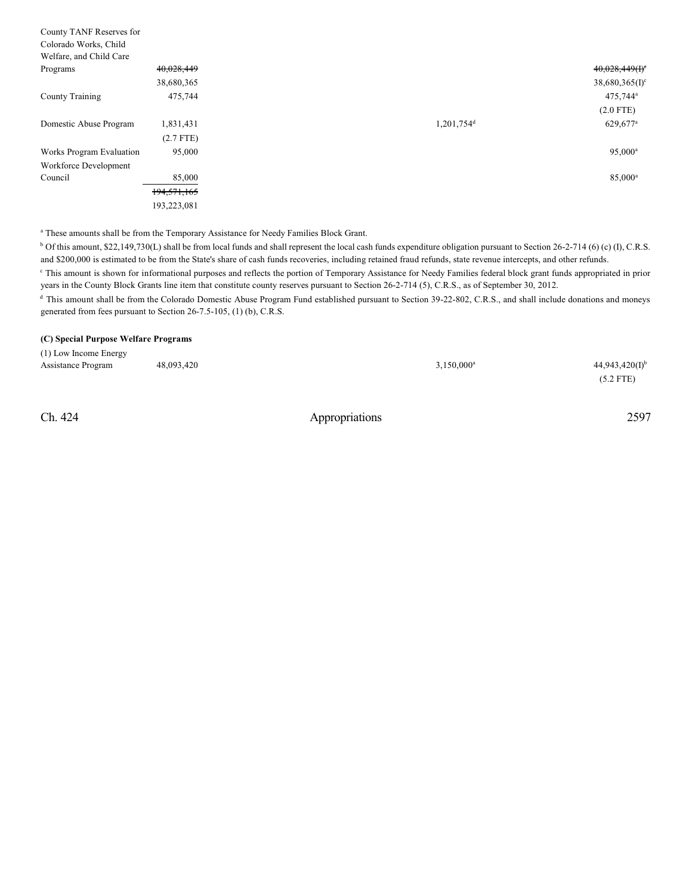| | | | | | |
|---|---|---|---|---|---|
| County TANF Reserves for Colorado Works, Child Welfare, and Child Care Programs | ~~40,028,449~~ | | | | ~~40,028,449(I)[c]~~ |
| | 38,680,365 | | | | 38,680,365(I)[c] |
| County Training | 475,744 | | | | 475,744[a] |
| | | | | | (2.0 FTE) |
| Domestic Abuse Program | 1,831,431 | | | 1,201,754[d] | 629,677[a] |
| | (2.7 FTE) | | | | |
| Works Program Evaluation | 95,000 | | | | 95,000[a] |
| Workforce Development Council | 85,000 | | | | 85,000[a] |
| | ~~194,571,165~~ | | | | |
| | 193,223,081 | | | | |

[a] These amounts shall be from the Temporary Assistance for Needy Families Block Grant.

[b] Of this amount, $22,149,730(L) shall be from local funds and shall represent the local cash funds expenditure obligation pursuant to Section 26-2-714 (6) (c) (I), C.R.S. and $200,000 is estimated to be from the State's share of cash funds recoveries, including retained fraud refunds, state revenue intercepts, and other refunds.

[c] This amount is shown for informational purposes and reflects the portion of Temporary Assistance for Needy Families federal block grant funds appropriated in prior years in the County Block Grants line item that constitute county reserves pursuant to Section 26-2-714 (5), C.R.S., as of September 30, 2012.

[d] This amount shall be from the Colorado Domestic Abuse Program Fund established pursuant to Section 39-22-802, C.R.S., and shall include donations and moneys generated from fees pursuant to Section 26-7.5-105, (1) (b), C.R.S.

**(C) Special Purpose Welfare Programs**

| | | | | | |
|---|---|---|---|---|---|
| (1) Low Income Energy Assistance Program | 48,093,420 | | | 3,150,000[a] | 44,943,420(I)[b] |
| | | | | | (5.2 FTE) |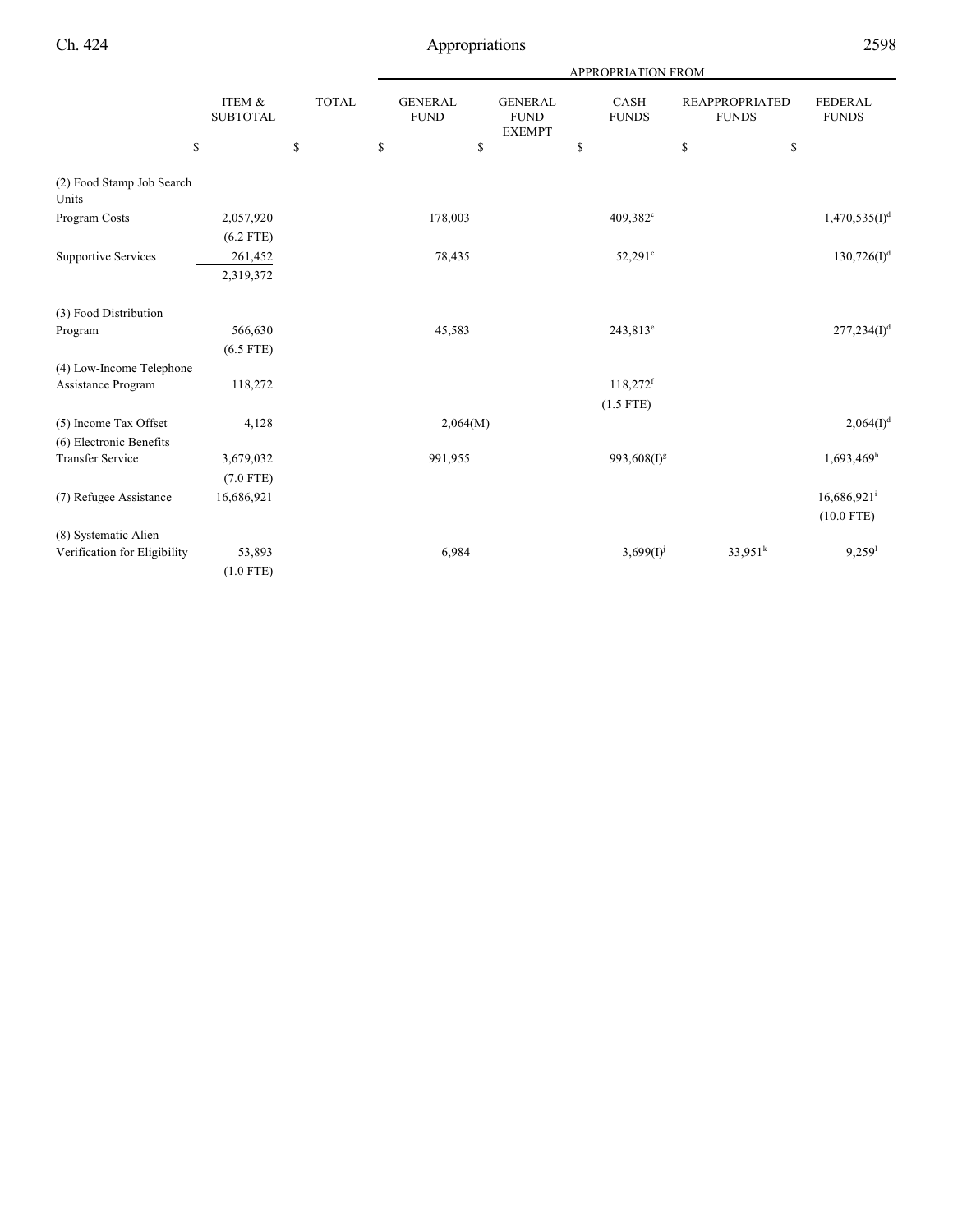| | ITEM & SUBTOTAL | TOTAL | GENERAL FUND | GENERAL FUND EXEMPT | CASH FUNDS | REAPPROPRIATED FUNDS | FEDERAL FUNDS |
|---|---|---|---|---|---|---|---|
| | | | APPROPRIATION FROM | | | | |
| | $ | $ | $ | $ | $ | $ | $ |
| (2) Food Stamp Job Search Units | | | | | | | |
| Program Costs | 2,057,920 | | 178,003 | | 409,382[c] | | 1,470,535(I)[d] |
| | (6.2 FTE) | | | | | | |
| Supportive Services | 261,452 | | 78,435 | | 52,291[c] | | 130,726(I)[d] |
| | 2,319,372 | | | | | | |
| (3) Food Distribution Program | 566,630 | | 45,583 | | 243,813[e] | | 277,234(I)[d] |
| | (6.5 FTE) | | | | | | |
| (4) Low-Income Telephone Assistance Program | 118,272 | | | | 118,272[f] | | |
| | | | | | (1.5 FTE) | | |
| (5) Income Tax Offset | 4,128 | | 2,064(M) | | | | 2,064(I)[d] |
| (6) Electronic Benefits Transfer Service | 3,679,032 | | 991,955 | | 993,608(I)[g] | | 1,693,469[h] |
| | (7.0 FTE) | | | | | | |
| (7) Refugee Assistance | 16,686,921 | | | | | | 16,686,921[i] |
| | | | | | | | (10.0 FTE) |
| (8) Systematic Alien Verification for Eligibility | 53,893 | | 6,984 | | 3,699(I)[j] | 33,951[k] | 9,259[l] |
| | (1.0 FTE) | | | | | | |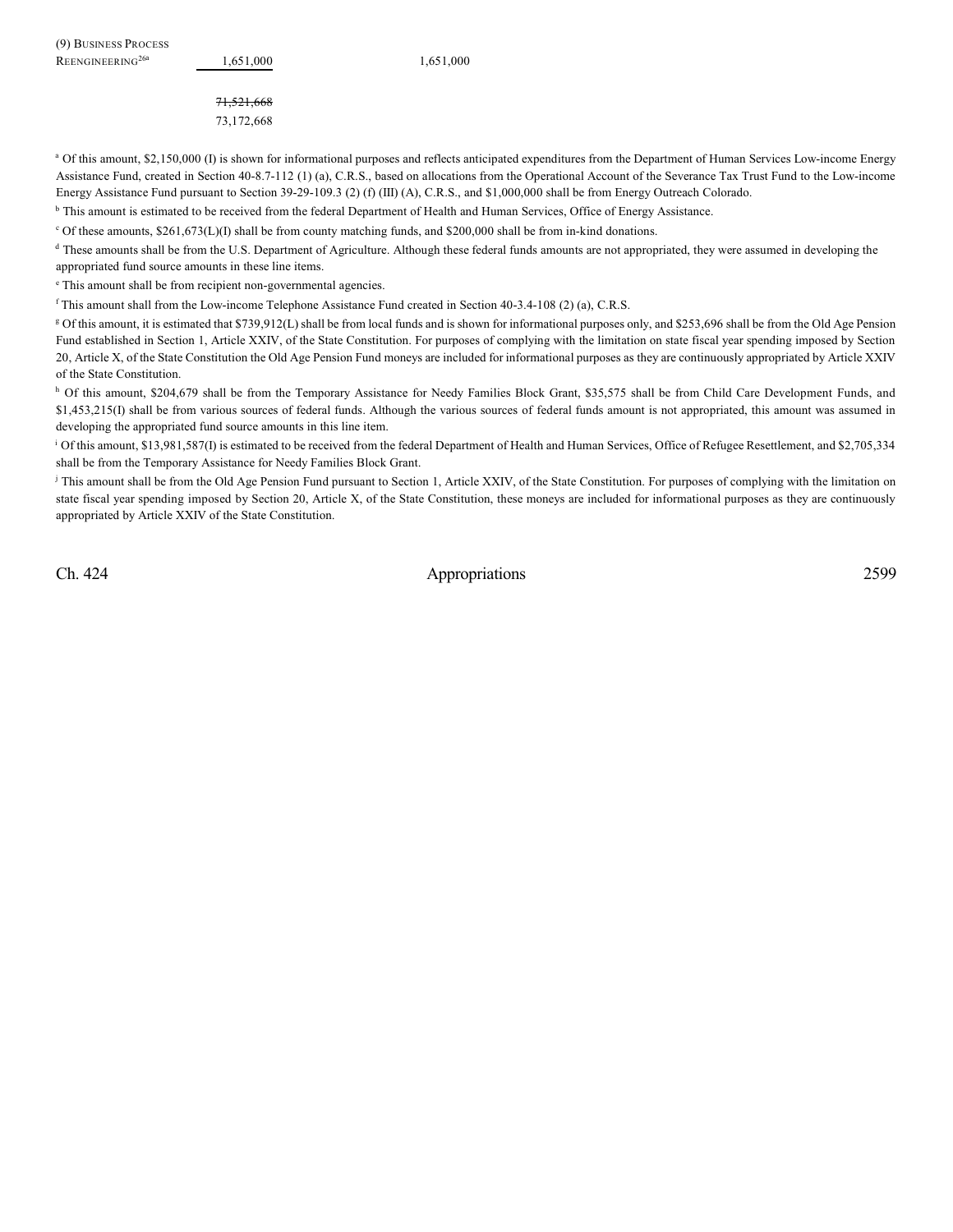| | | |
|---|---|---|
| (9) BUSINESS PROCESS REENGINEERING[26a] | 1,651,000 | 1,651,000 |
| | ~~71,521,668~~ | |
| | 73,172,668 | |

[a] Of this amount, $2,150,000 (I) is shown for informational purposes and reflects anticipated expenditures from the Department of Human Services Low-income Energy Assistance Fund, created in Section 40-8.7-112 (1) (a), C.R.S., based on allocations from the Operational Account of the Severance Tax Trust Fund to the Low-income Energy Assistance Fund pursuant to Section 39-29-109.3 (2) (f) (III) (A), C.R.S., and $1,000,000 shall be from Energy Outreach Colorado.

[b] This amount is estimated to be received from the federal Department of Health and Human Services, Office of Energy Assistance.

[c] Of these amounts, $261,673(L)(I) shall be from county matching funds, and $200,000 shall be from in-kind donations.

[d] These amounts shall be from the U.S. Department of Agriculture. Although these federal funds amounts are not appropriated, they were assumed in developing the appropriated fund source amounts in these line items.

[e] This amount shall be from recipient non-governmental agencies.

[f] This amount shall from the Low-income Telephone Assistance Fund created in Section 40-3.4-108 (2) (a), C.R.S.

[g] Of this amount, it is estimated that $739,912(L) shall be from local funds and is shown for informational purposes only, and $253,696 shall be from the Old Age Pension Fund established in Section 1, Article XXIV, of the State Constitution. For purposes of complying with the limitation on state fiscal year spending imposed by Section 20, Article X, of the State Constitution the Old Age Pension Fund moneys are included for informational purposes as they are continuously appropriated by Article XXIV of the State Constitution.

[h] Of this amount, $204,679 shall be from the Temporary Assistance for Needy Families Block Grant, $35,575 shall be from Child Care Development Funds, and $1,453,215(I) shall be from various sources of federal funds. Although the various sources of federal funds amount is not appropriated, this amount was assumed in developing the appropriated fund source amounts in this line item.

[i] Of this amount, $13,981,587(I) is estimated to be received from the federal Department of Health and Human Services, Office of Refugee Resettlement, and $2,705,334 shall be from the Temporary Assistance for Needy Families Block Grant.

[j] This amount shall be from the Old Age Pension Fund pursuant to Section 1, Article XXIV, of the State Constitution. For purposes of complying with the limitation on state fiscal year spending imposed by Section 20, Article X, of the State Constitution, these moneys are included for informational purposes as they are continuously appropriated by Article XXIV of the State Constitution.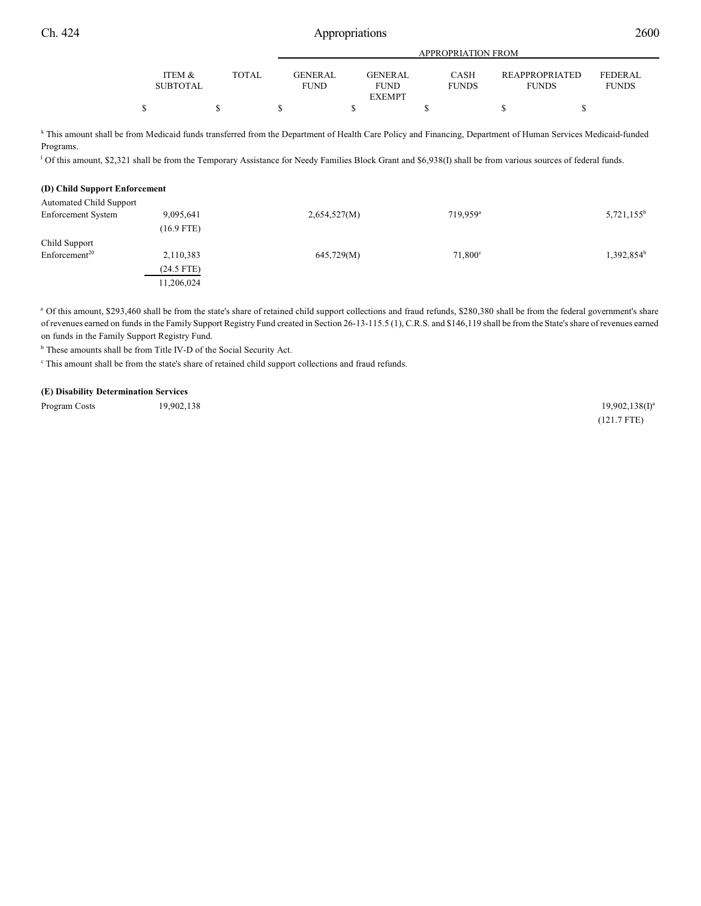| | ITEM & SUBTOTAL | TOTAL | GENERAL FUND | GENERAL FUND EXEMPT | CASH FUNDS | REAPPROPRIATED FUNDS | FEDERAL FUNDS |
|---|---|---|---|---|---|---|---|
| | | | APPROPRIATION FROM | | | | |
| | $ | $ | $ | $ | $ | $ | $ |

[k] This amount shall be from Medicaid funds transferred from the Department of Health Care Policy and Financing, Department of Human Services Medicaid-funded Programs.

[l] Of this amount, $2,321 shall be from the Temporary Assistance for Needy Families Block Grant and $6,938(I) shall be from various sources of federal funds.

**(D) Child Support Enforcement**

| | ITEM & SUBTOTAL | TOTAL | GENERAL FUND | GENERAL FUND EXEMPT | CASH FUNDS | REAPPROPRIATED FUNDS | FEDERAL FUNDS |
|---|---|---|---|---|---|---|---|
| Automated Child Support Enforcement System | 9,095,641 (16.9 FTE) | | 2,654,527(M) | | 719,959[a] | | 5,721,155[b] |
| Child Support Enforcement[20] | 2,110,383 (24.5 FTE) | | 645,729(M) | | 71,800[c] | | 1,392,854[b] |
| | 11,206,024 | | | | | | |

[a] Of this amount, $293,460 shall be from the state's share of retained child support collections and fraud refunds, $280,380 shall be from the federal government's share of revenues earned on funds in the Family Support Registry Fund created in Section 26-13-115.5 (1), C.R.S. and $146,119 shall be from the State's share of revenues earned on funds in the Family Support Registry Fund.

[b] These amounts shall be from Title IV-D of the Social Security Act.

[c] This amount shall be from the state's share of retained child support collections and fraud refunds.

**(E) Disability Determination Services**

| | ITEM & SUBTOTAL | TOTAL | GENERAL FUND | GENERAL FUND EXEMPT | CASH FUNDS | REAPPROPRIATED FUNDS | FEDERAL FUNDS |
|---|---|---|---|---|---|---|---|
| Program Costs | 19,902,138 | | | | | | 19,902,138(I)[a] (121.7 FTE) |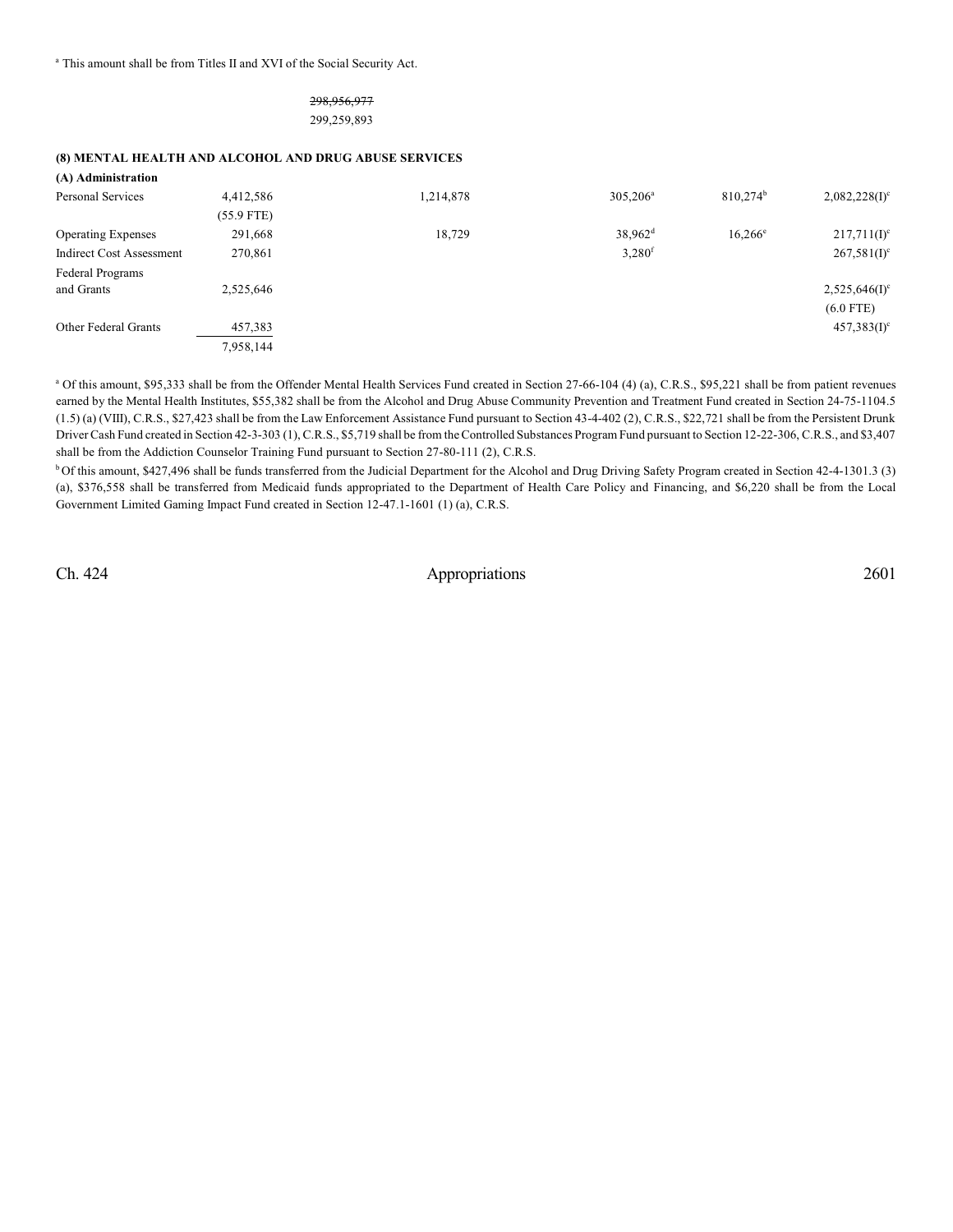[a] This amount shall be from Titles II and XVI of the Social Security Act.

~~298,956,977~~
299,259,893

**(8) MENTAL HEALTH AND ALCOHOL AND DRUG ABUSE SERVICES**

**(A) Administration**

| | | | | | |
|---|---|---|---|---|---|
| Personal Services | 4,412,586 (55.9 FTE) | 1,214,878 | 305,206[a] | 810,274[b] | 2,082,228(I)[c] |
| Operating Expenses | 291,668 | 18,729 | 38,962[d] | 16,266[e] | 217,711(I)[c] |
| Indirect Cost Assessment | 270,861 | | 3,280[f] | | 267,581(I)[c] |
| Federal Programs and Grants | 2,525,646 | | | | 2,525,646(I)[c] (6.0 FTE) |
| Other Federal Grants | 457,383 | | | | 457,383(I)[c] |
| | 7,958,144 | | | | |

[a] Of this amount, $95,333 shall be from the Offender Mental Health Services Fund created in Section 27-66-104 (4) (a), C.R.S., $95,221 shall be from patient revenues earned by the Mental Health Institutes, $55,382 shall be from the Alcohol and Drug Abuse Community Prevention and Treatment Fund created in Section 24-75-1104.5 (1.5) (a) (VIII), C.R.S., $27,423 shall be from the Law Enforcement Assistance Fund pursuant to Section 43-4-402 (2), C.R.S., $22,721 shall be from the Persistent Drunk Driver Cash Fund created in Section 42-3-303 (1), C.R.S., $5,719 shall be from the Controlled Substances Program Fund pursuant to Section 12-22-306, C.R.S., and $3,407 shall be from the Addiction Counselor Training Fund pursuant to Section 27-80-111 (2), C.R.S.

[b] Of this amount, $427,496 shall be funds transferred from the Judicial Department for the Alcohol and Drug Driving Safety Program created in Section 42-4-1301.3 (3) (a), $376,558 shall be transferred from Medicaid funds appropriated to the Department of Health Care Policy and Financing, and $6,220 shall be from the Local Government Limited Gaming Impact Fund created in Section 12-47.1-1601 (1) (a), C.R.S.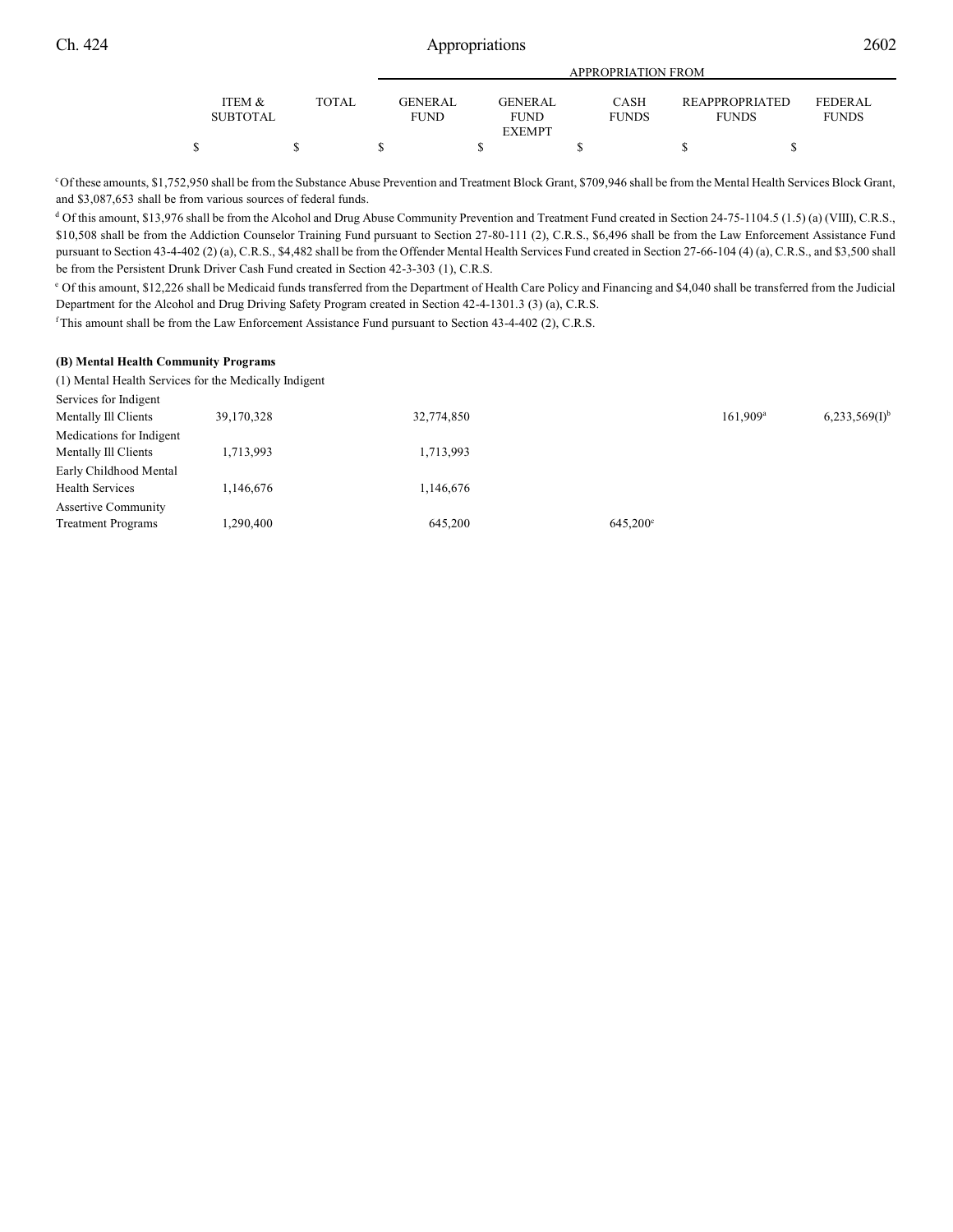| | ITEM & SUBTOTAL | TOTAL | GENERAL FUND | GENERAL FUND EXEMPT | CASH FUNDS | REAPPROPRIATED FUNDS | FEDERAL FUNDS |
|---|---|---|---|---|---|---|---|
| | $ | $ | $ | $ | $ | $ | $ |

[c] Of these amounts, $1,752,950 shall be from the Substance Abuse Prevention and Treatment Block Grant, $709,946 shall be from the Mental Health Services Block Grant, and $3,087,653 shall be from various sources of federal funds.

[d] Of this amount, $13,976 shall be from the Alcohol and Drug Abuse Community Prevention and Treatment Fund created in Section 24-75-1104.5 (1.5) (a) (VIII), C.R.S., $10,508 shall be from the Addiction Counselor Training Fund pursuant to Section 27-80-111 (2), C.R.S., $6,496 shall be from the Law Enforcement Assistance Fund pursuant to Section 43-4-402 (2) (a), C.R.S., $4,482 shall be from the Offender Mental Health Services Fund created in Section 27-66-104 (4) (a), C.R.S., and $3,500 shall be from the Persistent Drunk Driver Cash Fund created in Section 42-3-303 (1), C.R.S.

[e] Of this amount, $12,226 shall be Medicaid funds transferred from the Department of Health Care Policy and Financing and $4,040 shall be transferred from the Judicial Department for the Alcohol and Drug Driving Safety Program created in Section 42-4-1301.3 (3) (a), C.R.S.

[f] This amount shall be from the Law Enforcement Assistance Fund pursuant to Section 43-4-402 (2), C.R.S.

**(B) Mental Health Community Programs**

(1) Mental Health Services for the Medically Indigent

| | ITEM & SUBTOTAL | TOTAL | GENERAL FUND | GENERAL FUND EXEMPT | CASH FUNDS | REAPPROPRIATED FUNDS | FEDERAL FUNDS |
|---|---|---|---|---|---|---|---|
| Services for Indigent Mentally Ill Clients | 39,170,328 | | 32,774,850 | | | 161,909[a] | 6,233,569(I)[b] |
| Medications for Indigent Mentally Ill Clients | 1,713,993 | | 1,713,993 | | | | |
| Early Childhood Mental Health Services | 1,146,676 | | 1,146,676 | | | | |
| Assertive Community Treatment Programs | 1,290,400 | | 645,200 | | 645,200[c] | | |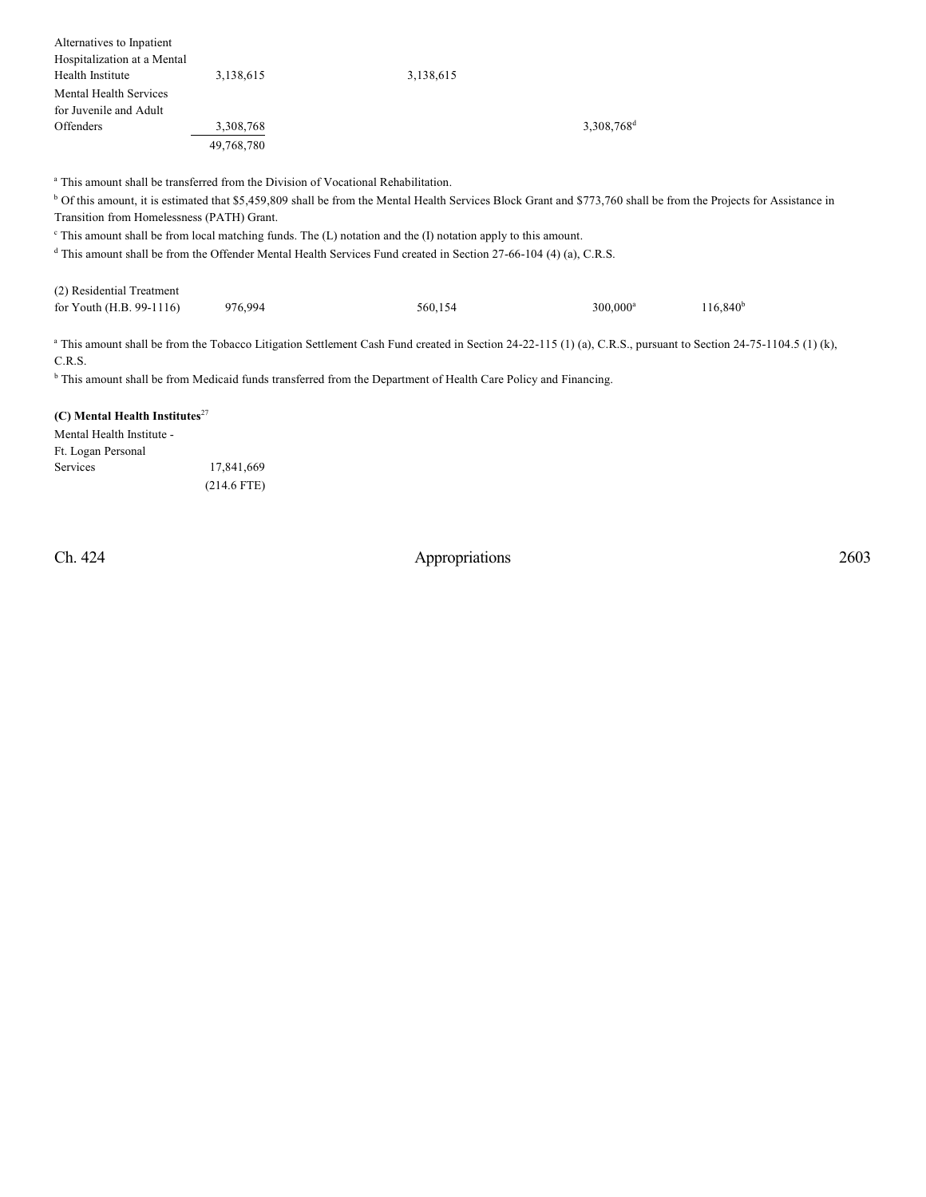| | | | | | |
|---|---|---|---|---|---|
| Alternatives to Inpatient Hospitalization at a Mental Health Institute | 3,138,615 | 3,138,615 | | | |
| Mental Health Services for Juvenile and Adult Offenders | 3,308,768 | | | 3,308,768[d] | |
| | 49,768,780 | | | | |

[a] This amount shall be transferred from the Division of Vocational Rehabilitation.

[b] Of this amount, it is estimated that $5,459,809 shall be from the Mental Health Services Block Grant and $773,760 shall be from the Projects for Assistance in Transition from Homelessness (PATH) Grant.

[c] This amount shall be from local matching funds. The (L) notation and the (I) notation apply to this amount.

[d] This amount shall be from the Offender Mental Health Services Fund created in Section 27-66-104 (4) (a), C.R.S.

| | | | | | |
|---|---|---|---|---|---|
| (2) Residential Treatment for Youth (H.B. 99-1116) | 976,994 | 560,154 | | 300,000[a] | 116,840[b] |

[a] This amount shall be from the Tobacco Litigation Settlement Cash Fund created in Section 24-22-115 (1) (a), C.R.S., pursuant to Section 24-75-1104.5 (1) (k), C.R.S.

[b] This amount shall be from Medicaid funds transferred from the Department of Health Care Policy and Financing.

**(C) Mental Health Institutes**[27]

| | |
|---|---|
| Mental Health Institute - Ft. Logan Personal Services | 17,841,669 (214.6 FTE) |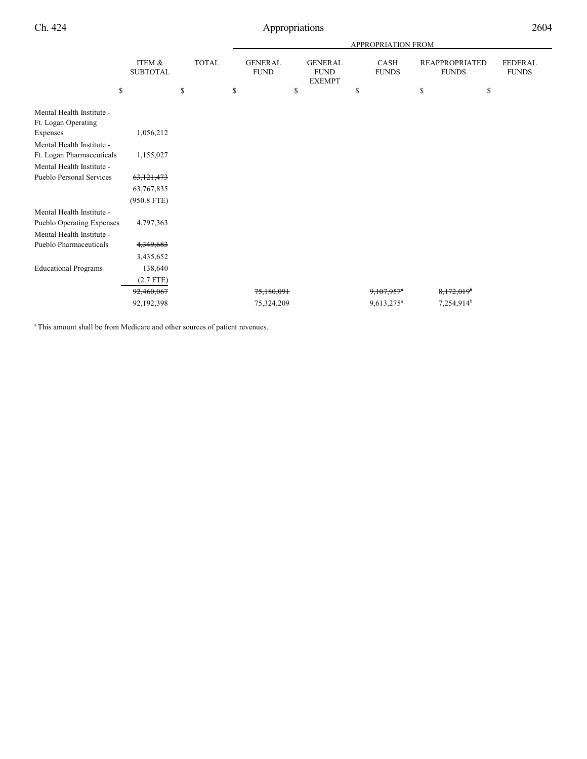| | ITEM & SUBTOTAL | TOTAL | GENERAL FUND | GENERAL FUND EXEMPT | CASH FUNDS | REAPPROPRIATED FUNDS | FEDERAL FUNDS |
|---|---|---|---|---|---|---|---|
| | | | APPROPRIATION FROM | | | | |
| | $ | $ | $ | $ | $ | $ | $ |
| Mental Health Institute - Ft. Logan Operating Expenses | 1,056,212 | | | | | | |
| Mental Health Institute - Ft. Logan Pharmaceuticals | 1,155,027 | | | | | | |
| Mental Health Institute - Pueblo Personal Services | ~~63,121,473~~ 63,767,835 (950.8 FTE) | | | | | | |
| Mental Health Institute - Pueblo Operating Expenses | 4,797,363 | | | | | | |
| Mental Health Institute - Pueblo Pharmaceuticals | ~~4,349,683~~ 3,435,652 | | | | | | |
| Educational Programs | 138,640 (2.7 FTE) | | | | | | |
| | ~~92,460,067~~ | | ~~75,180,091~~ | | ~~9,107,957~~[a] | ~~8,172,019~~[b] | |
| | 92,192,398 | | 75,324,209 | | 9,613,275[a] | 7,254,914[b] | |

[a] This amount shall be from Medicare and other sources of patient revenues.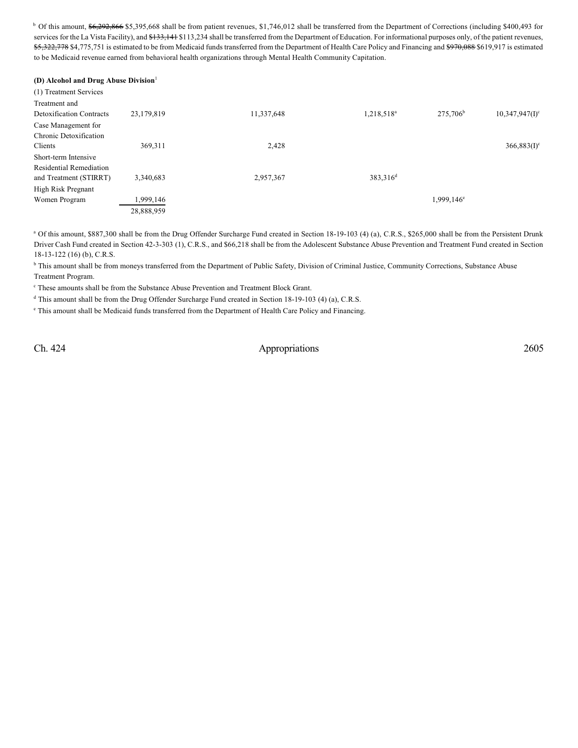[b] Of this amount, ~~$6,292,866~~ $5,395,668 shall be from patient revenues, $1,746,012 shall be transferred from the Department of Corrections (including $400,493 for services for the La Vista Facility), and ~~$133,141~~ $113,234 shall be transferred from the Department of Education. For informational purposes only, of the patient revenues, ~~$5,322,778~~ $4,775,751 is estimated to be from Medicaid funds transferred from the Department of Health Care Policy and Financing and ~~$970,088~~ $619,917 is estimated to be Medicaid revenue earned from behavioral health organizations through Mental Health Community Capitation.

**(D) Alcohol and Drug Abuse Division**[1]

| | | | | | |
|---|---|---|---|---|---|
| (1) Treatment Services | | | | | |
| Treatment and Detoxification Contracts | 23,179,819 | 11,337,648 | 1,218,518[a] | 275,706[b] | 10,347,947(I)[c] |
| Case Management for Chronic Detoxification Clients | 369,311 | 2,428 | | | 366,883(I)[c] |
| Short-term Intensive Residential Remediation and Treatment (STIRRT) | 3,340,683 | 2,957,367 | 383,316[d] | | |
| High Risk Pregnant Women Program | 1,999,146 | | | 1,999,146[e] | |
| | 28,888,959 | | | | |

[a] Of this amount, $887,300 shall be from the Drug Offender Surcharge Fund created in Section 18-19-103 (4) (a), C.R.S., $265,000 shall be from the Persistent Drunk Driver Cash Fund created in Section 42-3-303 (1), C.R.S., and $66,218 shall be from the Adolescent Substance Abuse Prevention and Treatment Fund created in Section 18-13-122 (16) (b), C.R.S.

[b] This amount shall be from moneys transferred from the Department of Public Safety, Division of Criminal Justice, Community Corrections, Substance Abuse Treatment Program.

[c] These amounts shall be from the Substance Abuse Prevention and Treatment Block Grant.

[d] This amount shall be from the Drug Offender Surcharge Fund created in Section 18-19-103 (4) (a), C.R.S.

[e] This amount shall be Medicaid funds transferred from the Department of Health Care Policy and Financing.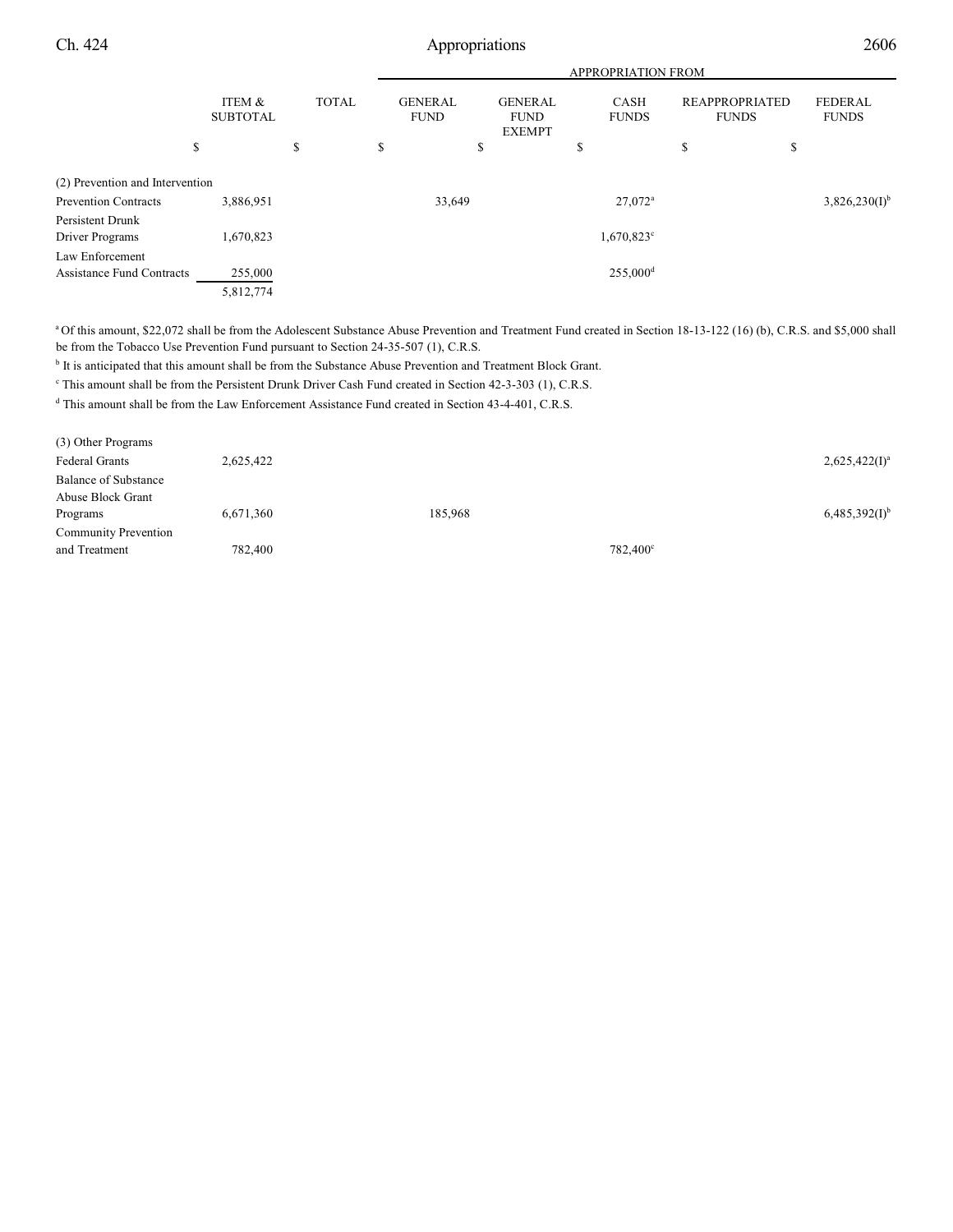| | ITEM & SUBTOTAL | TOTAL | APPROPRIATION FROM GENERAL FUND | GENERAL FUND EXEMPT | CASH FUNDS | REAPPROPRIATED FUNDS | FEDERAL FUNDS |
|---|---|---|---|---|---|---|---|
| | $ | $ | $ | $ | $ | $ | $ |
| (2) Prevention and Intervention | | | | | | | |
| Prevention Contracts | 3,886,951 | | 33,649 | | 27,072[a] | | 3,826,230(I)[b] |
| Persistent Drunk Driver Programs | 1,670,823 | | | | 1,670,823[c] | | |
| Law Enforcement Assistance Fund Contracts | 255,000 | | | | 255,000[d] | | |
| | 5,812,774 | | | | | | |

[a] Of this amount, $22,072 shall be from the Adolescent Substance Abuse Prevention and Treatment Fund created in Section 18-13-122 (16) (b), C.R.S. and $5,000 shall be from the Tobacco Use Prevention Fund pursuant to Section 24-35-507 (1), C.R.S.

[b] It is anticipated that this amount shall be from the Substance Abuse Prevention and Treatment Block Grant.

[c] This amount shall be from the Persistent Drunk Driver Cash Fund created in Section 42-3-303 (1), C.R.S.

[d] This amount shall be from the Law Enforcement Assistance Fund created in Section 43-4-401, C.R.S.

| | ITEM & SUBTOTAL | TOTAL | GENERAL FUND | GENERAL FUND EXEMPT | CASH FUNDS | REAPPROPRIATED FUNDS | FEDERAL FUNDS |
|---|---|---|---|---|---|---|---|
| (3) Other Programs | | | | | | | |
| Federal Grants | 2,625,422 | | | | | | 2,625,422(I)[a] |
| Balance of Substance Abuse Block Grant Programs | 6,671,360 | | 185,968 | | | | 6,485,392(I)[b] |
| Community Prevention and Treatment | 782,400 | | | | 782,400[c] | | |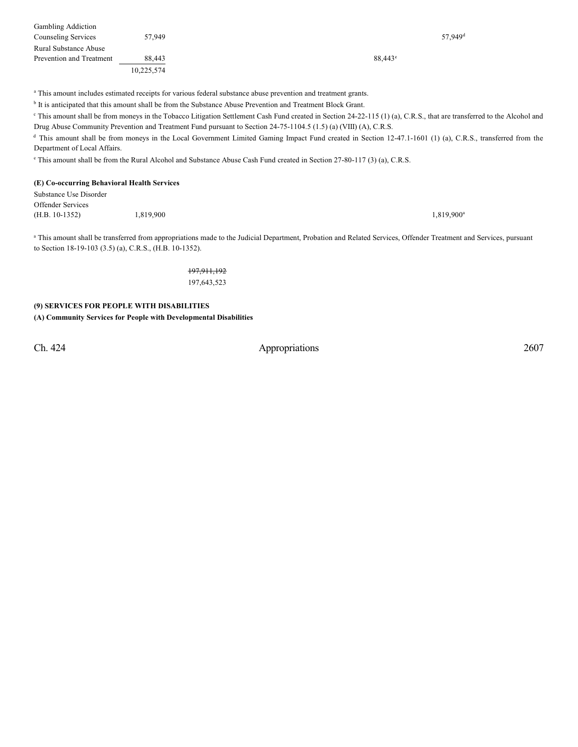| | | | | |
|---|---|---|---|---|
| Gambling Addiction Counseling Services | 57,949 | | | 57,949[d] |
| Rural Substance Abuse Prevention and Treatment | 88,443 | | 88,443[c] | |
| | 10,225,574 | | | |

[a] This amount includes estimated receipts for various federal substance abuse prevention and treatment grants.

[b] It is anticipated that this amount shall be from the Substance Abuse Prevention and Treatment Block Grant.

[c] This amount shall be from moneys in the Tobacco Litigation Settlement Cash Fund created in Section 24-22-115 (1) (a), C.R.S., that are transferred to the Alcohol and Drug Abuse Community Prevention and Treatment Fund pursuant to Section 24-75-1104.5 (1.5) (a) (VIII) (A), C.R.S.

[d] This amount shall be from moneys in the Local Government Limited Gaming Impact Fund created in Section 12-47.1-1601 (1) (a), C.R.S., transferred from the Department of Local Affairs.

[e] This amount shall be from the Rural Alcohol and Substance Abuse Cash Fund created in Section 27-80-117 (3) (a), C.R.S.

**(E) Co-occurring Behavioral Health Services**

| | | | |
|---|---|---|---|
| Substance Use Disorder Offender Services (H.B. 10-1352) | 1,819,900 | | 1,819,900[a] |

[a] This amount shall be transferred from appropriations made to the Judicial Department, Probation and Related Services, Offender Treatment and Services, pursuant to Section 18-19-103 (3.5) (a), C.R.S., (H.B. 10-1352).

~~197,911,192~~
197,643,523

**(9) SERVICES FOR PEOPLE WITH DISABILITIES**

**(A) Community Services for People with Developmental Disabilities**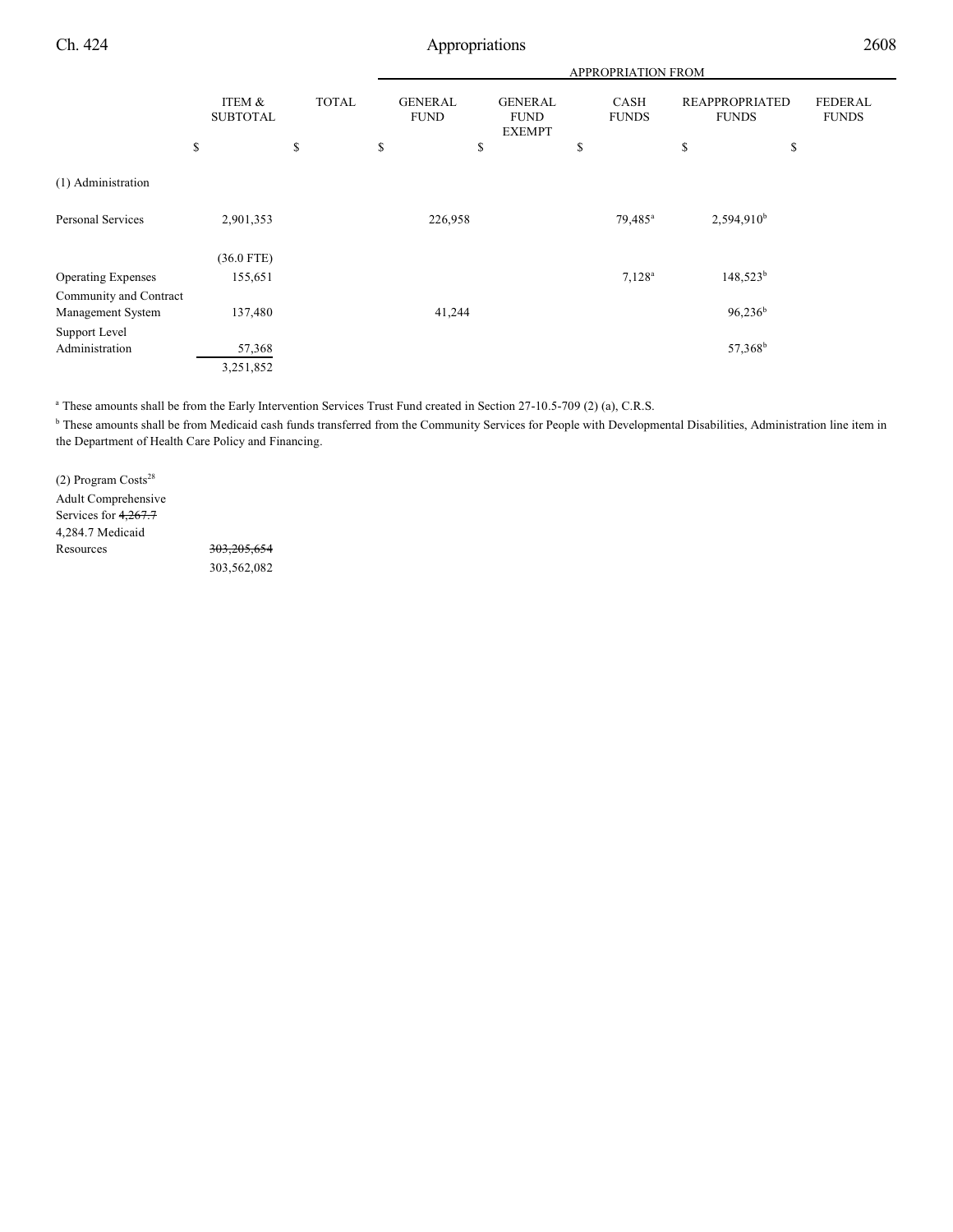| | ITEM & SUBTOTAL | TOTAL | GENERAL FUND | GENERAL FUND EXEMPT | CASH FUNDS | REAPPROPRIATED FUNDS | FEDERAL FUNDS |
|---|---|---|---|---|---|---|---|
| | | | APPROPRIATION FROM | | | | |
| | $ | $ | $ | $ | $ | $ | $ |
| (1) Administration | | | | | | | |
| Personal Services | 2,901,353 | | 226,958 | | 79,485[a] | 2,594,910[b] | |
| | (36.0 FTE) | | | | | | |
| Operating Expenses | 155,651 | | | | 7,128[a] | 148,523[b] | |
| Community and Contract Management System | 137,480 | | 41,244 | | | 96,236[b] | |
| Support Level Administration | 57,368 | | | | | 57,368[b] | |
| | 3,251,852 | | | | | | |

[a] These amounts shall be from the Early Intervention Services Trust Fund created in Section 27-10.5-709 (2) (a), C.R.S.

[b] These amounts shall be from Medicaid cash funds transferred from the Community Services for People with Developmental Disabilities, Administration line item in the Department of Health Care Policy and Financing.

| | ITEM & SUBTOTAL | TOTAL | GENERAL FUND | GENERAL FUND EXEMPT | CASH FUNDS | REAPPROPRIATED FUNDS | FEDERAL FUNDS |
|---|---|---|---|---|---|---|---|
| (2) Program Costs[28] | | | | | | | |
| Adult Comprehensive Services for ~~4,267.7~~ 4,284.7 Medicaid Resources | ~~303,205,654~~ 303,562,082 | | | | | | |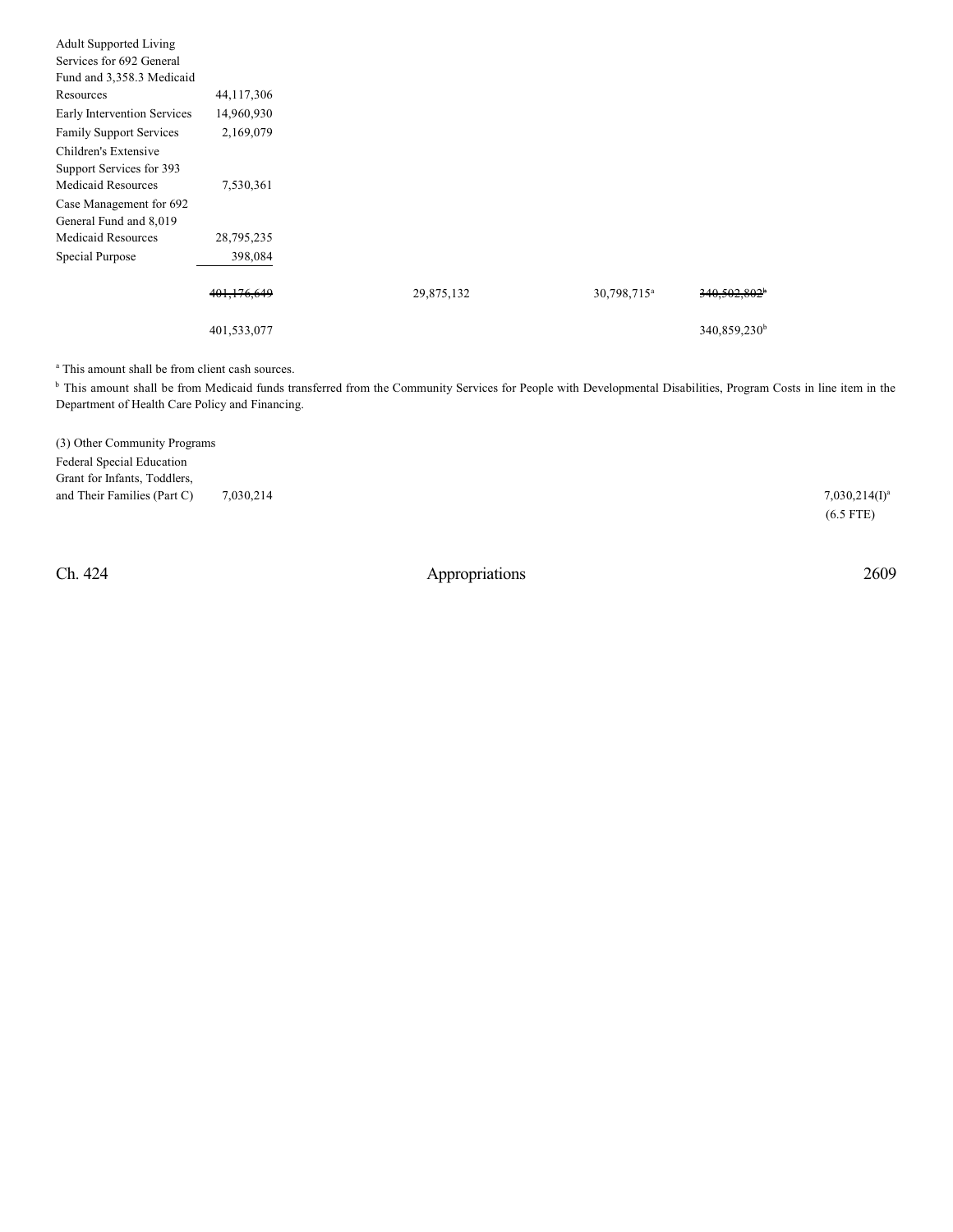| | | | | |
|---|---|---|---|---|
| Adult Supported Living Services for 692 General Fund and 3,358.3 Medicaid Resources | 44,117,306 | | | |
| Early Intervention Services | 14,960,930 | | | |
| Family Support Services | 2,169,079 | | | |
| Children's Extensive Support Services for 393 Medicaid Resources | 7,530,361 | | | |
| Case Management for 692 General Fund and 8,019 Medicaid Resources | 28,795,235 | | | |
| Special Purpose | 398,084 | | | |
| | ~~401,176,649~~ | 29,875,132 | 30,798,715[a] | ~~340,502,802~~[b] |
| | 401,533,077 | | | 340,859,230[b] |

[a] This amount shall be from client cash sources.

[b] This amount shall be from Medicaid funds transferred from the Community Services for People with Developmental Disabilities, Program Costs in line item in the Department of Health Care Policy and Financing.

(3) Other Community Programs

| | | |
|---|---|---|
| Federal Special Education Grant for Infants, Toddlers, and Their Families (Part C) | 7,030,214 | 7,030,214(I)[a] (6.5 FTE) |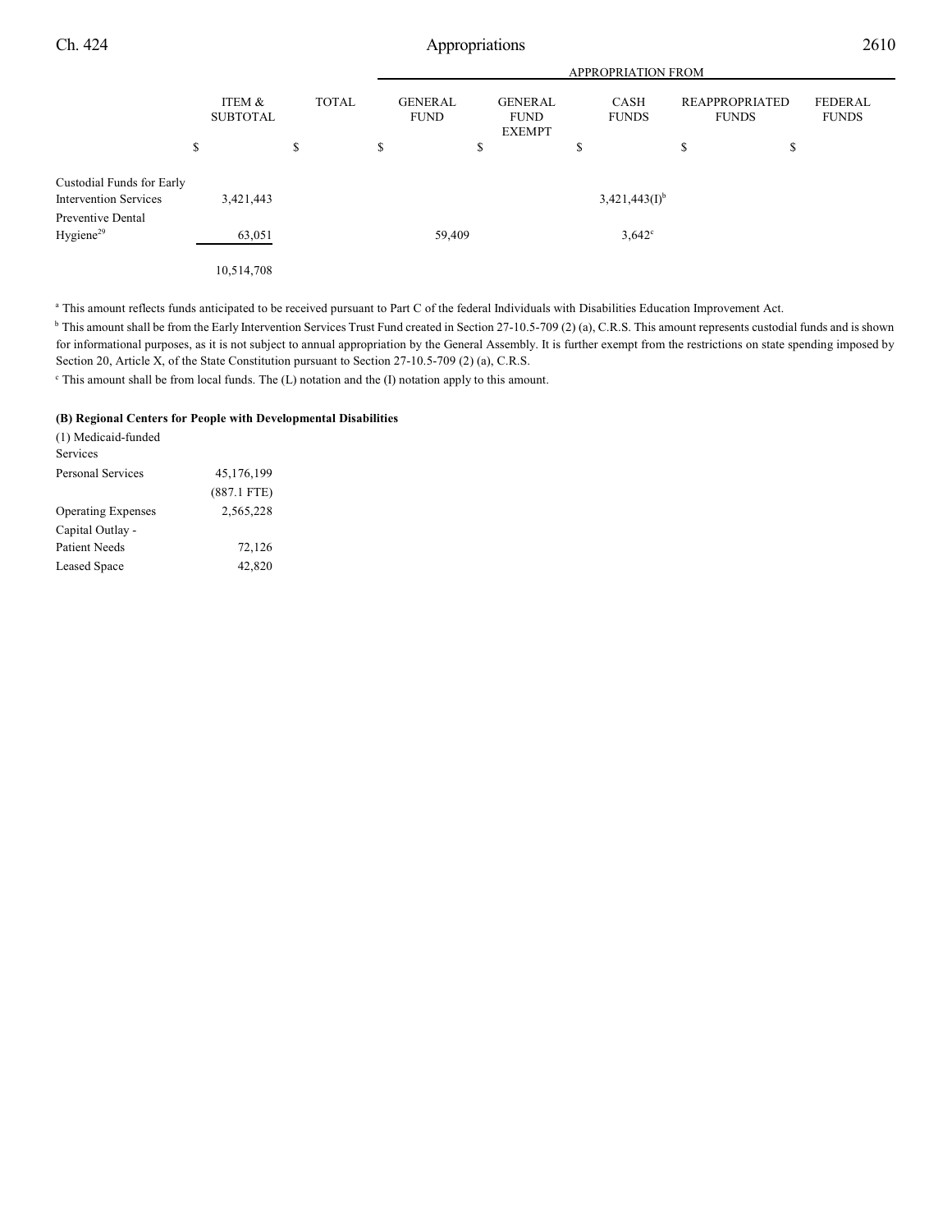| | ITEM & SUBTOTAL | TOTAL | APPROPRIATION FROM GENERAL FUND | GENERAL FUND EXEMPT | CASH FUNDS | REAPPROPRIATED FUNDS | FEDERAL FUNDS |
|---|---|---|---|---|---|---|---|
| | $ | $ | $ | $ | $ | $ | $ |
| Custodial Funds for Early Intervention Services | 3,421,443 | | | | 3,421,443(I)[b] | | |
| Preventive Dental Hygiene[29] | 63,051 | | 59,409 | | 3,642[c] | | |
| | 10,514,708 | | | | | | |

[a] This amount reflects funds anticipated to be received pursuant to Part C of the federal Individuals with Disabilities Education Improvement Act.

[b] This amount shall be from the Early Intervention Services Trust Fund created in Section 27-10.5-709 (2) (a), C.R.S. This amount represents custodial funds and is shown for informational purposes, as it is not subject to annual appropriation by the General Assembly. It is further exempt from the restrictions on state spending imposed by Section 20, Article X, of the State Constitution pursuant to Section 27-10.5-709 (2) (a), C.R.S.

[c] This amount shall be from local funds. The (L) notation and the (I) notation apply to this amount.

**(B) Regional Centers for People with Developmental Disabilities**

| | ITEM & SUBTOTAL | TOTAL | GENERAL FUND | GENERAL FUND EXEMPT | CASH FUNDS | REAPPROPRIATED FUNDS | FEDERAL FUNDS |
|---|---|---|---|---|---|---|---|
| (1) Medicaid-funded Services | | | | | | | |
| Personal Services | 45,176,199 | | | | | | |
| | (887.1 FTE) | | | | | | |
| Operating Expenses | 2,565,228 | | | | | | |
| Capital Outlay - Patient Needs | 72,126 | | | | | | |
| Leased Space | 42,820 | | | | | | |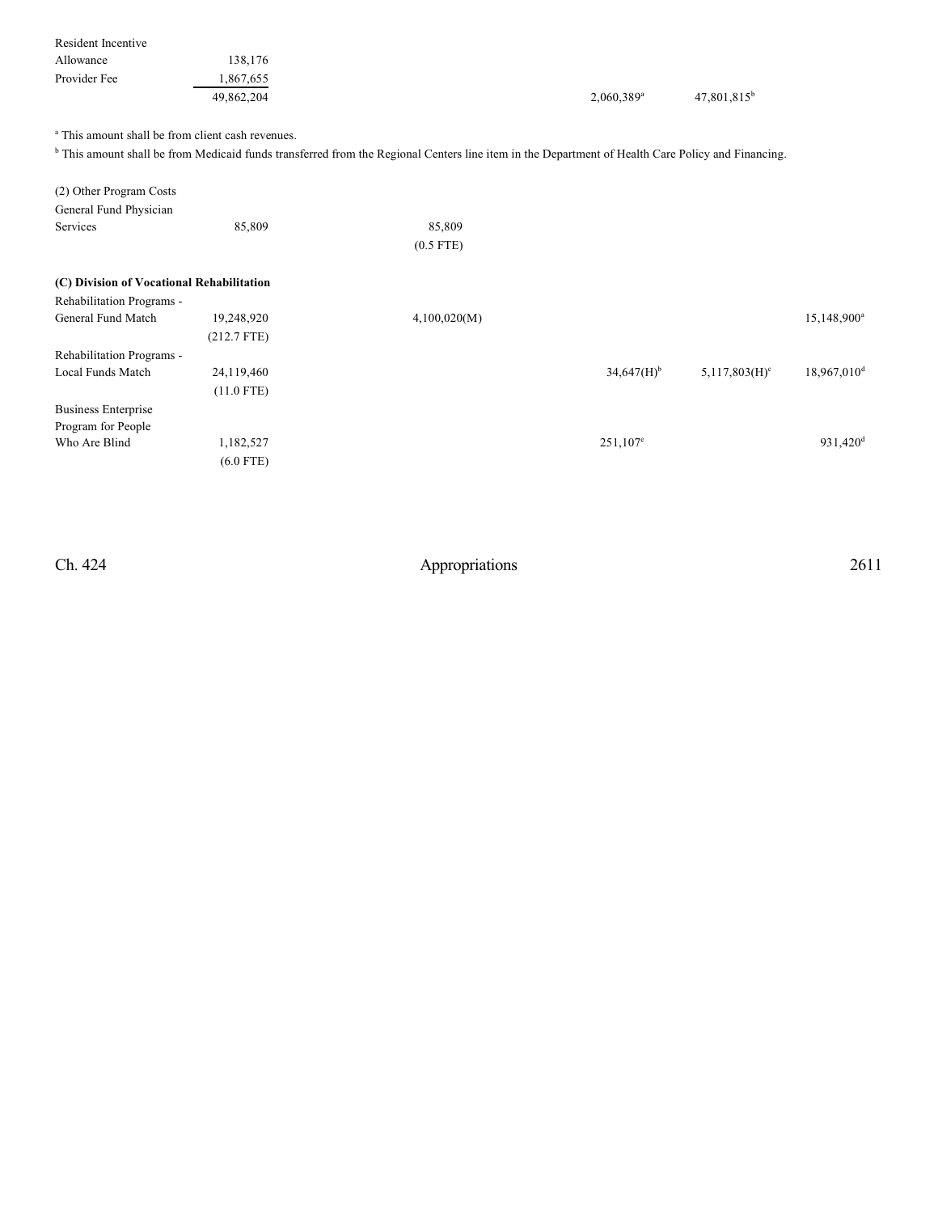| | | | | | |
|---|---|---|---|---|---|
| Resident Incentive Allowance | 138,176 | | | | |
| Provider Fee | 1,867,655 | | | | |
| | 49,862,204 | | 2,060,389[a] | 47,801,815[b] | |

[a] This amount shall be from client cash revenues.

[b] This amount shall be from Medicaid funds transferred from the Regional Centers line item in the Department of Health Care Policy and Financing.

| | | | | | |
|---|---|---|---|---|---|
| (2) Other Program Costs | | | | | |
| General Fund Physician Services | 85,809 | 85,809 (0.5 FTE) | | | |
| **(C) Division of Vocational Rehabilitation** | | | | | |
| Rehabilitation Programs - General Fund Match | 19,248,920 (212.7 FTE) | 4,100,020(M) | | | 15,148,900[a] |
| Rehabilitation Programs - Local Funds Match | 24,119,460 (11.0 FTE) | | 34,647(H)[b] | 5,117,803(H)[c] | 18,967,010[d] |
| Business Enterprise Program for People Who Are Blind | 1,182,527 (6.0 FTE) | | 251,107[e] | | 931,420[d] |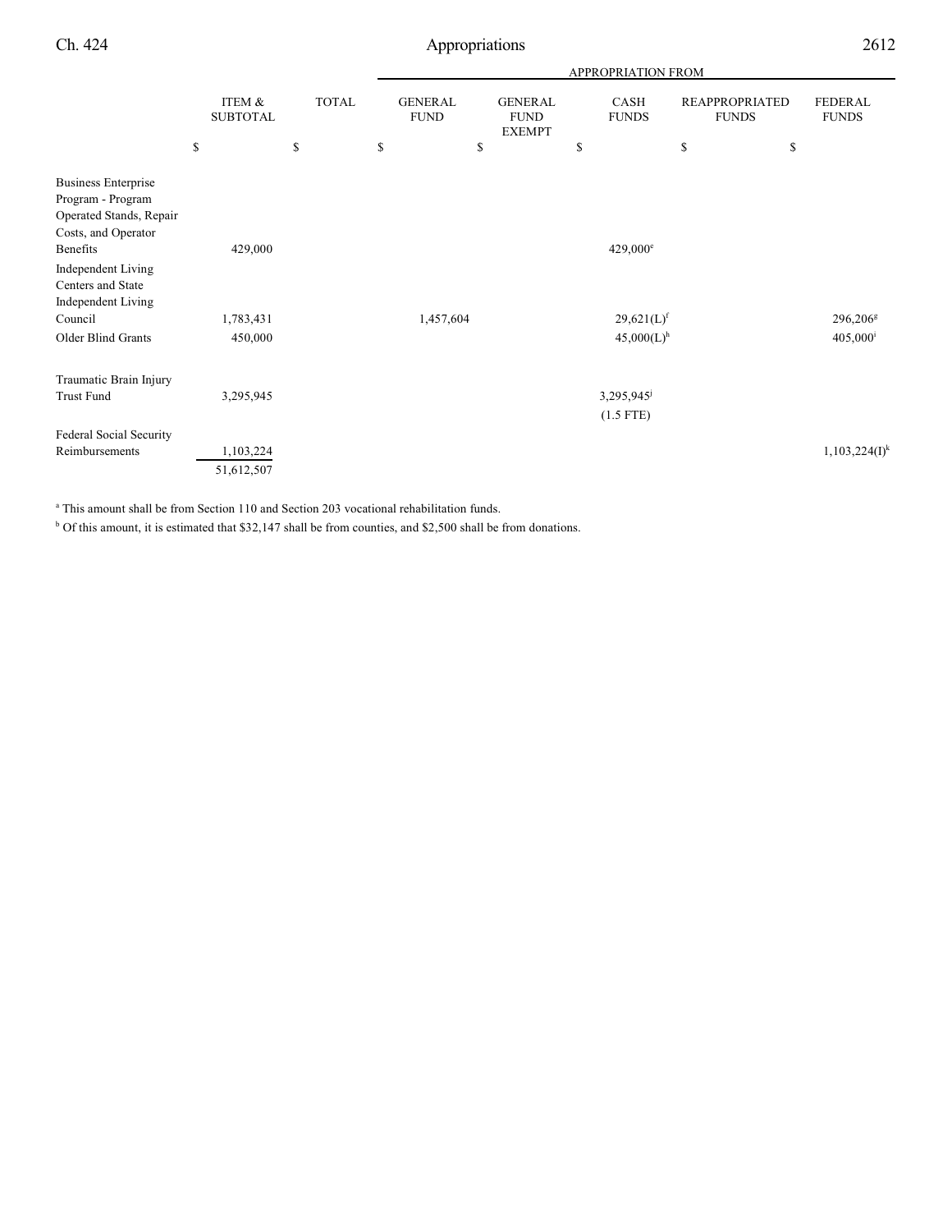| | ITEM & SUBTOTAL | TOTAL | GENERAL FUND | GENERAL FUND EXEMPT | CASH FUNDS | REAPPROPRIATED FUNDS | FEDERAL FUNDS |
|---|---|---|---|---|---|---|---|
| | | | APPROPRIATION FROM | | | | |
| | $ | $ | $ | $ | $ | $ | $ |
| Business Enterprise Program - Program Operated Stands, Repair Costs, and Operator Benefits | 429,000 | | | | 429,000[e] | | |
| Independent Living Centers and State Independent Living Council | 1,783,431 | | 1,457,604 | | 29,621(L)[f] | | 296,206[g] |
| Older Blind Grants | 450,000 | | | | 45,000(L)[h] | | 405,000[i] |
| Traumatic Brain Injury Trust Fund | 3,295,945 | | | | 3,295,945[j] (1.5 FTE) | | |
| Federal Social Security Reimbursements | 1,103,224 | | | | | | 1,103,224(I)[k] |
| | 51,612,507 | | | | | | |

[a] This amount shall be from Section 110 and Section 203 vocational rehabilitation funds.

[b] Of this amount, it is estimated that $32,147 shall be from counties, and $2,500 shall be from donations.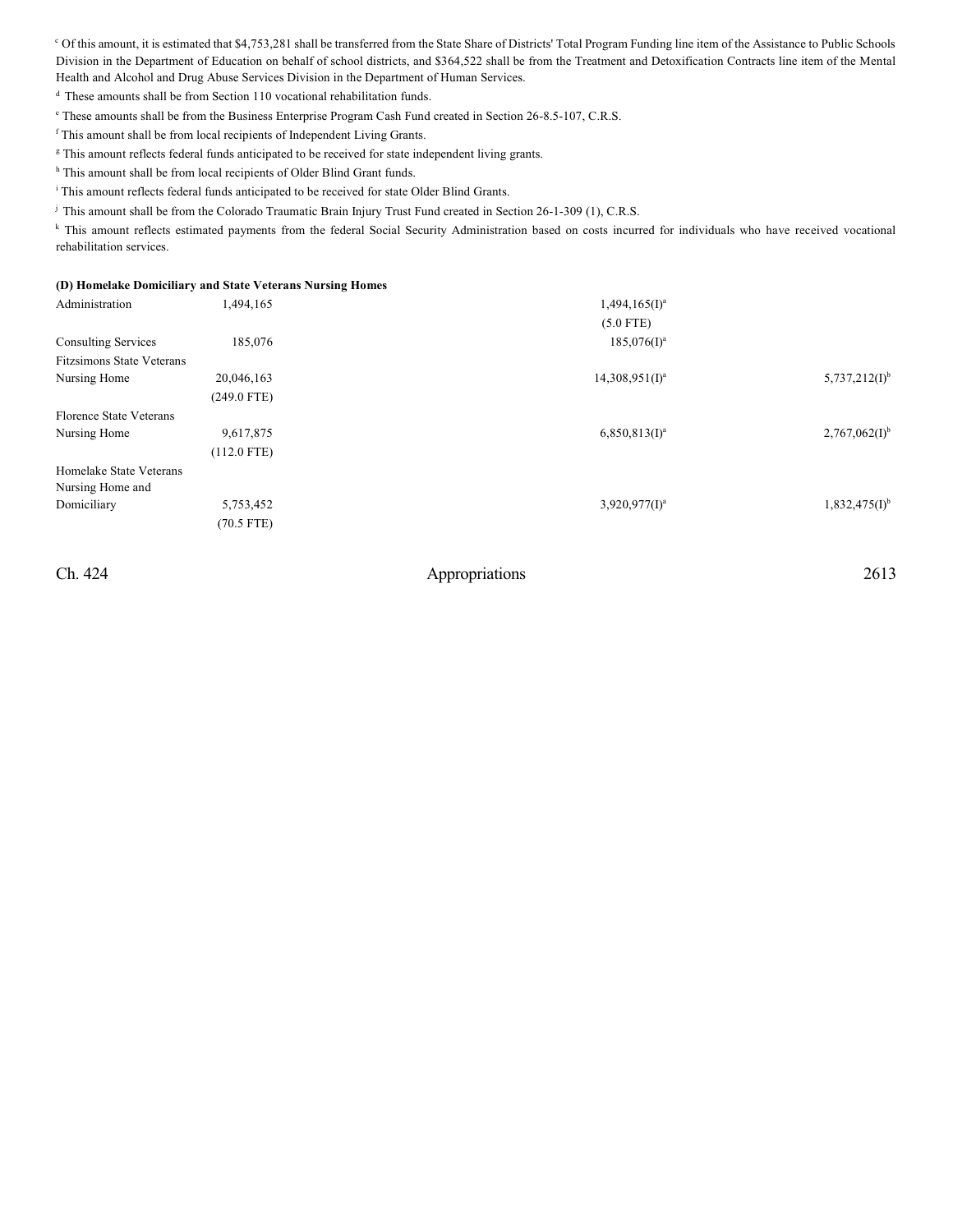[c] Of this amount, it is estimated that $4,753,281 shall be transferred from the State Share of Districts' Total Program Funding line item of the Assistance to Public Schools Division in the Department of Education on behalf of school districts, and $364,522 shall be from the Treatment and Detoxification Contracts line item of the Mental Health and Alcohol and Drug Abuse Services Division in the Department of Human Services.

[d] These amounts shall be from Section 110 vocational rehabilitation funds.

[e] These amounts shall be from the Business Enterprise Program Cash Fund created in Section 26-8.5-107, C.R.S.

[f] This amount shall be from local recipients of Independent Living Grants.

[g] This amount reflects federal funds anticipated to be received for state independent living grants.

[h] This amount shall be from local recipients of Older Blind Grant funds.

[i] This amount reflects federal funds anticipated to be received for state Older Blind Grants.

[j] This amount shall be from the Colorado Traumatic Brain Injury Trust Fund created in Section 26-1-309 (1), C.R.S.

[k] This amount reflects estimated payments from the federal Social Security Administration based on costs incurred for individuals who have received vocational rehabilitation services.

**(D) Homelake Domiciliary and State Veterans Nursing Homes**

| | | | | | |
|---|---|---|---|---|---|
| Administration | 1,494,165 | | | 1,494,165(I)[a] (5.0 FTE) | |
| Consulting Services | 185,076 | | | 185,076(I)[a] | |
| Fitzsimons State Veterans Nursing Home | 20,046,163 (249.0 FTE) | | | 14,308,951(I)[a] | 5,737,212(I)[b] |
| Florence State Veterans Nursing Home | 9,617,875 (112.0 FTE) | | | 6,850,813(I)[a] | 2,767,062(I)[b] |
| Homelake State Veterans Nursing Home and Domiciliary | 5,753,452 (70.5 FTE) | | | 3,920,977(I)[a] | 1,832,475(I)[b] |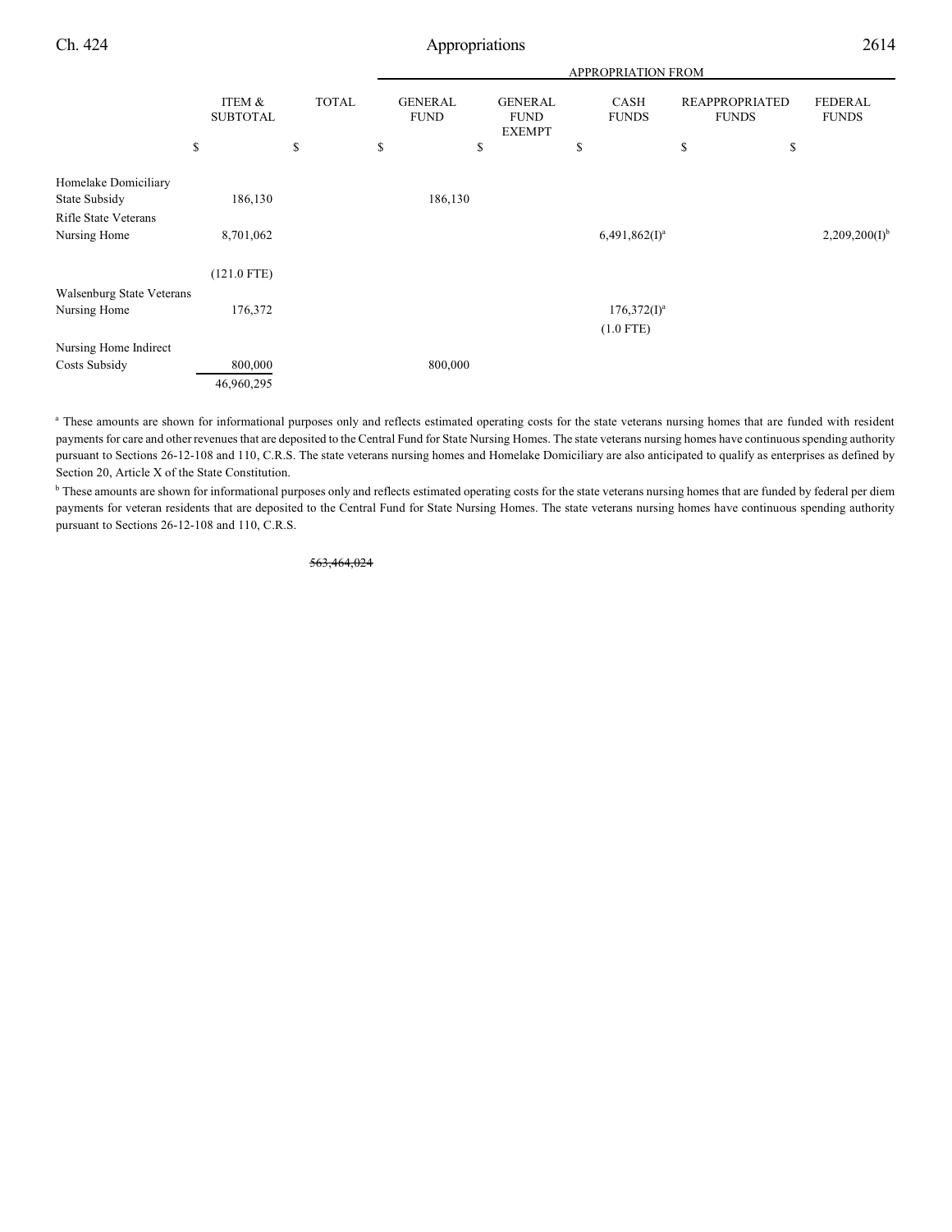| | ITEM & SUBTOTAL | TOTAL | APPROPRIATION FROM | | | | |
|---|---|---|---|---|---|---|---|
| | | | GENERAL FUND | GENERAL FUND EXEMPT | CASH FUNDS | REAPPROPRIATED FUNDS | FEDERAL FUNDS |
| | $ | $ | $ | $ | $ | $ | $ |
| Homelake Domiciliary State Subsidy | 186,130 | | 186,130 | | | | |
| Rifle State Veterans Nursing Home | 8,701,062 | | | | 6,491,862(I)[a] | | 2,209,200(I)[b] |
| | (121.0 FTE) | | | | | | |
| Walsenburg State Veterans Nursing Home | 176,372 | | | | 176,372(I)[a] | | |
| | | | | | (1.0 FTE) | | |
| Nursing Home Indirect Costs Subsidy | 800,000 | | 800,000 | | | | |
| | 46,960,295 | | | | | | |

[a] These amounts are shown for informational purposes only and reflects estimated operating costs for the state veterans nursing homes that are funded with resident payments for care and other revenues that are deposited to the Central Fund for State Nursing Homes. The state veterans nursing homes have continuous spending authority pursuant to Sections 26-12-108 and 110, C.R.S. The state veterans nursing homes and Homelake Domiciliary are also anticipated to qualify as enterprises as defined by Section 20, Article X of the State Constitution.

[b] These amounts are shown for informational purposes only and reflects estimated operating costs for the state veterans nursing homes that are funded by federal per diem payments for veteran residents that are deposited to the Central Fund for State Nursing Homes. The state veterans nursing homes have continuous spending authority pursuant to Sections 26-12-108 and 110, C.R.S.

~~563,464,024~~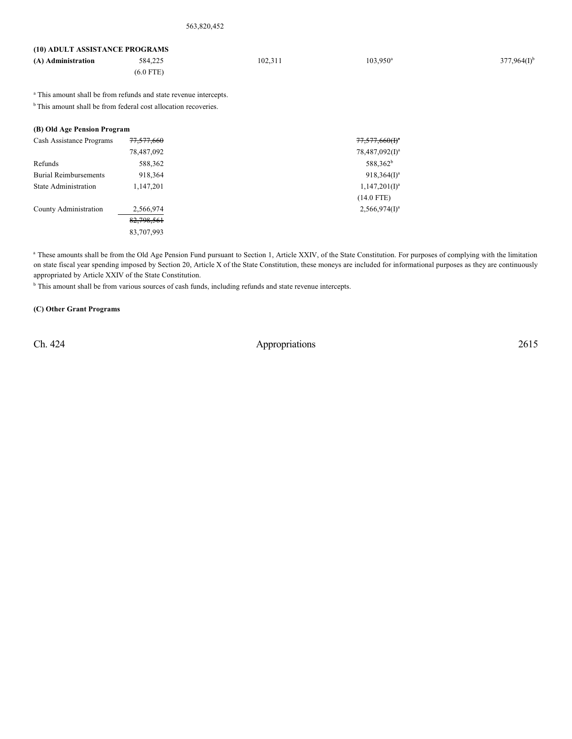563,820,452

**(10) ADULT ASSISTANCE PROGRAMS**

| | | | | |
|---|---|---|---|---|
| **(A) Administration** | 584,225 | 102,311 | 103,950[a] | 377,964(I)[b] |
| | (6.0 FTE) | | | |

[a] This amount shall be from refunds and state revenue intercepts.

[b] This amount shall be from federal cost allocation recoveries.

**(B) Old Age Pension Program**

| | | |
|---|---|---|
| Cash Assistance Programs | ~~77,577,660~~ | ~~77,577,660(I)[a]~~ |
| | 78,487,092 | 78,487,092(I)[a] |
| Refunds | 588,362 | 588,362[b] |
| Burial Reimbursements | 918,364 | 918,364(I)[a] |
| State Administration | 1,147,201 | 1,147,201(I)[a] |
| | | (14.0 FTE) |
| County Administration | 2,566,974 | 2,566,974(I)[a] |
| | ~~82,798,561~~ | |
| | 83,707,993 | |

[a] These amounts shall be from the Old Age Pension Fund pursuant to Section 1, Article XXIV, of the State Constitution. For purposes of complying with the limitation on state fiscal year spending imposed by Section 20, Article X of the State Constitution, these moneys are included for informational purposes as they are continuously appropriated by Article XXIV of the State Constitution.

[b] This amount shall be from various sources of cash funds, including refunds and state revenue intercepts.

**(C) Other Grant Programs**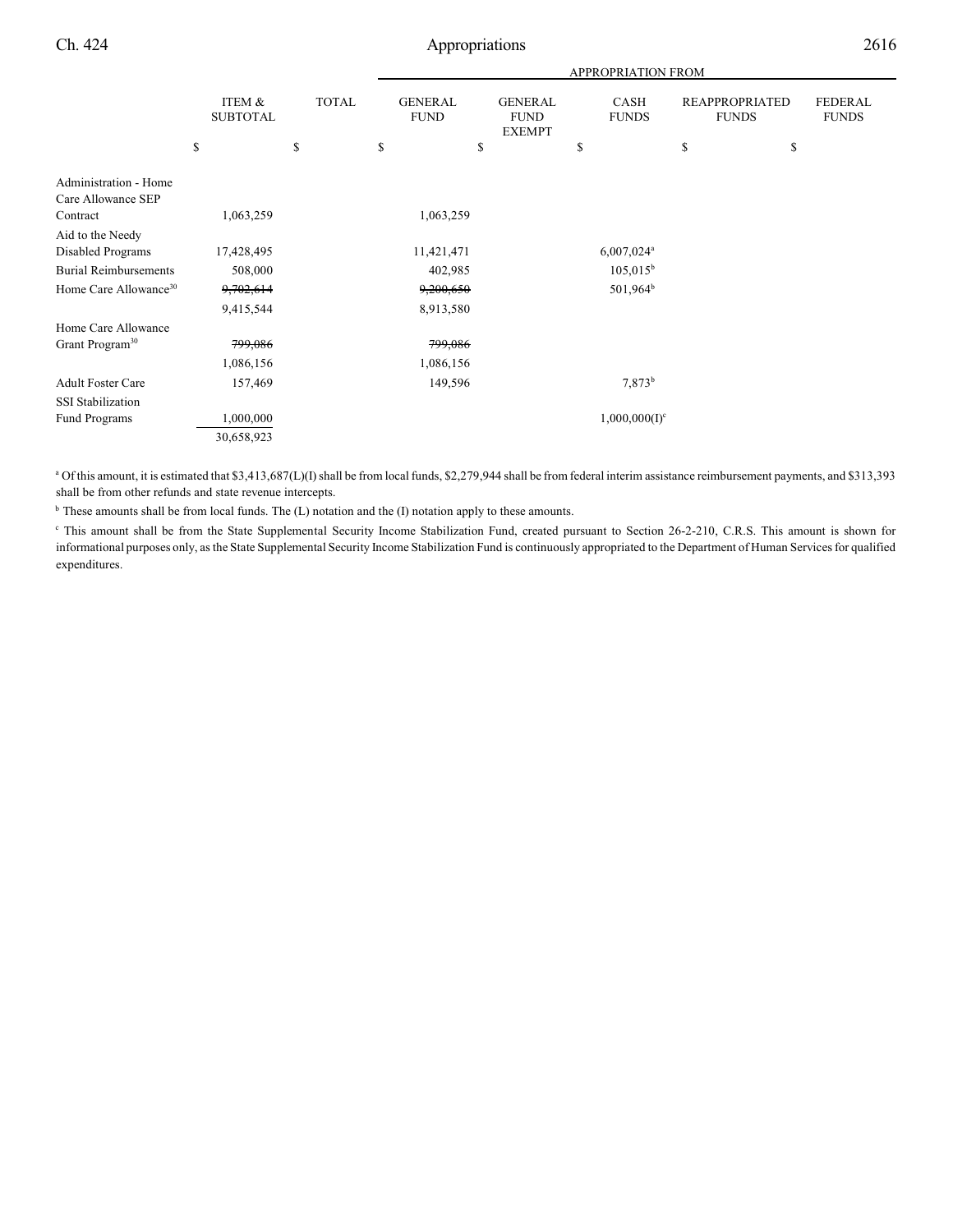| | ITEM & SUBTOTAL | TOTAL | GENERAL FUND | GENERAL FUND EXEMPT | CASH FUNDS | REAPPROPRIATED FUNDS | FEDERAL FUNDS |
|---|---|---|---|---|---|---|---|
| | | | APPROPRIATION FROM | | | | |
| | $ | $ | $ | $ | $ | $ | $ |
| Administration - Home Care Allowance SEP Contract | 1,063,259 | | 1,063,259 | | | | |
| Aid to the Needy Disabled Programs | 17,428,495 | | 11,421,471 | | 6,007,024[a] | | |
| Burial Reimbursements | 508,000 | | 402,985 | | 105,015[b] | | |
| Home Care Allowance[30] | ~~9,702,614~~ | | ~~9,200,650~~ | | 501,964[b] | | |
| | 9,415,544 | | 8,913,580 | | | | |
| Home Care Allowance Grant Program[30] | ~~799,086~~ | | ~~799,086~~ | | | | |
| | 1,086,156 | | 1,086,156 | | | | |
| Adult Foster Care | 157,469 | | 149,596 | | 7,873[b] | | |
| SSI Stabilization Fund Programs | 1,000,000 | | | | 1,000,000(I)[c] | | |
| | 30,658,923 | | | | | | |

[a] Of this amount, it is estimated that $3,413,687(L)(I) shall be from local funds, $2,279,944 shall be from federal interim assistance reimbursement payments, and $313,393 shall be from other refunds and state revenue intercepts.

[b] These amounts shall be from local funds. The (L) notation and the (I) notation apply to these amounts.

[c] This amount shall be from the State Supplemental Security Income Stabilization Fund, created pursuant to Section 26-2-210, C.R.S. This amount is shown for informational purposes only, as the State Supplemental Security Income Stabilization Fund is continuously appropriated to the Department of Human Services for qualified expenditures.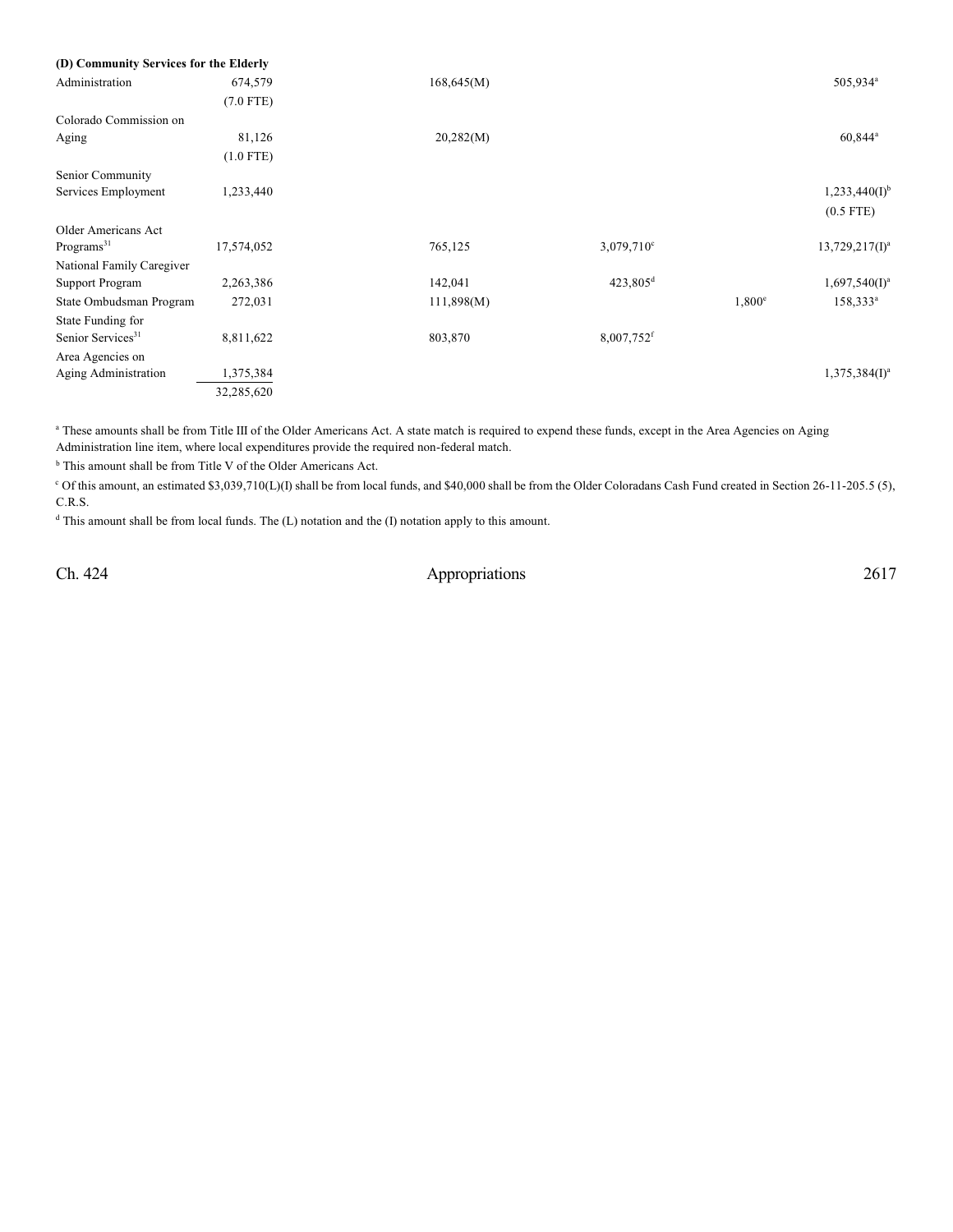**(D) Community Services for the Elderly**

| | Total | General Fund | Cash Funds | Reappropriated Funds | Federal Funds |
|---|---|---|---|---|---|
| Administration | 674,579<br>(7.0 FTE) | 168,645(M) | | | 505,934[a] |
| Colorado Commission on Aging | 81,126<br>(1.0 FTE) | 20,282(M) | | | 60,844[a] |
| Senior Community Services Employment | 1,233,440 | | | | 1,233,440(I)[b]<br>(0.5 FTE) |
| Older Americans Act Programs[31] | 17,574,052 | 765,125 | 3,079,710[c] | | 13,729,217(I)[a] |
| National Family Caregiver Support Program | 2,263,386 | 142,041 | 423,805[d] | | 1,697,540(I)[a] |
| State Ombudsman Program | 272,031 | 111,898(M) | | 1,800[e] | 158,333[a] |
| State Funding for Senior Services[31] | 8,811,622 | 803,870 | 8,007,752[f] | | |
| Area Agencies on Aging Administration | 1,375,384 | | | | 1,375,384(I)[a] |
| | 32,285,620 | | | | |

[a] These amounts shall be from Title III of the Older Americans Act. A state match is required to expend these funds, except in the Area Agencies on Aging Administration line item, where local expenditures provide the required non-federal match.

[b] This amount shall be from Title V of the Older Americans Act.

[c] Of this amount, an estimated $3,039,710(L)(I) shall be from local funds, and $40,000 shall be from the Older Coloradans Cash Fund created in Section 26-11-205.5 (5), C.R.S.

[d] This amount shall be from local funds. The (L) notation and the (I) notation apply to this amount.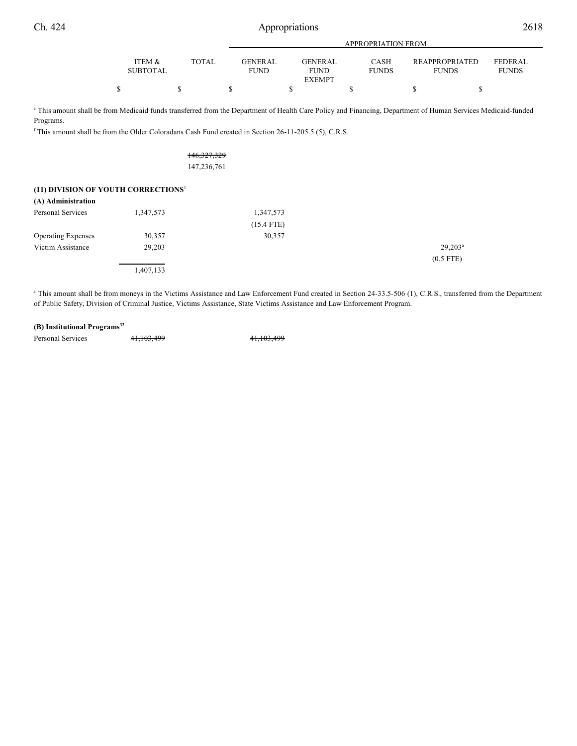| | ITEM & SUBTOTAL | TOTAL | GENERAL FUND | GENERAL FUND EXEMPT | CASH FUNDS | REAPPROPRIATED FUNDS | FEDERAL FUNDS |
|---|---|---|---|---|---|---|---|
| | | | APPROPRIATION FROM | | | | |
| | $ | $ | $ | $ | $ | $ | $ |

[e] This amount shall be from Medicaid funds transferred from the Department of Health Care Policy and Financing, Department of Human Services Medicaid-funded Programs.

[f] This amount shall be from the Older Coloradans Cash Fund created in Section 26-11-205.5 (5), C.R.S.

| | ITEM & SUBTOTAL | TOTAL | GENERAL FUND | GENERAL FUND EXEMPT | CASH FUNDS | REAPPROPRIATED FUNDS | FEDERAL FUNDS |
|---|---|---|---|---|---|---|---|
| | | ~~146,327,329~~ 147,236,761 | | | | | |

**(11) DIVISION OF YOUTH CORRECTIONS**[1]

**(A) Administration**

| | ITEM & SUBTOTAL | TOTAL | GENERAL FUND | GENERAL FUND EXEMPT | CASH FUNDS | REAPPROPRIATED FUNDS | FEDERAL FUNDS |
|---|---|---|---|---|---|---|---|
| Personal Services | 1,347,573 | | 1,347,573 (15.4 FTE) | | | | |
| Operating Expenses | 30,357 | | 30,357 | | | | |
| Victim Assistance | 29,203 | | | | | 29,203[a] (0.5 FTE) | |
| | 1,407,133 | | | | | | |

[a] This amount shall be from moneys in the Victims Assistance and Law Enforcement Fund created in Section 24-33.5-506 (1), C.R.S., transferred from the Department of Public Safety, Division of Criminal Justice, Victims Assistance, State Victims Assistance and Law Enforcement Program.

**(B) Institutional Programs**[32]

| | ITEM & SUBTOTAL | TOTAL | GENERAL FUND | GENERAL FUND EXEMPT | CASH FUNDS | REAPPROPRIATED FUNDS | FEDERAL FUNDS |
|---|---|---|---|---|---|---|---|
| Personal Services | ~~41,103,499~~ | | ~~41,103,499~~ | | | | |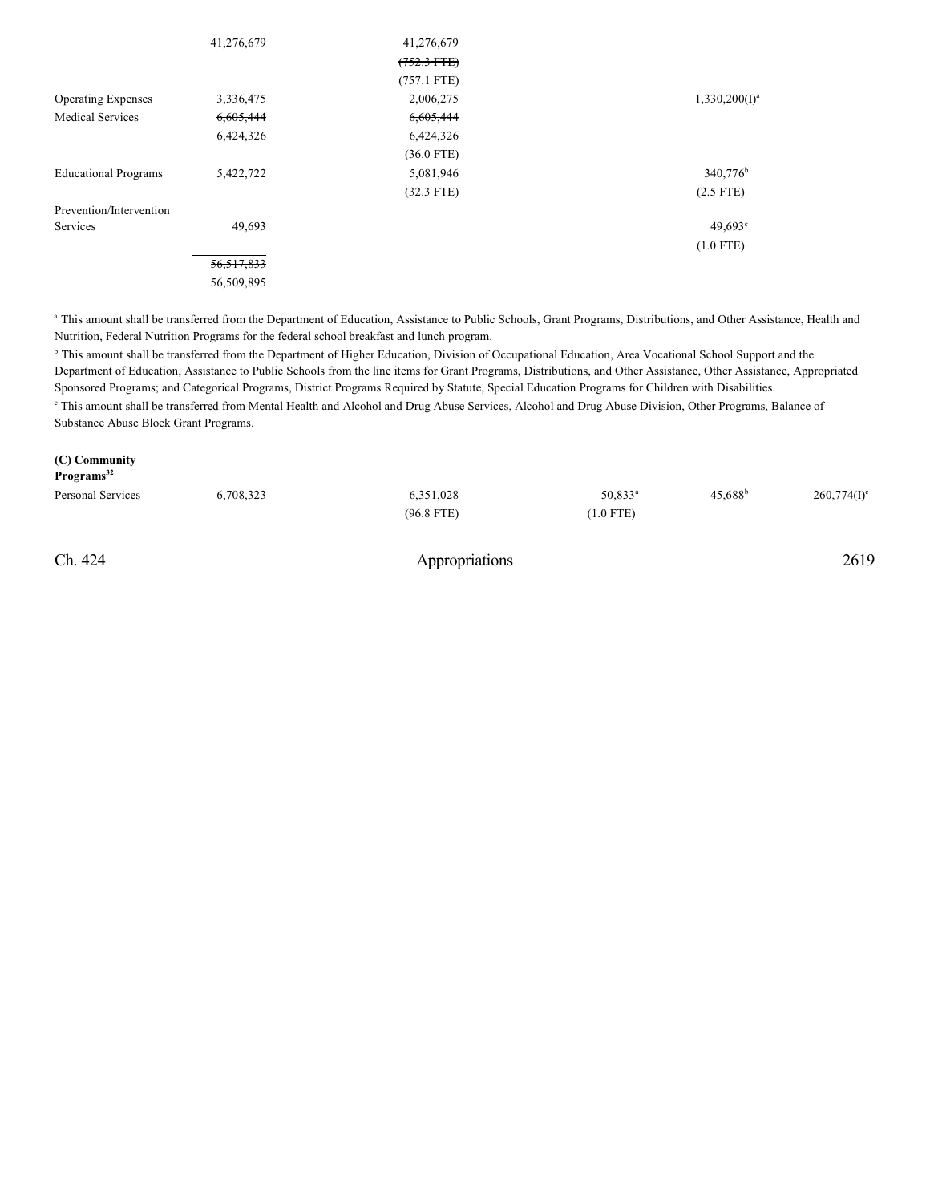| | | | | | |
|---|---|---|---|---|---|
| | 41,276,679 | 41,276,679 | | | |
| | | ~~(752.3 FTE)~~ | | | |
| | | (757.1 FTE) | | | |
| Operating Expenses | 3,336,475 | 2,006,275 | | 1,330,200(I)[a] | |
| Medical Services | ~~6,605,444~~ | ~~6,605,444~~ | | | |
| | 6,424,326 | 6,424,326 | | | |
| | | (36.0 FTE) | | | |
| Educational Programs | 5,422,722 | 5,081,946 | | 340,776[b] | |
| | | (32.3 FTE) | | (2.5 FTE) | |
| Prevention/Intervention Services | 49,693 | | | 49,693[c] | |
| | | | | (1.0 FTE) | |
| | ~~56,517,833~~ | | | | |
| | 56,509,895 | | | | |

[a] This amount shall be transferred from the Department of Education, Assistance to Public Schools, Grant Programs, Distributions, and Other Assistance, Health and Nutrition, Federal Nutrition Programs for the federal school breakfast and lunch program.

[b] This amount shall be transferred from the Department of Higher Education, Division of Occupational Education, Area Vocational School Support and the Department of Education, Assistance to Public Schools from the line items for Grant Programs, Distributions, and Other Assistance, Other Assistance, Appropriated Sponsored Programs; and Categorical Programs, District Programs Required by Statute, Special Education Programs for Children with Disabilities.

[c] This amount shall be transferred from Mental Health and Alcohol and Drug Abuse Services, Alcohol and Drug Abuse Division, Other Programs, Balance of Substance Abuse Block Grant Programs.

**(C) Community Programs[32]**

| | | | | | |
|---|---|---|---|---|---|
| Personal Services | 6,708,323 | 6,351,028 | 50,833[a] | 45,688[b] | 260,774(I)[c] |
| | | (96.8 FTE) | (1.0 FTE) | | |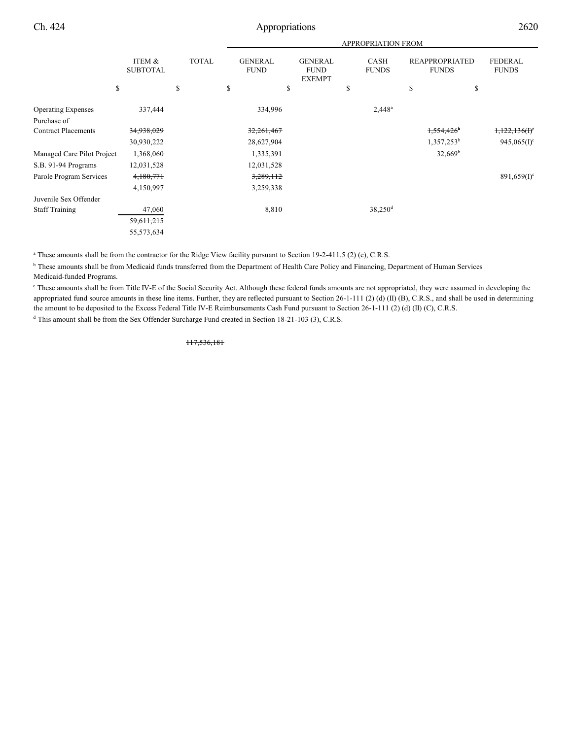| | ITEM & SUBTOTAL | TOTAL | GENERAL FUND | GENERAL FUND EXEMPT | CASH FUNDS | REAPPROPRIATED FUNDS | FEDERAL FUNDS |
|---|---|---|---|---|---|---|---|
| | | | APPROPRIATION FROM | | | | |
| | $ | $ | $ | $ | $ | $ | $ |
| Operating Expenses | 337,444 | | 334,996 | | 2,448[a] | | |
| Purchase of Contract Placements | ~~34,938,029~~ 30,930,222 | | ~~32,261,467~~ 28,627,904 | | | ~~1,554,426~~[b] 1,357,253[b] | ~~1,122,136(I)~~[c] 945,065(I)[c] |
| Managed Care Pilot Project | 1,368,060 | | 1,335,391 | | | 32,669[b] | |
| S.B. 91-94 Programs | 12,031,528 | | 12,031,528 | | | | |
| Parole Program Services | ~~4,180,771~~ 4,150,997 | | ~~3,289,112~~ 3,259,338 | | | | 891,659(I)[c] |
| Juvenile Sex Offender Staff Training | 47,060 | | 8,810 | | 38,250[d] | | |
| | ~~59,611,215~~ 55,573,634 | | | | | | |

[a] These amounts shall be from the contractor for the Ridge View facility pursuant to Section 19-2-411.5 (2) (e), C.R.S.

[b] These amounts shall be from Medicaid funds transferred from the Department of Health Care Policy and Financing, Department of Human Services Medicaid-funded Programs.

[c] These amounts shall be from Title IV-E of the Social Security Act. Although these federal funds amounts are not appropriated, they were assumed in developing the appropriated fund source amounts in these line items. Further, they are reflected pursuant to Section 26-1-111 (2) (d) (II) (B), C.R.S., and shall be used in determining the amount to be deposited to the Excess Federal Title IV-E Reimbursements Cash Fund pursuant to Section 26-1-111 (2) (d) (II) (C), C.R.S.

[d] This amount shall be from the Sex Offender Surcharge Fund created in Section 18-21-103 (3), C.R.S.

~~117,536,181~~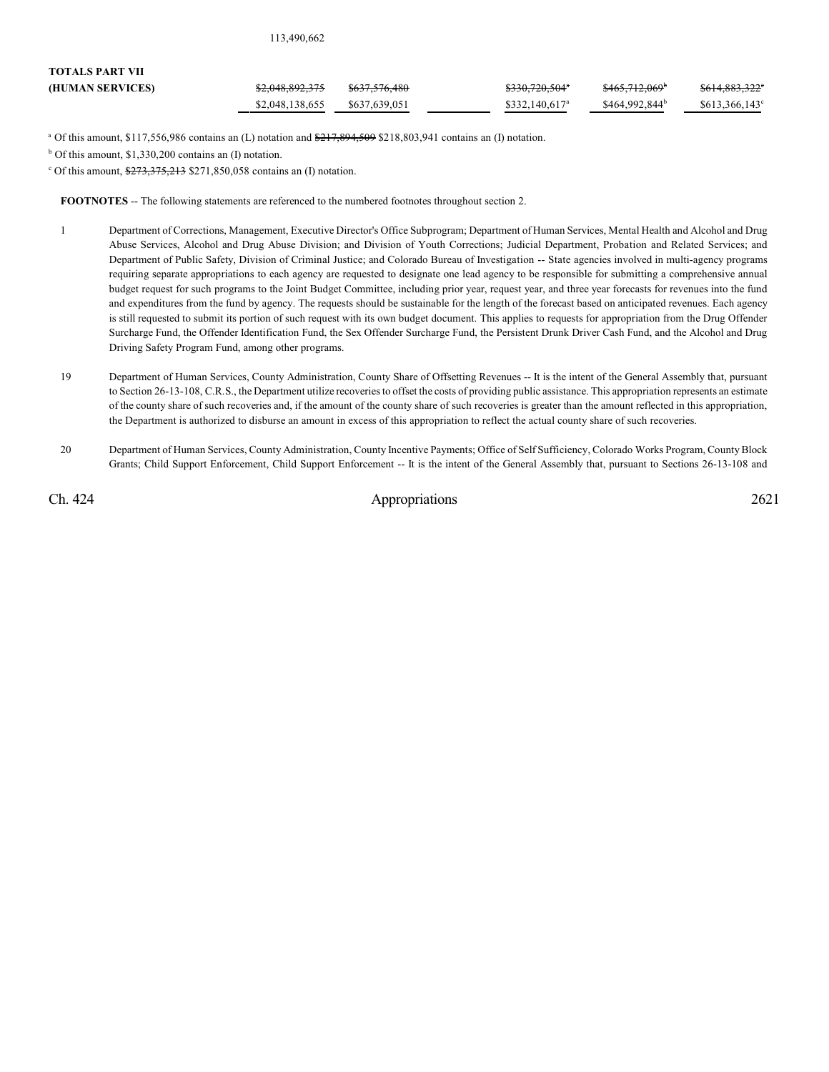113,490,662

| | | | | | | |
|---|---|---|---|---|---|---|
| **TOTALS PART VII (HUMAN SERVICES)** | ~~$2,048,892,375~~ | ~~$637,576,480~~ | | ~~$330,720,504~~[a] | ~~$465,712,069~~[b] | ~~$614,883,322~~[c] |
| | $2,048,138,655 | $637,639,051 | | $332,140,617[a] | $464,992,844[b] | $613,366,143[c] |

[a] Of this amount, $117,556,986 contains an (L) notation and ~~$217,894,509~~ $218,803,941 contains an (I) notation.

[b] Of this amount, $1,330,200 contains an (I) notation.

[c] Of this amount, ~~$273,375,213~~ $271,850,058 contains an (I) notation.

**FOOTNOTES** -- The following statements are referenced to the numbered footnotes throughout section 2.

1 Department of Corrections, Management, Executive Director's Office Subprogram; Department of Human Services, Mental Health and Alcohol and Drug Abuse Services, Alcohol and Drug Abuse Division; and Division of Youth Corrections; Judicial Department, Probation and Related Services; and Department of Public Safety, Division of Criminal Justice; and Colorado Bureau of Investigation -- State agencies involved in multi-agency programs requiring separate appropriations to each agency are requested to designate one lead agency to be responsible for submitting a comprehensive annual budget request for such programs to the Joint Budget Committee, including prior year, request year, and three year forecasts for revenues into the fund and expenditures from the fund by agency. The requests should be sustainable for the length of the forecast based on anticipated revenues. Each agency is still requested to submit its portion of such request with its own budget document. This applies to requests for appropriation from the Drug Offender Surcharge Fund, the Offender Identification Fund, the Sex Offender Surcharge Fund, the Persistent Drunk Driver Cash Fund, and the Alcohol and Drug Driving Safety Program Fund, among other programs.

19 Department of Human Services, County Administration, County Share of Offsetting Revenues -- It is the intent of the General Assembly that, pursuant to Section 26-13-108, C.R.S., the Department utilize recoveries to offset the costs of providing public assistance. This appropriation represents an estimate of the county share of such recoveries and, if the amount of the county share of such recoveries is greater than the amount reflected in this appropriation, the Department is authorized to disburse an amount in excess of this appropriation to reflect the actual county share of such recoveries.

20 Department of Human Services, County Administration, County Incentive Payments; Office of Self Sufficiency, Colorado Works Program, County Block Grants; Child Support Enforcement, Child Support Enforcement -- It is the intent of the General Assembly that, pursuant to Sections 26-13-108 and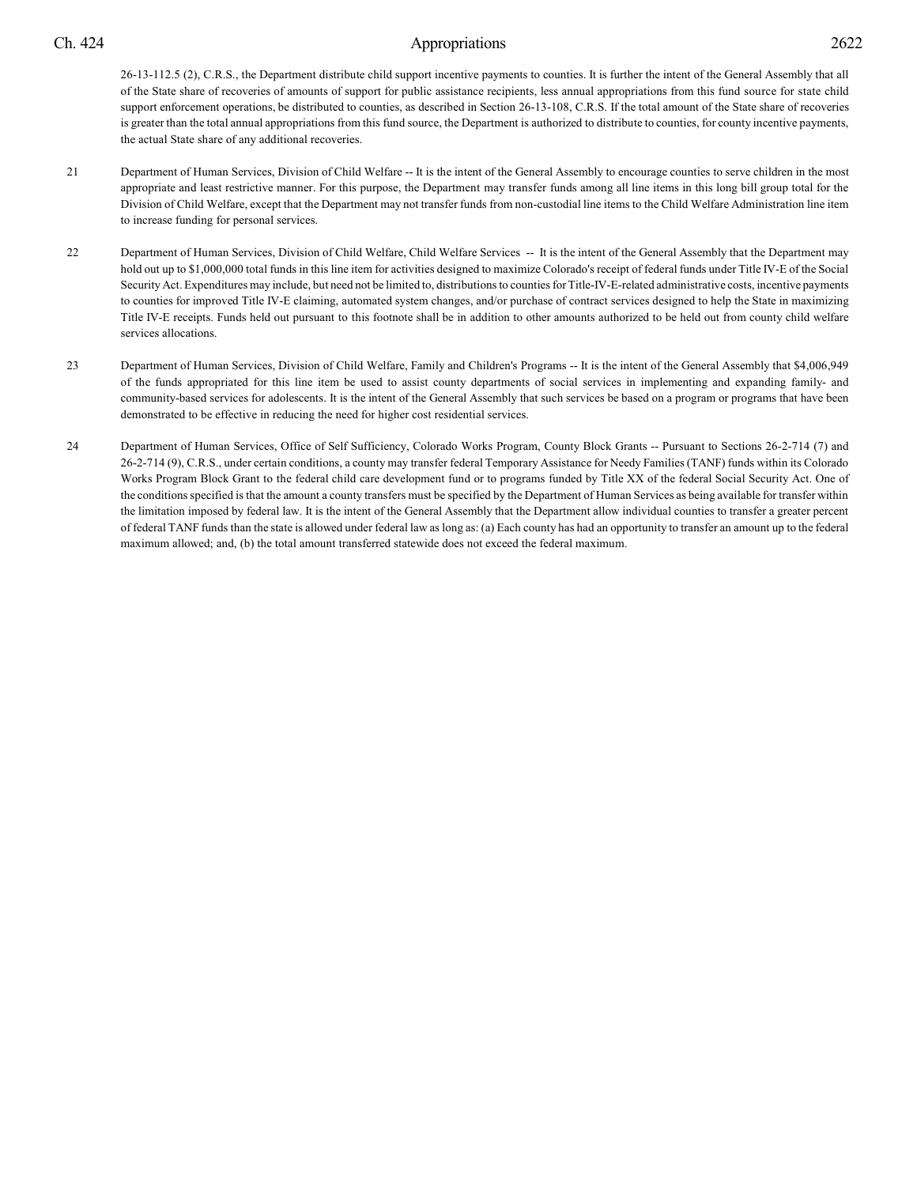26-13-112.5 (2), C.R.S., the Department distribute child support incentive payments to counties. It is further the intent of the General Assembly that all of the State share of recoveries of amounts of support for public assistance recipients, less annual appropriations from this fund source for state child support enforcement operations, be distributed to counties, as described in Section 26-13-108, C.R.S. If the total amount of the State share of recoveries is greater than the total annual appropriations from this fund source, the Department is authorized to distribute to counties, for county incentive payments, the actual State share of any additional recoveries.

21 Department of Human Services, Division of Child Welfare -- It is the intent of the General Assembly to encourage counties to serve children in the most appropriate and least restrictive manner. For this purpose, the Department may transfer funds among all line items in this long bill group total for the Division of Child Welfare, except that the Department may not transfer funds from non-custodial line items to the Child Welfare Administration line item to increase funding for personal services.

22 Department of Human Services, Division of Child Welfare, Child Welfare Services -- It is the intent of the General Assembly that the Department may hold out up to $1,000,000 total funds in this line item for activities designed to maximize Colorado's receipt of federal funds under Title IV-E of the Social Security Act. Expenditures may include, but need not be limited to, distributions to counties for Title-IV-E-related administrative costs, incentive payments to counties for improved Title IV-E claiming, automated system changes, and/or purchase of contract services designed to help the State in maximizing Title IV-E receipts. Funds held out pursuant to this footnote shall be in addition to other amounts authorized to be held out from county child welfare services allocations.

23 Department of Human Services, Division of Child Welfare, Family and Children's Programs -- It is the intent of the General Assembly that $4,006,949 of the funds appropriated for this line item be used to assist county departments of social services in implementing and expanding family- and community-based services for adolescents. It is the intent of the General Assembly that such services be based on a program or programs that have been demonstrated to be effective in reducing the need for higher cost residential services.

24 Department of Human Services, Office of Self Sufficiency, Colorado Works Program, County Block Grants -- Pursuant to Sections 26-2-714 (7) and 26-2-714 (9), C.R.S., under certain conditions, a county may transfer federal Temporary Assistance for Needy Families (TANF) funds within its Colorado Works Program Block Grant to the federal child care development fund or to programs funded by Title XX of the federal Social Security Act. One of the conditions specified is that the amount a county transfers must be specified by the Department of Human Services as being available for transfer within the limitation imposed by federal law. It is the intent of the General Assembly that the Department allow individual counties to transfer a greater percent of federal TANF funds than the state is allowed under federal law as long as: (a) Each county has had an opportunity to transfer an amount up to the federal maximum allowed; and, (b) the total amount transferred statewide does not exceed the federal maximum.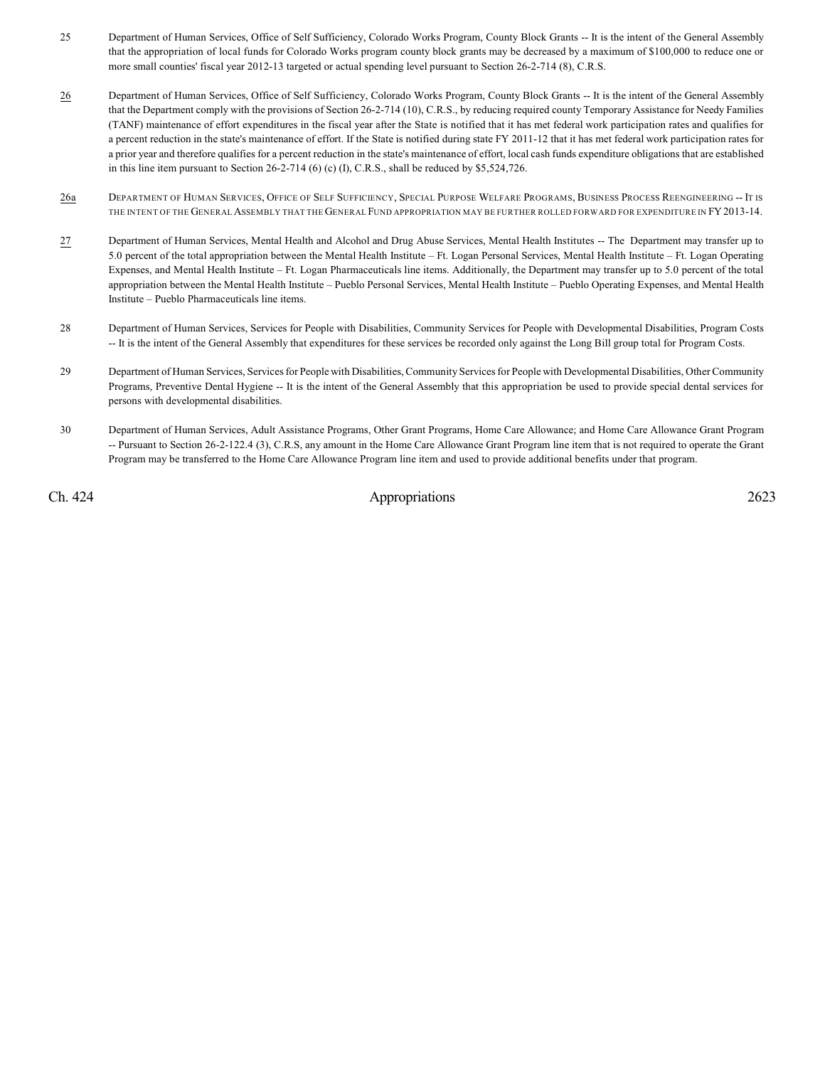25 Department of Human Services, Office of Self Sufficiency, Colorado Works Program, County Block Grants -- It is the intent of the General Assembly that the appropriation of local funds for Colorado Works program county block grants may be decreased by a maximum of $100,000 to reduce one or more small counties' fiscal year 2012-13 targeted or actual spending level pursuant to Section 26-2-714 (8), C.R.S.

26 Department of Human Services, Office of Self Sufficiency, Colorado Works Program, County Block Grants -- It is the intent of the General Assembly that the Department comply with the provisions of Section 26-2-714 (10), C.R.S., by reducing required county Temporary Assistance for Needy Families (TANF) maintenance of effort expenditures in the fiscal year after the State is notified that it has met federal work participation rates and qualifies for a percent reduction in the state's maintenance of effort. If the State is notified during state FY 2011-12 that it has met federal work participation rates for a prior year and therefore qualifies for a percent reduction in the state's maintenance of effort, local cash funds expenditure obligations that are established in this line item pursuant to Section 26-2-714 (6) (c) (I), C.R.S., shall be reduced by $5,524,726.

26a DEPARTMENT OF HUMAN SERVICES, OFFICE OF SELF SUFFICIENCY, SPECIAL PURPOSE WELFARE PROGRAMS, BUSINESS PROCESS REENGINEERING -- IT IS THE INTENT OF THE GENERAL ASSEMBLY THAT THE GENERAL FUND APPROPRIATION MAY BE FURTHER ROLLED FORWARD FOR EXPENDITURE IN FY 2013-14.

27 Department of Human Services, Mental Health and Alcohol and Drug Abuse Services, Mental Health Institutes -- The Department may transfer up to 5.0 percent of the total appropriation between the Mental Health Institute – Ft. Logan Personal Services, Mental Health Institute – Ft. Logan Operating Expenses, and Mental Health Institute – Ft. Logan Pharmaceuticals line items. Additionally, the Department may transfer up to 5.0 percent of the total appropriation between the Mental Health Institute – Pueblo Personal Services, Mental Health Institute – Pueblo Operating Expenses, and Mental Health Institute – Pueblo Pharmaceuticals line items.

28 Department of Human Services, Services for People with Disabilities, Community Services for People with Developmental Disabilities, Program Costs -- It is the intent of the General Assembly that expenditures for these services be recorded only against the Long Bill group total for Program Costs.

29 Department of Human Services, Services for People with Disabilities, Community Services for People with Developmental Disabilities, Other Community Programs, Preventive Dental Hygiene -- It is the intent of the General Assembly that this appropriation be used to provide special dental services for persons with developmental disabilities.

30 Department of Human Services, Adult Assistance Programs, Other Grant Programs, Home Care Allowance; and Home Care Allowance Grant Program -- Pursuant to Section 26-2-122.4 (3), C.R.S, any amount in the Home Care Allowance Grant Program line item that is not required to operate the Grant Program may be transferred to the Home Care Allowance Program line item and used to provide additional benefits under that program.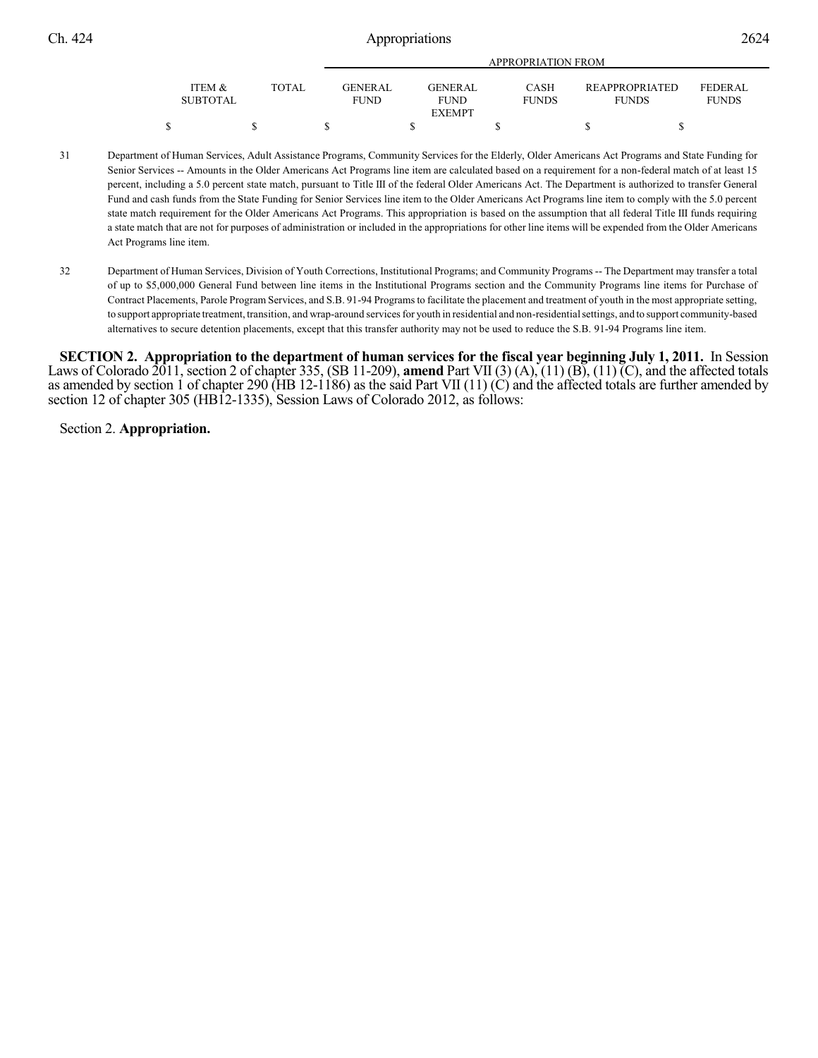| | ITEM & SUBTOTAL | TOTAL | GENERAL FUND | GENERAL FUND EXEMPT | CASH FUNDS | REAPPROPRIATED FUNDS | FEDERAL FUNDS |
|---|---|---|---|---|---|---|---|
| | | | APPROPRIATION FROM | | | | |
| | $ | $ | $ | $ | $ | $ | $ |

31 Department of Human Services, Adult Assistance Programs, Community Services for the Elderly, Older Americans Act Programs and State Funding for Senior Services -- Amounts in the Older Americans Act Programs line item are calculated based on a requirement for a non-federal match of at least 15 percent, including a 5.0 percent state match, pursuant to Title III of the federal Older Americans Act. The Department is authorized to transfer General Fund and cash funds from the State Funding for Senior Services line item to the Older Americans Act Programs line item to comply with the 5.0 percent state match requirement for the Older Americans Act Programs. This appropriation is based on the assumption that all federal Title III funds requiring a state match that are not for purposes of administration or included in the appropriations for other line items will be expended from the Older Americans Act Programs line item.

32 Department of Human Services, Division of Youth Corrections, Institutional Programs; and Community Programs -- The Department may transfer a total of up to $5,000,000 General Fund between line items in the Institutional Programs section and the Community Programs line items for Purchase of Contract Placements, Parole Program Services, and S.B. 91-94 Programs to facilitate the placement and treatment of youth in the most appropriate setting, to support appropriate treatment, transition, and wrap-around services for youth in residential and non-residential settings, and to support community-based alternatives to secure detention placements, except that this transfer authority may not be used to reduce the S.B. 91-94 Programs line item.

**SECTION 2. Appropriation to the department of human services for the fiscal year beginning July 1, 2011.** In Session Laws of Colorado 2011, section 2 of chapter 335, (SB 11-209), **amend** Part VII (3) (A), (11) (B), (11) (C), and the affected totals as amended by section 1 of chapter 290 (HB 12-1186) as the said Part VII (11) (C) and the affected totals are further amended by section 12 of chapter 305 (HB12-1335), Session Laws of Colorado 2012, as follows:

Section 2. **Appropriation.**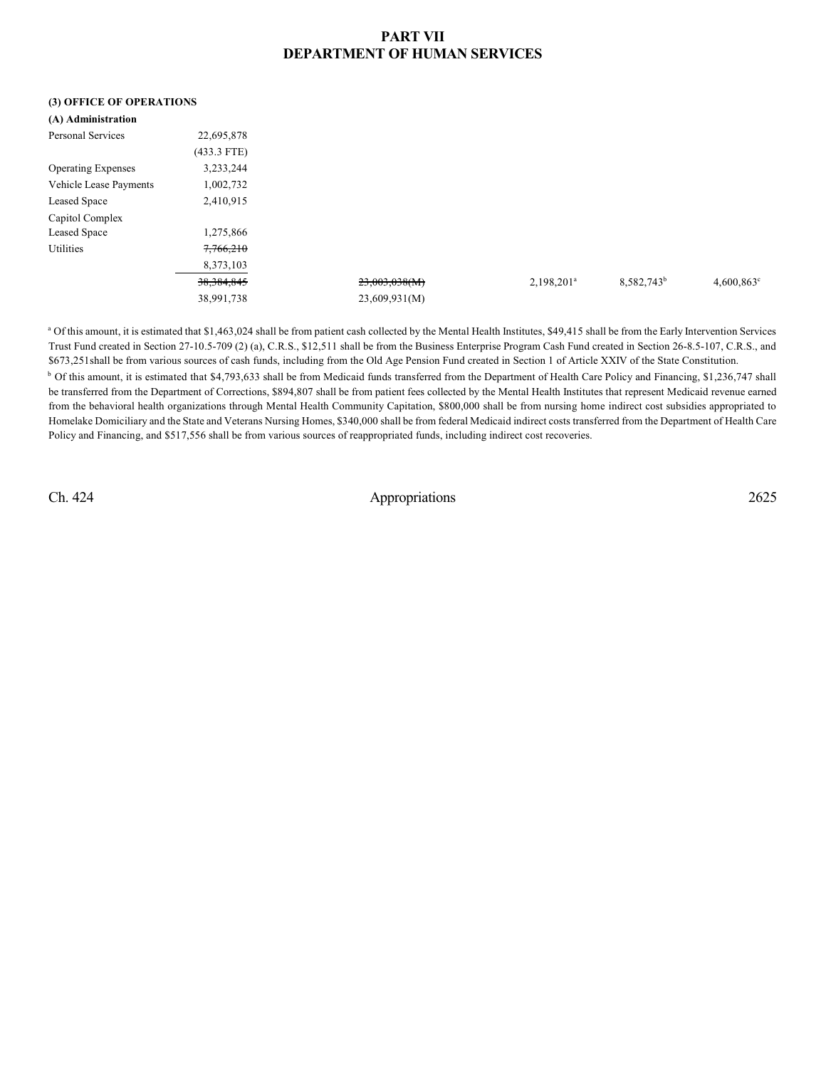# PART VII
# DEPARTMENT OF HUMAN SERVICES

**(3) OFFICE OF OPERATIONS**

**(A) Administration**

| | | | | | |
|---|---|---|---|---|---|
| Personal Services | 22,695,878 | | | | |
| | (433.3 FTE) | | | | |
| Operating Expenses | 3,233,244 | | | | |
| Vehicle Lease Payments | 1,002,732 | | | | |
| Leased Space | 2,410,915 | | | | |
| Capitol Complex Leased Space | 1,275,866 | | | | |
| Utilities | ~~7,766,210~~ | | | | |
| | 8,373,103 | | | | |
| | ~~38,384,845~~ | ~~23,003,038(M)~~ | 2,198,201[a] | 8,582,743[b] | 4,600,863[c] |
| | 38,991,738 | 23,609,931(M) | | | |

[a] Of this amount, it is estimated that $1,463,024 shall be from patient cash collected by the Mental Health Institutes, $49,415 shall be from the Early Intervention Services Trust Fund created in Section 27-10.5-709 (2) (a), C.R.S., $12,511 shall be from the Business Enterprise Program Cash Fund created in Section 26-8.5-107, C.R.S., and $673,251shall be from various sources of cash funds, including from the Old Age Pension Fund created in Section 1 of Article XXIV of the State Constitution.

[b] Of this amount, it is estimated that $4,793,633 shall be from Medicaid funds transferred from the Department of Health Care Policy and Financing, $1,236,747 shall be transferred from the Department of Corrections, $894,807 shall be from patient fees collected by the Mental Health Institutes that represent Medicaid revenue earned from the behavioral health organizations through Mental Health Community Capitation, $800,000 shall be from nursing home indirect cost subsidies appropriated to Homelake Domiciliary and the State and Veterans Nursing Homes, $340,000 shall be from federal Medicaid indirect costs transferred from the Department of Health Care Policy and Financing, and $517,556 shall be from various sources of reappropriated funds, including indirect cost recoveries.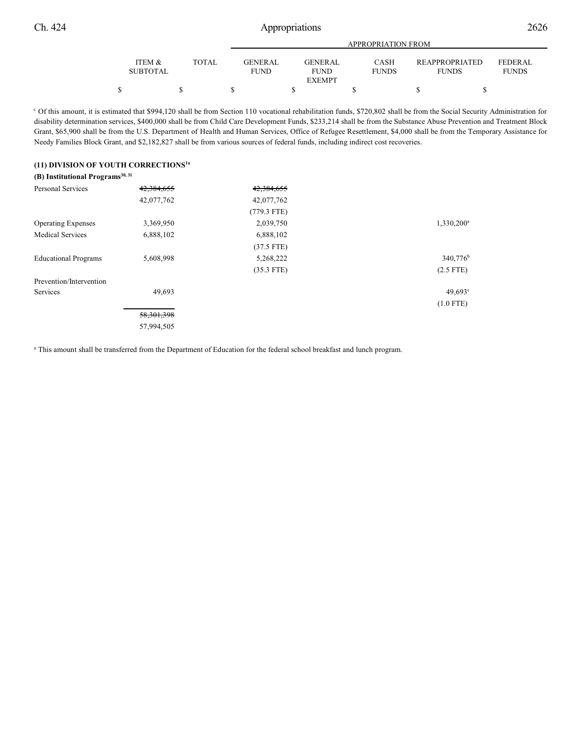| | ITEM & SUBTOTAL | TOTAL | GENERAL FUND | GENERAL FUND EXEMPT | CASH FUNDS | REAPPROPRIATED FUNDS | FEDERAL FUNDS |
|---|---|---|---|---|---|---|---|
| | $ | $ | $ | $ | $ | $ | $ |

[c] Of this amount, it is estimated that $994,120 shall be from Section 110 vocational rehabilitation funds, $720,802 shall be from the Social Security Administration for disability determination services, $400,000 shall be from Child Care Development Funds, $233,214 shall be from the Substance Abuse Prevention and Treatment Block Grant, $65,900 shall be from the U.S. Department of Health and Human Services, Office of Refugee Resettlement, $4,000 shall be from the Temporary Assistance for Needy Families Block Grant, and $2,182,827 shall be from various sources of federal funds, including indirect cost recoveries.

**(11) DIVISION OF YOUTH CORRECTIONS[1a]**

**(B) Institutional Programs[30, 31]**

| | ITEM & SUBTOTAL | TOTAL | GENERAL FUND | GENERAL FUND EXEMPT | CASH FUNDS | REAPPROPRIATED FUNDS | FEDERAL FUNDS |
|---|---|---|---|---|---|---|---|
| Personal Services | ~~42,384,655~~ | | ~~42,384,655~~ | | | | |
| | 42,077,762 | | 42,077,762 | | | | |
| | | | (779.3 FTE) | | | | |
| Operating Expenses | 3,369,950 | | 2,039,750 | | | 1,330,200[a] | |
| Medical Services | 6,888,102 | | 6,888,102 | | | | |
| | | | (37.5 FTE) | | | | |
| Educational Programs | 5,608,998 | | 5,268,222 | | | 340,776[b] | |
| | | | (35.3 FTE) | | | (2.5 FTE) | |
| Prevention/Intervention Services | 49,693 | | | | | 49,693[c] | |
| | | | | | | (1.0 FTE) | |
| | ~~58,301,398~~ | | | | | | |
| | 57,994,505 | | | | | | |

[a] This amount shall be transferred from the Department of Education for the federal school breakfast and lunch program.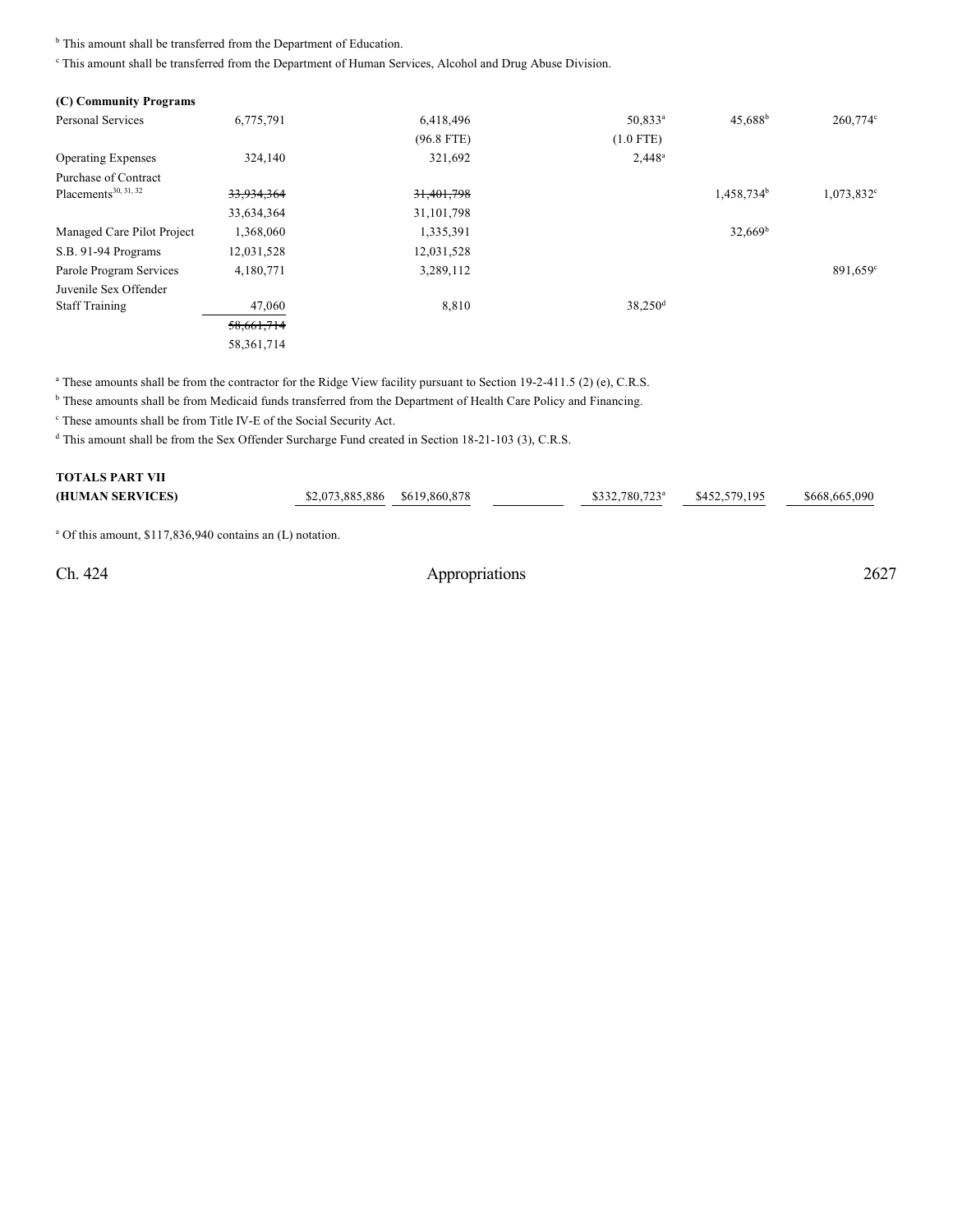[b] This amount shall be transferred from the Department of Education.

[c] This amount shall be transferred from the Department of Human Services, Alcohol and Drug Abuse Division.

| | | | | | | |
|---|---|---|---|---|---|---|
| **(C) Community Programs** | | | | | | |
| Personal Services | 6,775,791 | 6,418,496 | | 50,833[a] | 45,688[b] | 260,774[c] |
| | | (96.8 FTE) | | (1.0 FTE) | | |
| Operating Expenses | 324,140 | 321,692 | | 2,448[a] | | |
| Purchase of Contract Placements[30, 31, 32] | ~~33,934,364~~ | ~~31,401,798~~ | | | 1,458,734[b] | 1,073,832[c] |
| | 33,634,364 | 31,101,798 | | | | |
| Managed Care Pilot Project | 1,368,060 | 1,335,391 | | | 32,669[b] | |
| S.B. 91-94 Programs | 12,031,528 | 12,031,528 | | | | |
| Parole Program Services | 4,180,771 | 3,289,112 | | | | 891,659[c] |
| Juvenile Sex Offender Staff Training | 47,060 | 8,810 | | 38,250[d] | | |
| | ~~58,661,714~~ | | | | | |
| | 58,361,714 | | | | | |

[a] These amounts shall be from the contractor for the Ridge View facility pursuant to Section 19-2-411.5 (2) (e), C.R.S.

[b] These amounts shall be from Medicaid funds transferred from the Department of Health Care Policy and Financing.

[c] These amounts shall be from Title IV-E of the Social Security Act.

[d] This amount shall be from the Sex Offender Surcharge Fund created in Section 18-21-103 (3), C.R.S.

| | | | | | | |
|---|---|---|---|---|---|---|
| **TOTALS PART VII (HUMAN SERVICES)** | $2,073,885,886 | $619,860,878 | | $332,780,723[a] | $452,579,195 | $668,665,090 |

[a] Of this amount, $117,836,940 contains an (L) notation.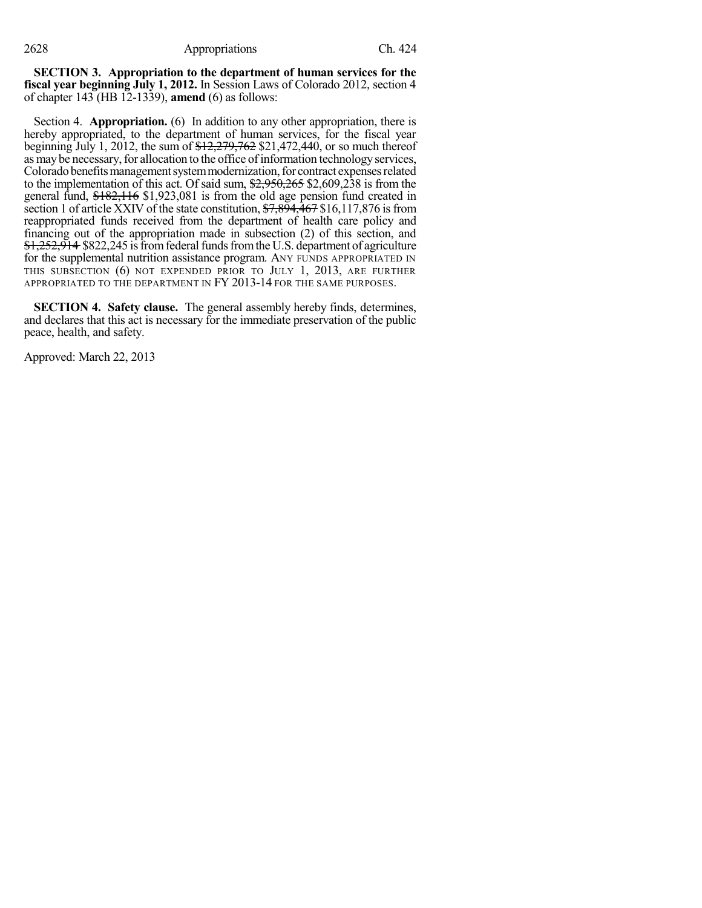**SECTION 3. Appropriation to the department of human services for the fiscal year beginning July 1, 2012.** In Session Laws of Colorado 2012, section 4 of chapter 143 (HB 12-1339), **amend** (6) as follows:

Section 4. **Appropriation.** (6) In addition to any other appropriation, there is hereby appropriated, to the department of human services, for the fiscal year beginning July 1, 2012, the sum of ~~$12,279,762~~ $21,472,440, or so much thereof as may be necessary, for allocation to the office of information technology services, Colorado benefits management system modernization, for contract expenses related to the implementation of this act. Of said sum, ~~$2,950,265~~ $2,609,238 is from the general fund, ~~$182,116~~ $1,923,081 is from the old age pension fund created in section 1 of article XXIV of the state constitution, ~~$7,894,467~~ $16,117,876 is from reappropriated funds received from the department of health care policy and financing out of the appropriation made in subsection (2) of this section, and ~~$1,252,914~~ $822,245 is from federal funds from the U.S. department of agriculture for the supplemental nutrition assistance program. ANY FUNDS APPROPRIATED IN THIS SUBSECTION (6) NOT EXPENDED PRIOR TO JULY 1, 2013, ARE FURTHER APPROPRIATED TO THE DEPARTMENT IN FY 2013-14 FOR THE SAME PURPOSES.

**SECTION 4. Safety clause.** The general assembly hereby finds, determines, and declares that this act is necessary for the immediate preservation of the public peace, health, and safety.

Approved: March 22, 2013